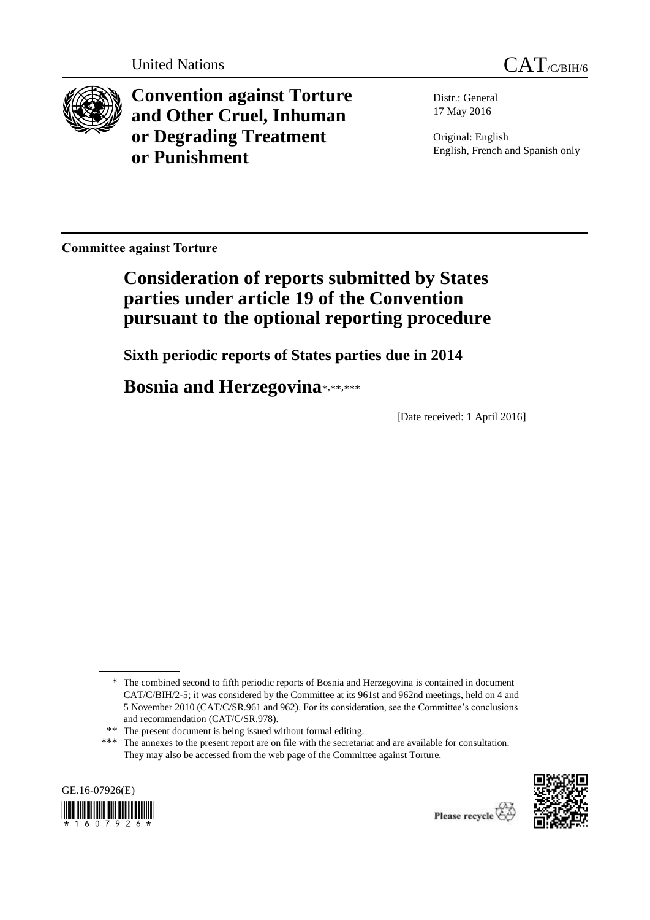United Nations CAT/C/BIH/6

# Convention against Torture and Other Cruel, Inhuman or Degrading Treatment or Punishment

Distr.: General
17 May 2016

Original: English
English, French and Spanish only

**Committee against Torture**

## Consideration of reports submitted by States parties under article 19 of the Convention pursuant to the optional reporting procedure

### Sixth periodic reports of States parties due in 2014

## Bosnia and Herzegovina*,**,***

[Date received: 1 April 2016]

\* The combined second to fifth periodic reports of Bosnia and Herzegovina is contained in document CAT/C/BIH/2-5; it was considered by the Committee at its 961st and 962nd meetings, held on 4 and 5 November 2010 (CAT/C/SR.961 and 962). For its consideration, see the Committee's conclusions and recommendation (CAT/C/SR.978).

\*\* The present document is being issued without formal editing.

\*\*\* The annexes to the present report are on file with the secretariat and are available for consultation. They may also be accessed from the web page of the Committee against Torture.

GE.16-07926(E)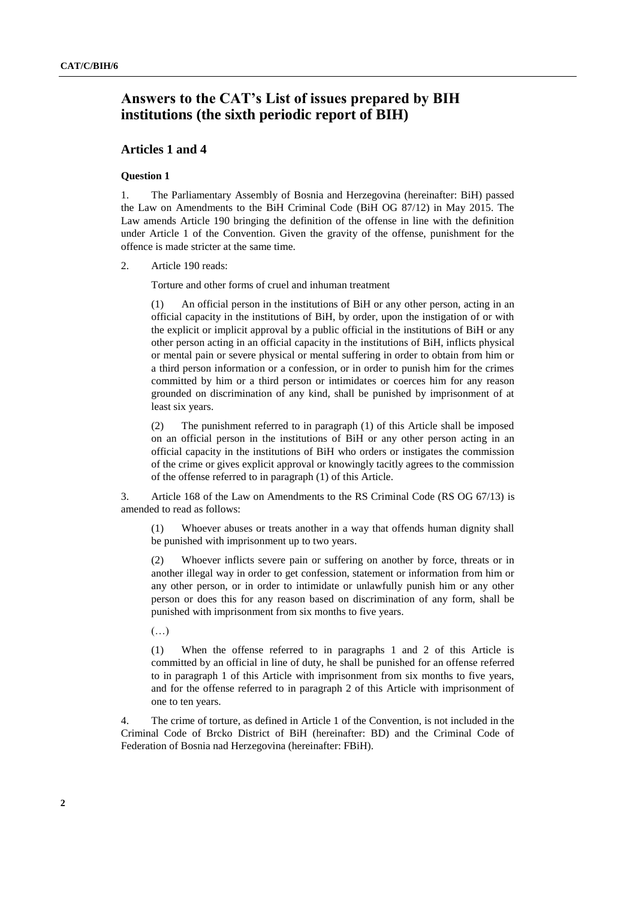# Answers to the CAT's List of issues prepared by BIH institutions (the sixth periodic report of BIH)

## Articles 1 and 4

### Question 1

1. The Parliamentary Assembly of Bosnia and Herzegovina (hereinafter: BiH) passed the Law on Amendments to the BiH Criminal Code (BiH OG 87/12) in May 2015. The Law amends Article 190 bringing the definition of the offense in line with the definition under Article 1 of the Convention. Given the gravity of the offense, punishment for the offence is made stricter at the same time.

2. Article 190 reads:

   Torture and other forms of cruel and inhuman treatment

   (1) An official person in the institutions of BiH or any other person, acting in an official capacity in the institutions of BiH, by order, upon the instigation of or with the explicit or implicit approval by a public official in the institutions of BiH or any other person acting in an official capacity in the institutions of BiH, inflicts physical or mental pain or severe physical or mental suffering in order to obtain from him or a third person information or a confession, or in order to punish him for the crimes committed by him or a third person or intimidates or coerces him for any reason grounded on discrimination of any kind, shall be punished by imprisonment of at least six years.

   (2) The punishment referred to in paragraph (1) of this Article shall be imposed on an official person in the institutions of BiH or any other person acting in an official capacity in the institutions of BiH who orders or instigates the commission of the crime or gives explicit approval or knowingly tacitly agrees to the commission of the offense referred to in paragraph (1) of this Article.

3. Article 168 of the Law on Amendments to the RS Criminal Code (RS OG 67/13) is amended to read as follows:

   (1) Whoever abuses or treats another in a way that offends human dignity shall be punished with imprisonment up to two years.

   (2) Whoever inflicts severe pain or suffering on another by force, threats or in another illegal way in order to get confession, statement or information from him or any other person, or in order to intimidate or unlawfully punish him or any other person or does this for any reason based on discrimination of any form, shall be punished with imprisonment from six months to five years.

   (…)

   (1) When the offense referred to in paragraphs 1 and 2 of this Article is committed by an official in line of duty, he shall be punished for an offense referred to in paragraph 1 of this Article with imprisonment from six months to five years, and for the offense referred to in paragraph 2 of this Article with imprisonment of one to ten years.

4. The crime of torture, as defined in Article 1 of the Convention, is not included in the Criminal Code of Brcko District of BiH (hereinafter: BD) and the Criminal Code of Federation of Bosnia nad Herzegovina (hereinafter: FBiH).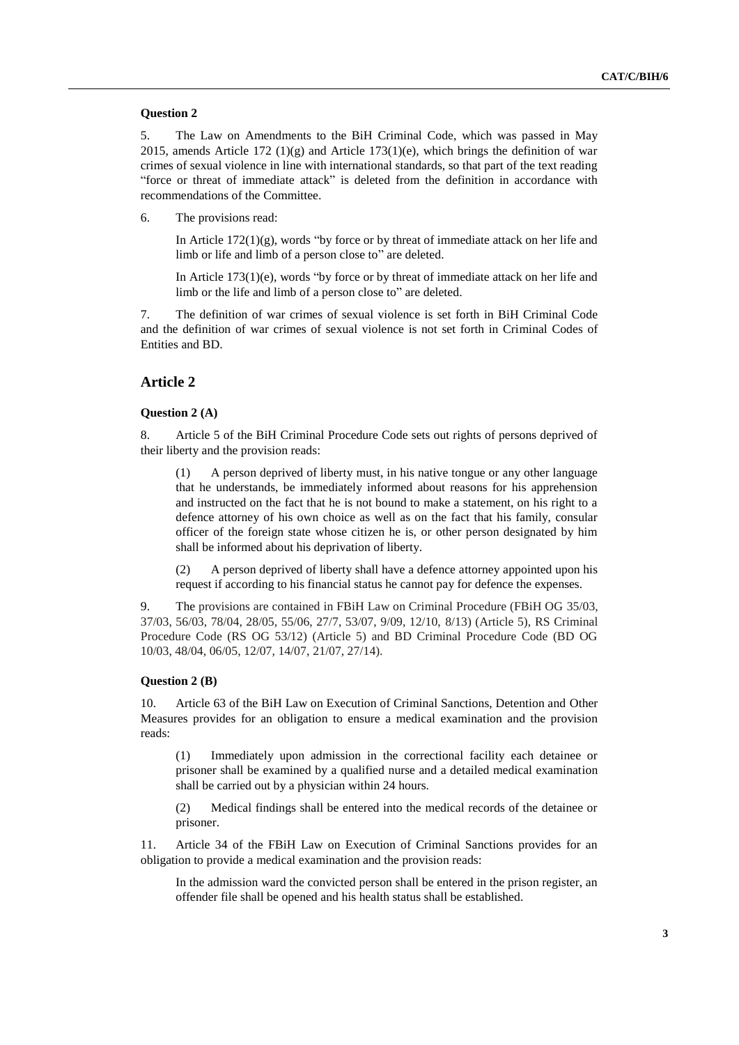#### Question 2

5. The Law on Amendments to the BiH Criminal Code, which was passed in May 2015, amends Article 172 (1)(g) and Article 173(1)(e), which brings the definition of war crimes of sexual violence in line with international standards, so that part of the text reading "force or threat of immediate attack" is deleted from the definition in accordance with recommendations of the Committee.

6. The provisions read:

> In Article 172(1)(g), words "by force or by threat of immediate attack on her life and limb or life and limb of a person close to" are deleted.
>
> In Article 173(1)(e), words "by force or by threat of immediate attack on her life and limb or the life and limb of a person close to" are deleted.

7. The definition of war crimes of sexual violence is set forth in BiH Criminal Code and the definition of war crimes of sexual violence is not set forth in Criminal Codes of Entities and BD.

## Article 2

#### Question 2 (A)

8. Article 5 of the BiH Criminal Procedure Code sets out rights of persons deprived of their liberty and the provision reads:

> (1) A person deprived of liberty must, in his native tongue or any other language that he understands, be immediately informed about reasons for his apprehension and instructed on the fact that he is not bound to make a statement, on his right to a defence attorney of his own choice as well as on the fact that his family, consular officer of the foreign state whose citizen he is, or other person designated by him shall be informed about his deprivation of liberty.
>
> (2) A person deprived of liberty shall have a defence attorney appointed upon his request if according to his financial status he cannot pay for defence the expenses.

9. The provisions are contained in FBiH Law on Criminal Procedure (FBiH OG 35/03, 37/03, 56/03, 78/04, 28/05, 55/06, 27/7, 53/07, 9/09, 12/10, 8/13) (Article 5), RS Criminal Procedure Code (RS OG 53/12) (Article 5) and BD Criminal Procedure Code (BD OG 10/03, 48/04, 06/05, 12/07, 14/07, 21/07, 27/14).

#### Question 2 (B)

10. Article 63 of the BiH Law on Execution of Criminal Sanctions, Detention and Other Measures provides for an obligation to ensure a medical examination and the provision reads:

> (1) Immediately upon admission in the correctional facility each detainee or prisoner shall be examined by a qualified nurse and a detailed medical examination shall be carried out by a physician within 24 hours.
>
> (2) Medical findings shall be entered into the medical records of the detainee or prisoner.

11. Article 34 of the FBiH Law on Execution of Criminal Sanctions provides for an obligation to provide a medical examination and the provision reads:

> In the admission ward the convicted person shall be entered in the prison register, an offender file shall be opened and his health status shall be established.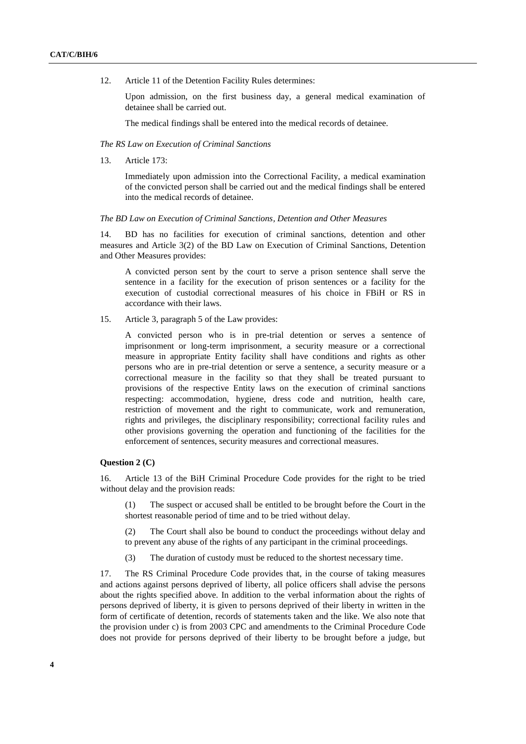12. Article 11 of the Detention Facility Rules determines:

> Upon admission, on the first business day, a general medical examination of detainee shall be carried out.
>
> The medical findings shall be entered into the medical records of detainee.

*The RS Law on Execution of Criminal Sanctions*

13. Article 173:

> Immediately upon admission into the Correctional Facility, a medical examination of the convicted person shall be carried out and the medical findings shall be entered into the medical records of detainee.

*The BD Law on Execution of Criminal Sanctions, Detention and Other Measures*

14. BD has no facilities for execution of criminal sanctions, detention and other measures and Article 3(2) of the BD Law on Execution of Criminal Sanctions, Detention and Other Measures provides:

> A convicted person sent by the court to serve a prison sentence shall serve the sentence in a facility for the execution of prison sentences or a facility for the execution of custodial correctional measures of his choice in FBiH or RS in accordance with their laws.

15. Article 3, paragraph 5 of the Law provides:

> A convicted person who is in pre-trial detention or serves a sentence of imprisonment or long-term imprisonment, a security measure or a correctional measure in appropriate Entity facility shall have conditions and rights as other persons who are in pre-trial detention or serve a sentence, a security measure or a correctional measure in the facility so that they shall be treated pursuant to provisions of the respective Entity laws on the execution of criminal sanctions respecting: accommodation, hygiene, dress code and nutrition, health care, restriction of movement and the right to communicate, work and remuneration, rights and privileges, the disciplinary responsibility; correctional facility rules and other provisions governing the operation and functioning of the facilities for the enforcement of sentences, security measures and correctional measures.

**Question 2 (C)**

16. Article 13 of the BiH Criminal Procedure Code provides for the right to be tried without delay and the provision reads:

> (1) The suspect or accused shall be entitled to be brought before the Court in the shortest reasonable period of time and to be tried without delay.
>
> (2) The Court shall also be bound to conduct the proceedings without delay and to prevent any abuse of the rights of any participant in the criminal proceedings.
>
> (3) The duration of custody must be reduced to the shortest necessary time.

17. The RS Criminal Procedure Code provides that, in the course of taking measures and actions against persons deprived of liberty, all police officers shall advise the persons about the rights specified above. In addition to the verbal information about the rights of persons deprived of liberty, it is given to persons deprived of their liberty in written in the form of certificate of detention, records of statements taken and the like. We also note that the provision under c) is from 2003 CPC and amendments to the Criminal Procedure Code does not provide for persons deprived of their liberty to be brought before a judge, but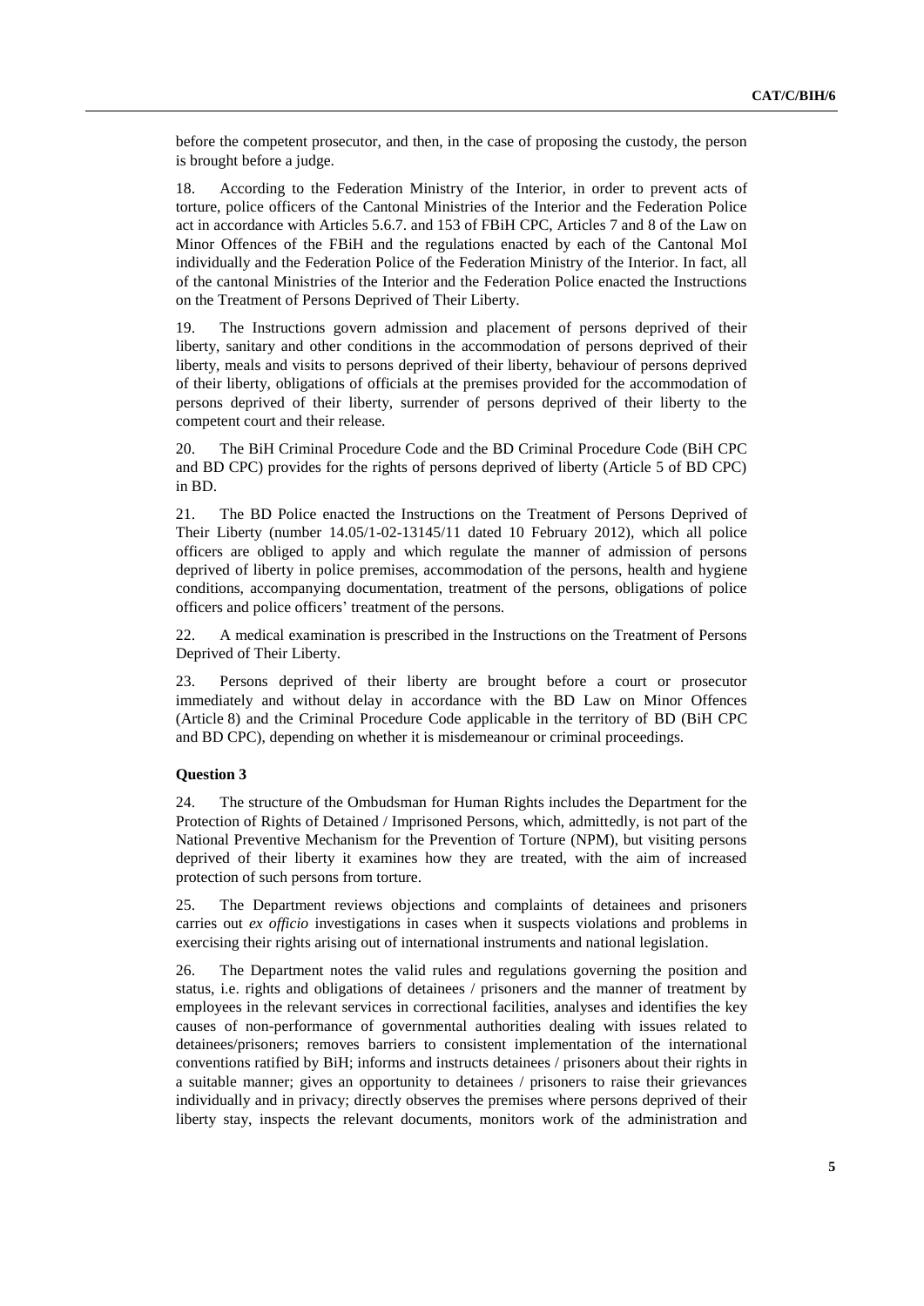before the competent prosecutor, and then, in the case of proposing the custody, the person is brought before a judge.

18. According to the Federation Ministry of the Interior, in order to prevent acts of torture, police officers of the Cantonal Ministries of the Interior and the Federation Police act in accordance with Articles 5.6.7. and 153 of FBiH CPC, Articles 7 and 8 of the Law on Minor Offences of the FBiH and the regulations enacted by each of the Cantonal MoI individually and the Federation Police of the Federation Ministry of the Interior. In fact, all of the cantonal Ministries of the Interior and the Federation Police enacted the Instructions on the Treatment of Persons Deprived of Their Liberty.

19. The Instructions govern admission and placement of persons deprived of their liberty, sanitary and other conditions in the accommodation of persons deprived of their liberty, meals and visits to persons deprived of their liberty, behaviour of persons deprived of their liberty, obligations of officials at the premises provided for the accommodation of persons deprived of their liberty, surrender of persons deprived of their liberty to the competent court and their release.

20. The BiH Criminal Procedure Code and the BD Criminal Procedure Code (BiH CPC and BD CPC) provides for the rights of persons deprived of liberty (Article 5 of BD CPC) in BD.

21. The BD Police enacted the Instructions on the Treatment of Persons Deprived of Their Liberty (number 14.05/1-02-13145/11 dated 10 February 2012), which all police officers are obliged to apply and which regulate the manner of admission of persons deprived of liberty in police premises, accommodation of the persons, health and hygiene conditions, accompanying documentation, treatment of the persons, obligations of police officers and police officers' treatment of the persons.

22. A medical examination is prescribed in the Instructions on the Treatment of Persons Deprived of Their Liberty.

23. Persons deprived of their liberty are brought before a court or prosecutor immediately and without delay in accordance with the BD Law on Minor Offences (Article 8) and the Criminal Procedure Code applicable in the territory of BD (BiH CPC and BD CPC), depending on whether it is misdemeanour or criminal proceedings.

**Question 3**

24. The structure of the Ombudsman for Human Rights includes the Department for the Protection of Rights of Detained / Imprisoned Persons, which, admittedly, is not part of the National Preventive Mechanism for the Prevention of Torture (NPM), but visiting persons deprived of their liberty it examines how they are treated, with the aim of increased protection of such persons from torture.

25. The Department reviews objections and complaints of detainees and prisoners carries out *ex officio* investigations in cases when it suspects violations and problems in exercising their rights arising out of international instruments and national legislation.

26. The Department notes the valid rules and regulations governing the position and status, i.e. rights and obligations of detainees / prisoners and the manner of treatment by employees in the relevant services in correctional facilities, analyses and identifies the key causes of non-performance of governmental authorities dealing with issues related to detainees/prisoners; removes barriers to consistent implementation of the international conventions ratified by BiH; informs and instructs detainees / prisoners about their rights in a suitable manner; gives an opportunity to detainees / prisoners to raise their grievances individually and in privacy; directly observes the premises where persons deprived of their liberty stay, inspects the relevant documents, monitors work of the administration and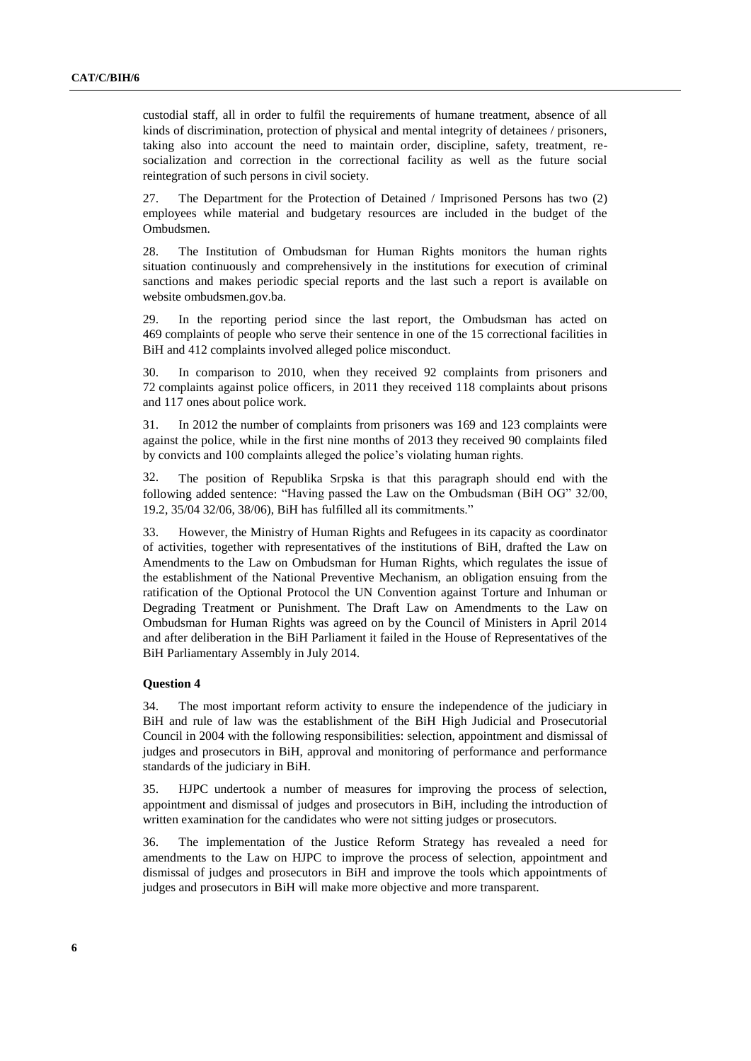custodial staff, all in order to fulfil the requirements of humane treatment, absence of all kinds of discrimination, protection of physical and mental integrity of detainees / prisoners, taking also into account the need to maintain order, discipline, safety, treatment, re-socialization and correction in the correctional facility as well as the future social reintegration of such persons in civil society.

27. The Department for the Protection of Detained / Imprisoned Persons has two (2) employees while material and budgetary resources are included in the budget of the Ombudsmen.

28. The Institution of Ombudsman for Human Rights monitors the human rights situation continuously and comprehensively in the institutions for execution of criminal sanctions and makes periodic special reports and the last such a report is available on website ombudsmen.gov.ba.

29. In the reporting period since the last report, the Ombudsman has acted on 469 complaints of people who serve their sentence in one of the 15 correctional facilities in BiH and 412 complaints involved alleged police misconduct.

30. In comparison to 2010, when they received 92 complaints from prisoners and 72 complaints against police officers, in 2011 they received 118 complaints about prisons and 117 ones about police work.

31. In 2012 the number of complaints from prisoners was 169 and 123 complaints were against the police, while in the first nine months of 2013 they received 90 complaints filed by convicts and 100 complaints alleged the police's violating human rights.

32. The position of Republika Srpska is that this paragraph should end with the following added sentence: "Having passed the Law on the Ombudsman (BiH OG" 32/00, 19.2, 35/04 32/06, 38/06), BiH has fulfilled all its commitments."

33. However, the Ministry of Human Rights and Refugees in its capacity as coordinator of activities, together with representatives of the institutions of BiH, drafted the Law on Amendments to the Law on Ombudsman for Human Rights, which regulates the issue of the establishment of the National Preventive Mechanism, an obligation ensuing from the ratification of the Optional Protocol the UN Convention against Torture and Inhuman or Degrading Treatment or Punishment. The Draft Law on Amendments to the Law on Ombudsman for Human Rights was agreed on by the Council of Ministers in April 2014 and after deliberation in the BiH Parliament it failed in the House of Representatives of the BiH Parliamentary Assembly in July 2014.

**Question 4**

34. The most important reform activity to ensure the independence of the judiciary in BiH and rule of law was the establishment of the BiH High Judicial and Prosecutorial Council in 2004 with the following responsibilities: selection, appointment and dismissal of judges and prosecutors in BiH, approval and monitoring of performance and performance standards of the judiciary in BiH.

35. HJPC undertook a number of measures for improving the process of selection, appointment and dismissal of judges and prosecutors in BiH, including the introduction of written examination for the candidates who were not sitting judges or prosecutors.

36. The implementation of the Justice Reform Strategy has revealed a need for amendments to the Law on HJPC to improve the process of selection, appointment and dismissal of judges and prosecutors in BiH and improve the tools which appointments of judges and prosecutors in BiH will make more objective and more transparent.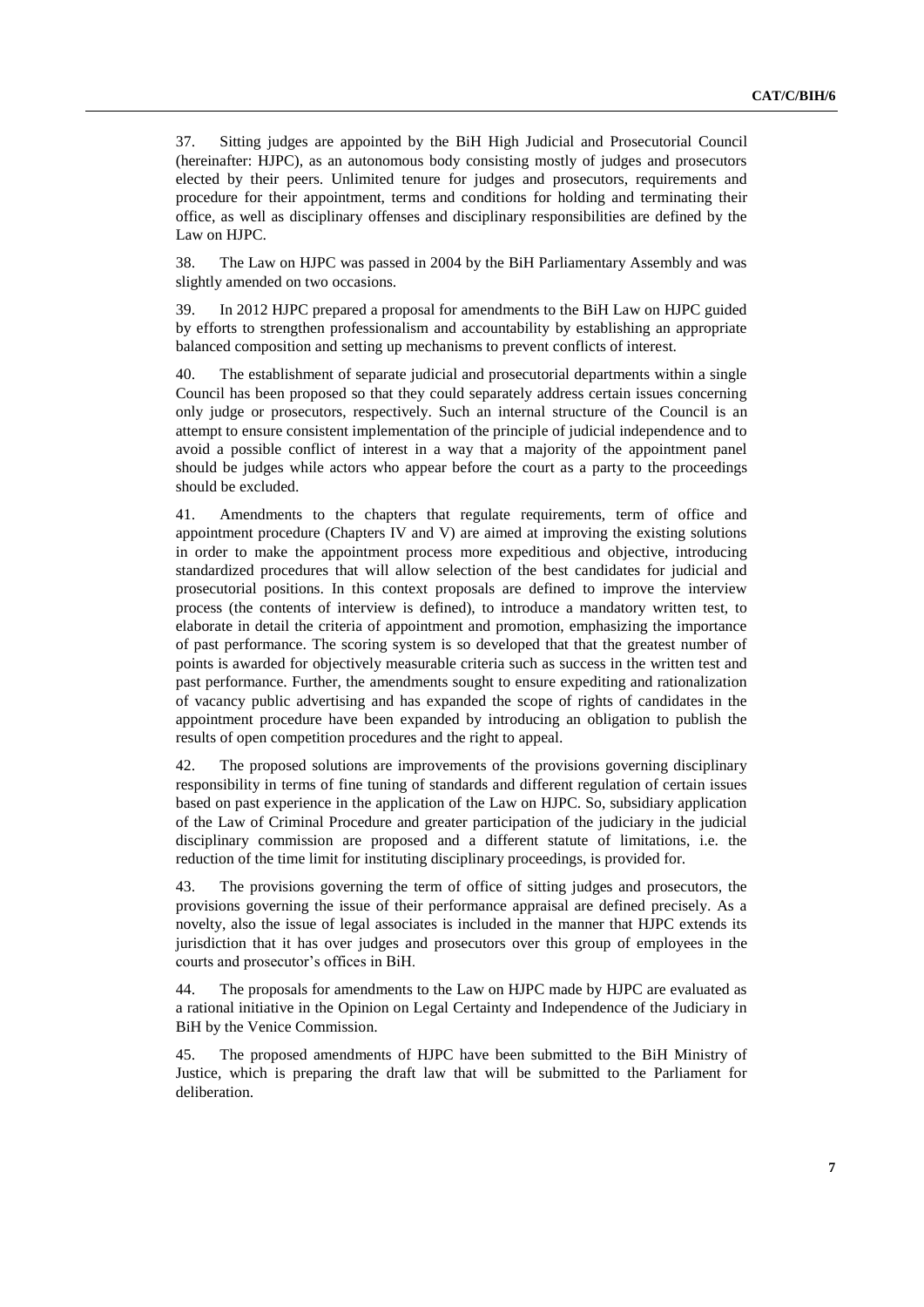37. Sitting judges are appointed by the BiH High Judicial and Prosecutorial Council (hereinafter: HJPC), as an autonomous body consisting mostly of judges and prosecutors elected by their peers. Unlimited tenure for judges and prosecutors, requirements and procedure for their appointment, terms and conditions for holding and terminating their office, as well as disciplinary offenses and disciplinary responsibilities are defined by the Law on HJPC.

38. The Law on HJPC was passed in 2004 by the BiH Parliamentary Assembly and was slightly amended on two occasions.

39. In 2012 HJPC prepared a proposal for amendments to the BiH Law on HJPC guided by efforts to strengthen professionalism and accountability by establishing an appropriate balanced composition and setting up mechanisms to prevent conflicts of interest.

40. The establishment of separate judicial and prosecutorial departments within a single Council has been proposed so that they could separately address certain issues concerning only judge or prosecutors, respectively. Such an internal structure of the Council is an attempt to ensure consistent implementation of the principle of judicial independence and to avoid a possible conflict of interest in a way that a majority of the appointment panel should be judges while actors who appear before the court as a party to the proceedings should be excluded.

41. Amendments to the chapters that regulate requirements, term of office and appointment procedure (Chapters IV and V) are aimed at improving the existing solutions in order to make the appointment process more expeditious and objective, introducing standardized procedures that will allow selection of the best candidates for judicial and prosecutorial positions. In this context proposals are defined to improve the interview process (the contents of interview is defined), to introduce a mandatory written test, to elaborate in detail the criteria of appointment and promotion, emphasizing the importance of past performance. The scoring system is so developed that that the greatest number of points is awarded for objectively measurable criteria such as success in the written test and past performance. Further, the amendments sought to ensure expediting and rationalization of vacancy public advertising and has expanded the scope of rights of candidates in the appointment procedure have been expanded by introducing an obligation to publish the results of open competition procedures and the right to appeal.

42. The proposed solutions are improvements of the provisions governing disciplinary responsibility in terms of fine tuning of standards and different regulation of certain issues based on past experience in the application of the Law on HJPC. So, subsidiary application of the Law of Criminal Procedure and greater participation of the judiciary in the judicial disciplinary commission are proposed and a different statute of limitations, i.e. the reduction of the time limit for instituting disciplinary proceedings, is provided for.

43. The provisions governing the term of office of sitting judges and prosecutors, the provisions governing the issue of their performance appraisal are defined precisely. As a novelty, also the issue of legal associates is included in the manner that HJPC extends its jurisdiction that it has over judges and prosecutors over this group of employees in the courts and prosecutor's offices in BiH.

44. The proposals for amendments to the Law on HJPC made by HJPC are evaluated as a rational initiative in the Opinion on Legal Certainty and Independence of the Judiciary in BiH by the Venice Commission.

45. The proposed amendments of HJPC have been submitted to the BiH Ministry of Justice, which is preparing the draft law that will be submitted to the Parliament for deliberation.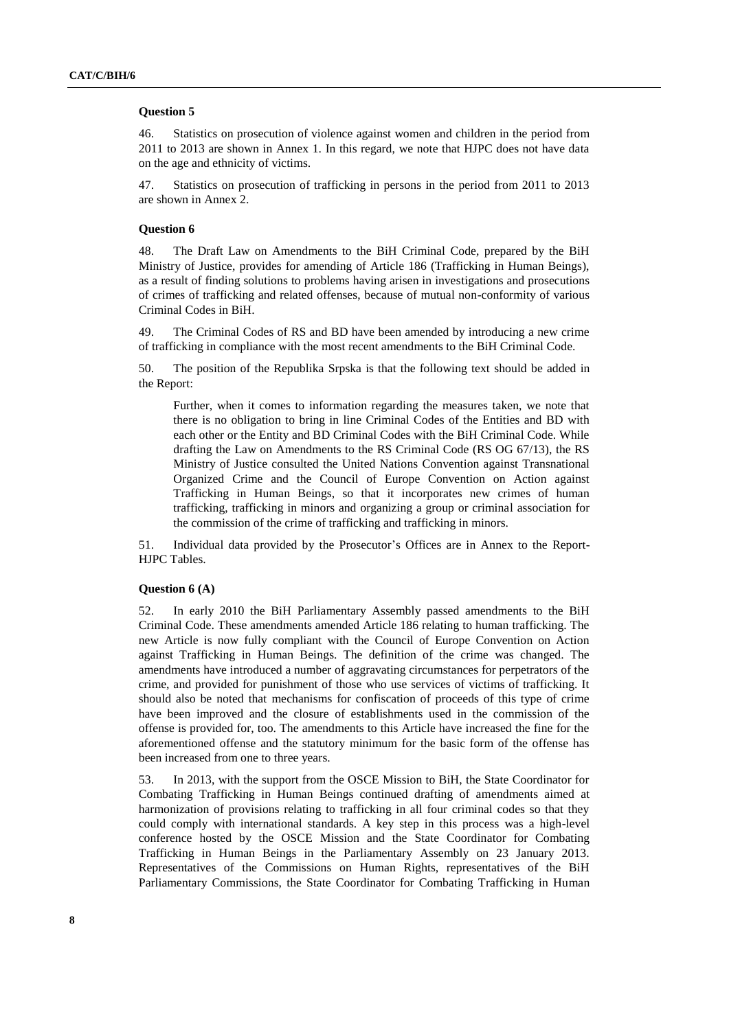**Question 5**

46. Statistics on prosecution of violence against women and children in the period from 2011 to 2013 are shown in Annex 1. In this regard, we note that HJPC does not have data on the age and ethnicity of victims.

47. Statistics on prosecution of trafficking in persons in the period from 2011 to 2013 are shown in Annex 2.

**Question 6**

48. The Draft Law on Amendments to the BiH Criminal Code, prepared by the BiH Ministry of Justice, provides for amending of Article 186 (Trafficking in Human Beings), as a result of finding solutions to problems having arisen in investigations and prosecutions of crimes of trafficking and related offenses, because of mutual non-conformity of various Criminal Codes in BiH.

49. The Criminal Codes of RS and BD have been amended by introducing a new crime of trafficking in compliance with the most recent amendments to the BiH Criminal Code.

50. The position of the Republika Srpska is that the following text should be added in the Report:

> Further, when it comes to information regarding the measures taken, we note that there is no obligation to bring in line Criminal Codes of the Entities and BD with each other or the Entity and BD Criminal Codes with the BiH Criminal Code. While drafting the Law on Amendments to the RS Criminal Code (RS OG 67/13), the RS Ministry of Justice consulted the United Nations Convention against Transnational Organized Crime and the Council of Europe Convention on Action against Trafficking in Human Beings, so that it incorporates new crimes of human trafficking, trafficking in minors and organizing a group or criminal association for the commission of the crime of trafficking and trafficking in minors.

51. Individual data provided by the Prosecutor's Offices are in Annex to the Report-HJPC Tables.

**Question 6 (A)**

52. In early 2010 the BiH Parliamentary Assembly passed amendments to the BiH Criminal Code. These amendments amended Article 186 relating to human trafficking. The new Article is now fully compliant with the Council of Europe Convention on Action against Trafficking in Human Beings. The definition of the crime was changed. The amendments have introduced a number of aggravating circumstances for perpetrators of the crime, and provided for punishment of those who use services of victims of trafficking. It should also be noted that mechanisms for confiscation of proceeds of this type of crime have been improved and the closure of establishments used in the commission of the offense is provided for, too. The amendments to this Article have increased the fine for the aforementioned offense and the statutory minimum for the basic form of the offense has been increased from one to three years.

53. In 2013, with the support from the OSCE Mission to BiH, the State Coordinator for Combating Trafficking in Human Beings continued drafting of amendments aimed at harmonization of provisions relating to trafficking in all four criminal codes so that they could comply with international standards. A key step in this process was a high-level conference hosted by the OSCE Mission and the State Coordinator for Combating Trafficking in Human Beings in the Parliamentary Assembly on 23 January 2013. Representatives of the Commissions on Human Rights, representatives of the BiH Parliamentary Commissions, the State Coordinator for Combating Trafficking in Human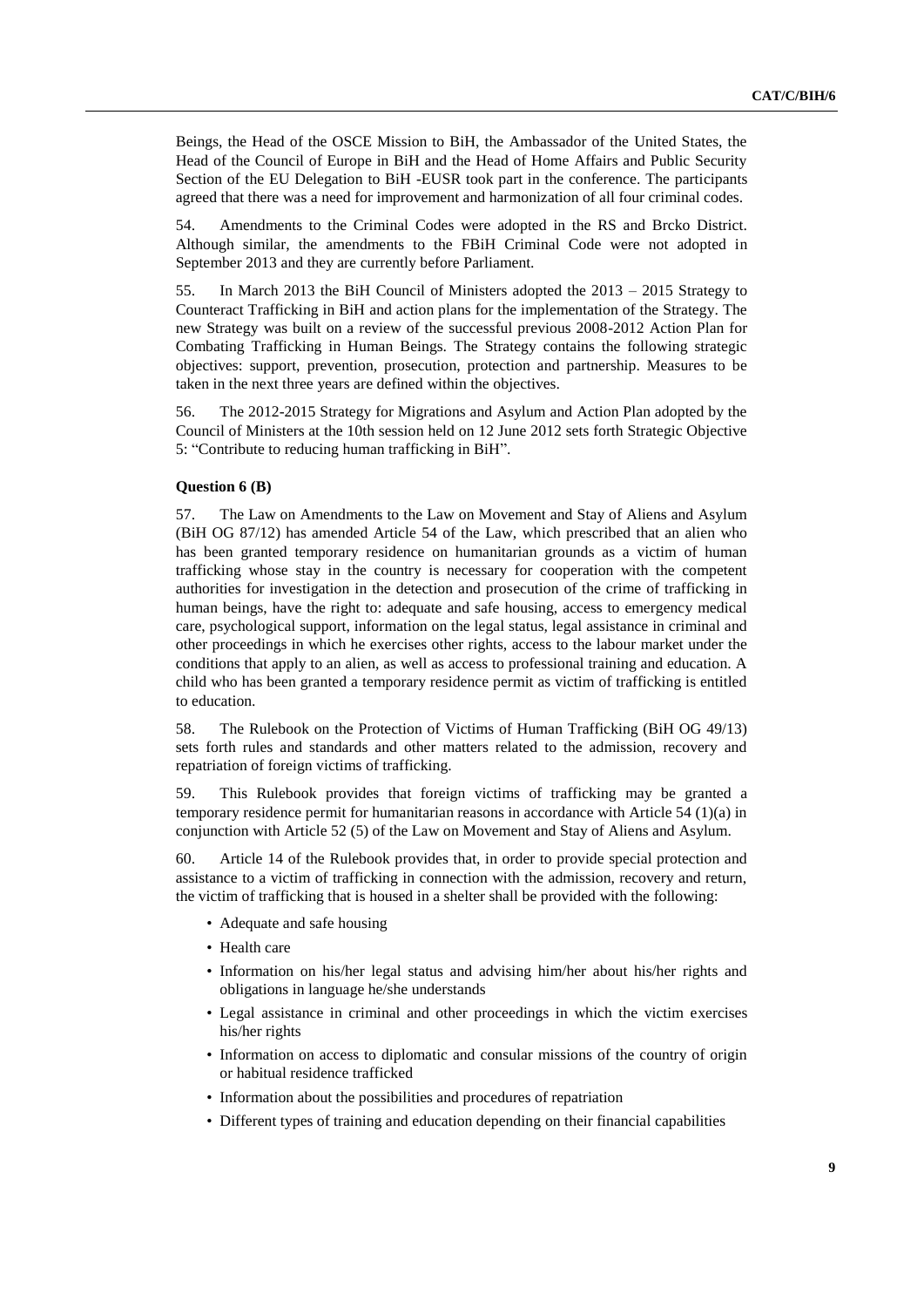Beings, the Head of the OSCE Mission to BiH, the Ambassador of the United States, the Head of the Council of Europe in BiH and the Head of Home Affairs and Public Security Section of the EU Delegation to BiH -EUSR took part in the conference. The participants agreed that there was a need for improvement and harmonization of all four criminal codes.

54. Amendments to the Criminal Codes were adopted in the RS and Brcko District. Although similar, the amendments to the FBiH Criminal Code were not adopted in September 2013 and they are currently before Parliament.

55. In March 2013 the BiH Council of Ministers adopted the 2013 – 2015 Strategy to Counteract Trafficking in BiH and action plans for the implementation of the Strategy. The new Strategy was built on a review of the successful previous 2008-2012 Action Plan for Combating Trafficking in Human Beings. The Strategy contains the following strategic objectives: support, prevention, prosecution, protection and partnership. Measures to be taken in the next three years are defined within the objectives.

56. The 2012-2015 Strategy for Migrations and Asylum and Action Plan adopted by the Council of Ministers at the 10th session held on 12 June 2012 sets forth Strategic Objective 5: "Contribute to reducing human trafficking in BiH".

**Question 6 (B)**

57. The Law on Amendments to the Law on Movement and Stay of Aliens and Asylum (BiH OG 87/12) has amended Article 54 of the Law, which prescribed that an alien who has been granted temporary residence on humanitarian grounds as a victim of human trafficking whose stay in the country is necessary for cooperation with the competent authorities for investigation in the detection and prosecution of the crime of trafficking in human beings, have the right to: adequate and safe housing, access to emergency medical care, psychological support, information on the legal status, legal assistance in criminal and other proceedings in which he exercises other rights, access to the labour market under the conditions that apply to an alien, as well as access to professional training and education. A child who has been granted a temporary residence permit as victim of trafficking is entitled to education.

58. The Rulebook on the Protection of Victims of Human Trafficking (BiH OG 49/13) sets forth rules and standards and other matters related to the admission, recovery and repatriation of foreign victims of trafficking.

59. This Rulebook provides that foreign victims of trafficking may be granted a temporary residence permit for humanitarian reasons in accordance with Article 54 (1)(a) in conjunction with Article 52 (5) of the Law on Movement and Stay of Aliens and Asylum.

60. Article 14 of the Rulebook provides that, in order to provide special protection and assistance to a victim of trafficking in connection with the admission, recovery and return, the victim of trafficking that is housed in a shelter shall be provided with the following:

- Adequate and safe housing
- Health care
- Information on his/her legal status and advising him/her about his/her rights and obligations in language he/she understands
- Legal assistance in criminal and other proceedings in which the victim exercises his/her rights
- Information on access to diplomatic and consular missions of the country of origin or habitual residence trafficked
- Information about the possibilities and procedures of repatriation
- Different types of training and education depending on their financial capabilities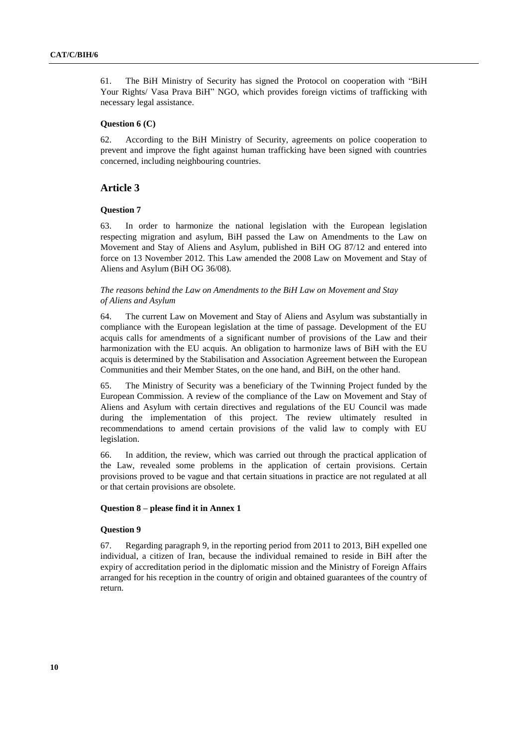61. The BiH Ministry of Security has signed the Protocol on cooperation with "BiH Your Rights/ Vasa Prava BiH" NGO, which provides foreign victims of trafficking with necessary legal assistance.

#### Question 6 (C)

62. According to the BiH Ministry of Security, agreements on police cooperation to prevent and improve the fight against human trafficking have been signed with countries concerned, including neighbouring countries.

## Article 3

#### Question 7

63. In order to harmonize the national legislation with the European legislation respecting migration and asylum, BiH passed the Law on Amendments to the Law on Movement and Stay of Aliens and Asylum, published in BiH OG 87/12 and entered into force on 13 November 2012. This Law amended the 2008 Law on Movement and Stay of Aliens and Asylum (BiH OG 36/08).

*The reasons behind the Law on Amendments to the BiH Law on Movement and Stay of Aliens and Asylum*

64. The current Law on Movement and Stay of Aliens and Asylum was substantially in compliance with the European legislation at the time of passage. Development of the EU acquis calls for amendments of a significant number of provisions of the Law and their harmonization with the EU acquis. An obligation to harmonize laws of BiH with the EU acquis is determined by the Stabilisation and Association Agreement between the European Communities and their Member States, on the one hand, and BiH, on the other hand.

65. The Ministry of Security was a beneficiary of the Twinning Project funded by the European Commission. A review of the compliance of the Law on Movement and Stay of Aliens and Asylum with certain directives and regulations of the EU Council was made during the implementation of this project. The review ultimately resulted in recommendations to amend certain provisions of the valid law to comply with EU legislation.

66. In addition, the review, which was carried out through the practical application of the Law, revealed some problems in the application of certain provisions. Certain provisions proved to be vague and that certain situations in practice are not regulated at all or that certain provisions are obsolete.

#### Question 8 – please find it in Annex 1

#### Question 9

67. Regarding paragraph 9, in the reporting period from 2011 to 2013, BiH expelled one individual, a citizen of Iran, because the individual remained to reside in BiH after the expiry of accreditation period in the diplomatic mission and the Ministry of Foreign Affairs arranged for his reception in the country of origin and obtained guarantees of the country of return.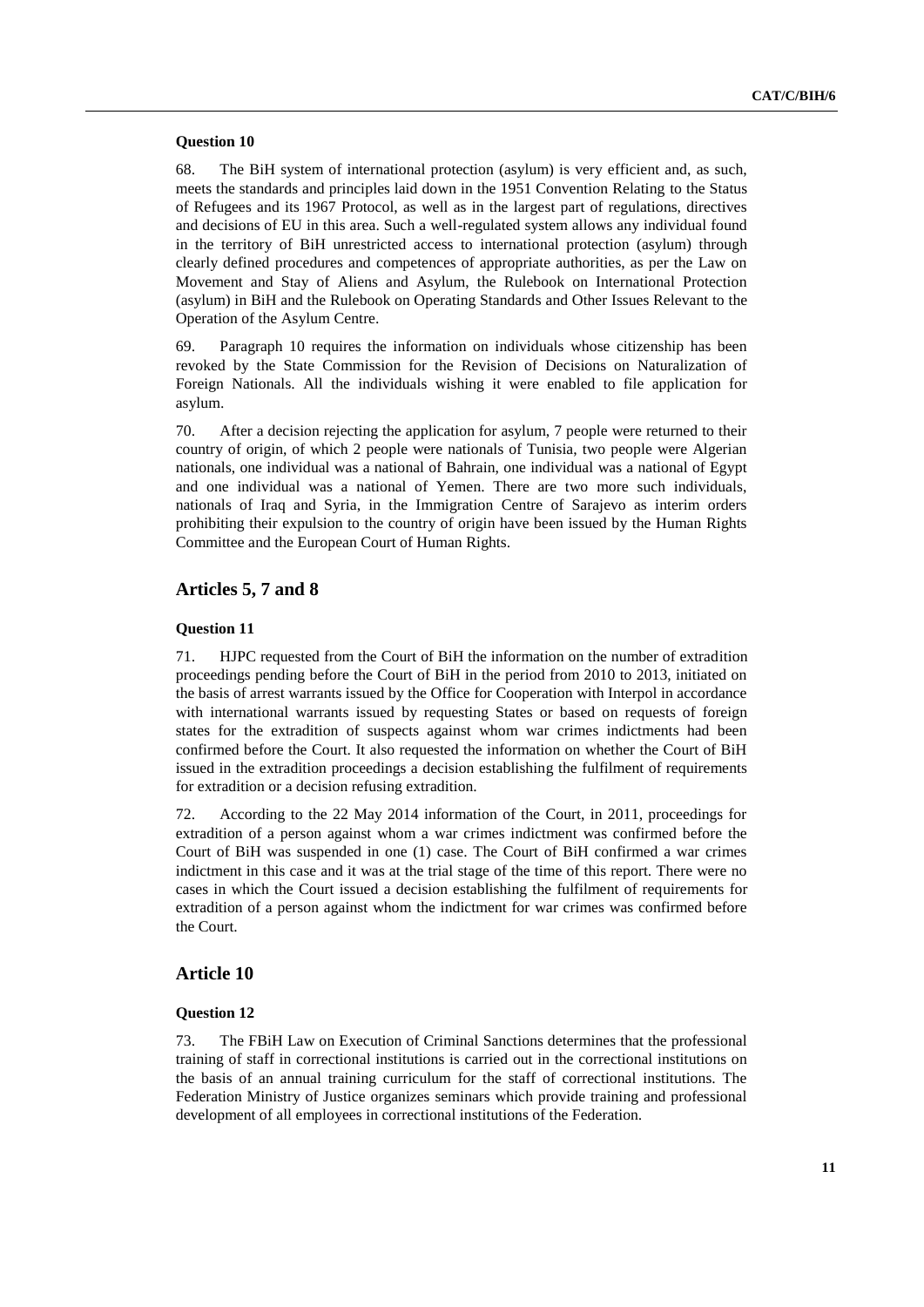#### Question 10

68. The BiH system of international protection (asylum) is very efficient and, as such, meets the standards and principles laid down in the 1951 Convention Relating to the Status of Refugees and its 1967 Protocol, as well as in the largest part of regulations, directives and decisions of EU in this area. Such a well-regulated system allows any individual found in the territory of BiH unrestricted access to international protection (asylum) through clearly defined procedures and competences of appropriate authorities, as per the Law on Movement and Stay of Aliens and Asylum, the Rulebook on International Protection (asylum) in BiH and the Rulebook on Operating Standards and Other Issues Relevant to the Operation of the Asylum Centre.

69. Paragraph 10 requires the information on individuals whose citizenship has been revoked by the State Commission for the Revision of Decisions on Naturalization of Foreign Nationals. All the individuals wishing it were enabled to file application for asylum.

70. After a decision rejecting the application for asylum, 7 people were returned to their country of origin, of which 2 people were nationals of Tunisia, two people were Algerian nationals, one individual was a national of Bahrain, one individual was a national of Egypt and one individual was a national of Yemen. There are two more such individuals, nationals of Iraq and Syria, in the Immigration Centre of Sarajevo as interim orders prohibiting their expulsion to the country of origin have been issued by the Human Rights Committee and the European Court of Human Rights.

## Articles 5, 7 and 8

#### Question 11

71. HJPC requested from the Court of BiH the information on the number of extradition proceedings pending before the Court of BiH in the period from 2010 to 2013, initiated on the basis of arrest warrants issued by the Office for Cooperation with Interpol in accordance with international warrants issued by requesting States or based on requests of foreign states for the extradition of suspects against whom war crimes indictments had been confirmed before the Court. It also requested the information on whether the Court of BiH issued in the extradition proceedings a decision establishing the fulfilment of requirements for extradition or a decision refusing extradition.

72. According to the 22 May 2014 information of the Court, in 2011, proceedings for extradition of a person against whom a war crimes indictment was confirmed before the Court of BiH was suspended in one (1) case. The Court of BiH confirmed a war crimes indictment in this case and it was at the trial stage of the time of this report. There were no cases in which the Court issued a decision establishing the fulfilment of requirements for extradition of a person against whom the indictment for war crimes was confirmed before the Court.

## Article 10

#### Question 12

73. The FBiH Law on Execution of Criminal Sanctions determines that the professional training of staff in correctional institutions is carried out in the correctional institutions on the basis of an annual training curriculum for the staff of correctional institutions. The Federation Ministry of Justice organizes seminars which provide training and professional development of all employees in correctional institutions of the Federation.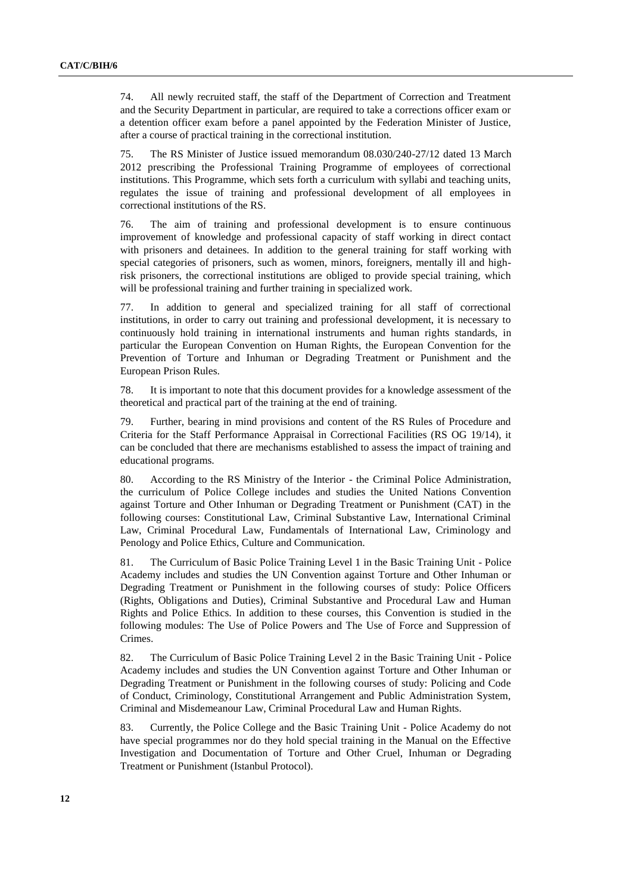74. All newly recruited staff, the staff of the Department of Correction and Treatment and the Security Department in particular, are required to take a corrections officer exam or a detention officer exam before a panel appointed by the Federation Minister of Justice, after a course of practical training in the correctional institution.

75. The RS Minister of Justice issued memorandum 08.030/240-27/12 dated 13 March 2012 prescribing the Professional Training Programme of employees of correctional institutions. This Programme, which sets forth a curriculum with syllabi and teaching units, regulates the issue of training and professional development of all employees in correctional institutions of the RS.

76. The aim of training and professional development is to ensure continuous improvement of knowledge and professional capacity of staff working in direct contact with prisoners and detainees. In addition to the general training for staff working with special categories of prisoners, such as women, minors, foreigners, mentally ill and high-risk prisoners, the correctional institutions are obliged to provide special training, which will be professional training and further training in specialized work.

77. In addition to general and specialized training for all staff of correctional institutions, in order to carry out training and professional development, it is necessary to continuously hold training in international instruments and human rights standards, in particular the European Convention on Human Rights, the European Convention for the Prevention of Torture and Inhuman or Degrading Treatment or Punishment and the European Prison Rules.

78. It is important to note that this document provides for a knowledge assessment of the theoretical and practical part of the training at the end of training.

79. Further, bearing in mind provisions and content of the RS Rules of Procedure and Criteria for the Staff Performance Appraisal in Correctional Facilities (RS OG 19/14), it can be concluded that there are mechanisms established to assess the impact of training and educational programs.

80. According to the RS Ministry of the Interior - the Criminal Police Administration, the curriculum of Police College includes and studies the United Nations Convention against Torture and Other Inhuman or Degrading Treatment or Punishment (CAT) in the following courses: Constitutional Law, Criminal Substantive Law, International Criminal Law, Criminal Procedural Law, Fundamentals of International Law, Criminology and Penology and Police Ethics, Culture and Communication.

81. The Curriculum of Basic Police Training Level 1 in the Basic Training Unit - Police Academy includes and studies the UN Convention against Torture and Other Inhuman or Degrading Treatment or Punishment in the following courses of study: Police Officers (Rights, Obligations and Duties), Criminal Substantive and Procedural Law and Human Rights and Police Ethics. In addition to these courses, this Convention is studied in the following modules: The Use of Police Powers and The Use of Force and Suppression of Crimes.

82. The Curriculum of Basic Police Training Level 2 in the Basic Training Unit - Police Academy includes and studies the UN Convention against Torture and Other Inhuman or Degrading Treatment or Punishment in the following courses of study: Policing and Code of Conduct, Criminology, Constitutional Arrangement and Public Administration System, Criminal and Misdemeanour Law, Criminal Procedural Law and Human Rights.

83. Currently, the Police College and the Basic Training Unit - Police Academy do not have special programmes nor do they hold special training in the Manual on the Effective Investigation and Documentation of Torture and Other Cruel, Inhuman or Degrading Treatment or Punishment (Istanbul Protocol).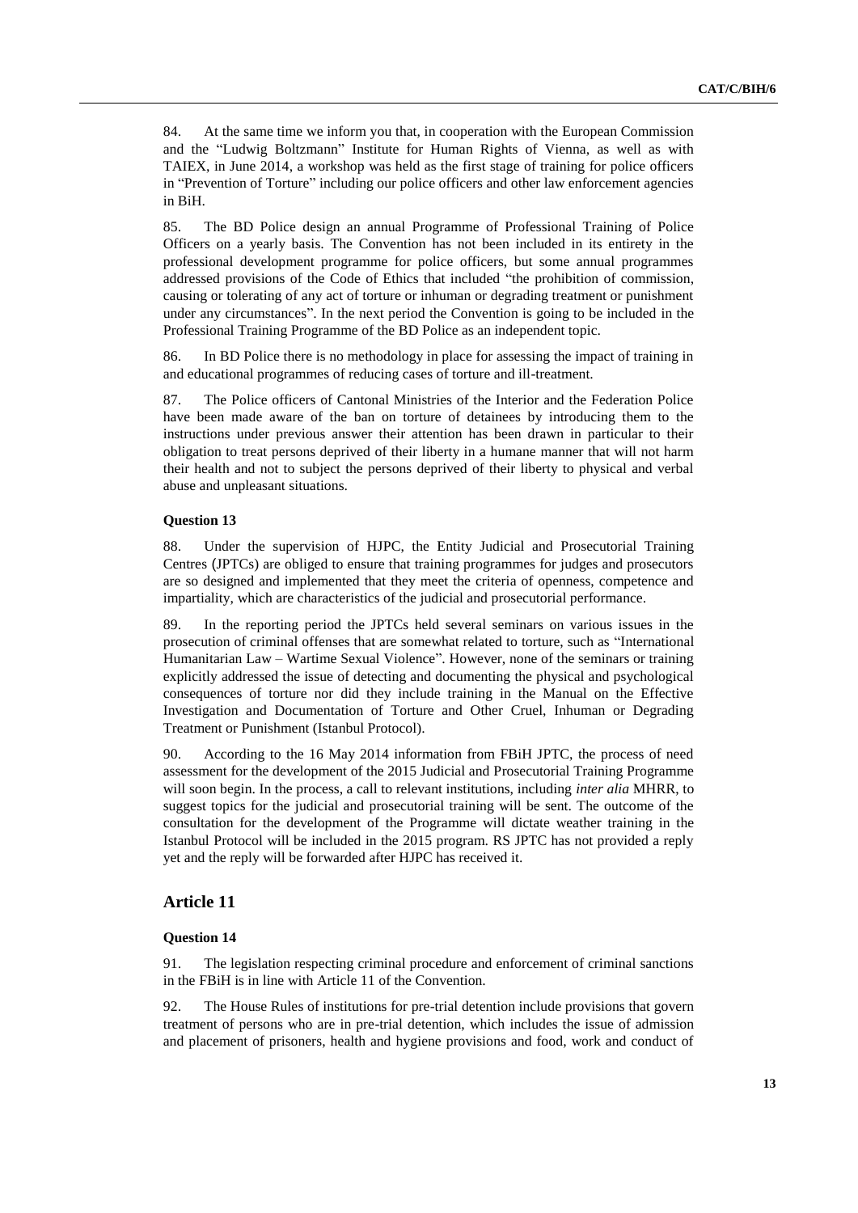84. At the same time we inform you that, in cooperation with the European Commission and the "Ludwig Boltzmann" Institute for Human Rights of Vienna, as well as with TAIEX, in June 2014, a workshop was held as the first stage of training for police officers in "Prevention of Torture" including our police officers and other law enforcement agencies in BiH.

85. The BD Police design an annual Programme of Professional Training of Police Officers on a yearly basis. The Convention has not been included in its entirety in the professional development programme for police officers, but some annual programmes addressed provisions of the Code of Ethics that included "the prohibition of commission, causing or tolerating of any act of torture or inhuman or degrading treatment or punishment under any circumstances". In the next period the Convention is going to be included in the Professional Training Programme of the BD Police as an independent topic.

86. In BD Police there is no methodology in place for assessing the impact of training in and educational programmes of reducing cases of torture and ill-treatment.

87. The Police officers of Cantonal Ministries of the Interior and the Federation Police have been made aware of the ban on torture of detainees by introducing them to the instructions under previous answer their attention has been drawn in particular to their obligation to treat persons deprived of their liberty in a humane manner that will not harm their health and not to subject the persons deprived of their liberty to physical and verbal abuse and unpleasant situations.

**Question 13**

88. Under the supervision of HJPC, the Entity Judicial and Prosecutorial Training Centres (JPTCs) are obliged to ensure that training programmes for judges and prosecutors are so designed and implemented that they meet the criteria of openness, competence and impartiality, which are characteristics of the judicial and prosecutorial performance.

89. In the reporting period the JPTCs held several seminars on various issues in the prosecution of criminal offenses that are somewhat related to torture, such as "International Humanitarian Law – Wartime Sexual Violence". However, none of the seminars or training explicitly addressed the issue of detecting and documenting the physical and psychological consequences of torture nor did they include training in the Manual on the Effective Investigation and Documentation of Torture and Other Cruel, Inhuman or Degrading Treatment or Punishment (Istanbul Protocol).

90. According to the 16 May 2014 information from FBiH JPTC, the process of need assessment for the development of the 2015 Judicial and Prosecutorial Training Programme will soon begin. In the process, a call to relevant institutions, including *inter alia* MHRR, to suggest topics for the judicial and prosecutorial training will be sent. The outcome of the consultation for the development of the Programme will dictate weather training in the Istanbul Protocol will be included in the 2015 program. RS JPTC has not provided a reply yet and the reply will be forwarded after HJPC has received it.

## Article 11

**Question 14**

91. The legislation respecting criminal procedure and enforcement of criminal sanctions in the FBiH is in line with Article 11 of the Convention.

92. The House Rules of institutions for pre-trial detention include provisions that govern treatment of persons who are in pre-trial detention, which includes the issue of admission and placement of prisoners, health and hygiene provisions and food, work and conduct of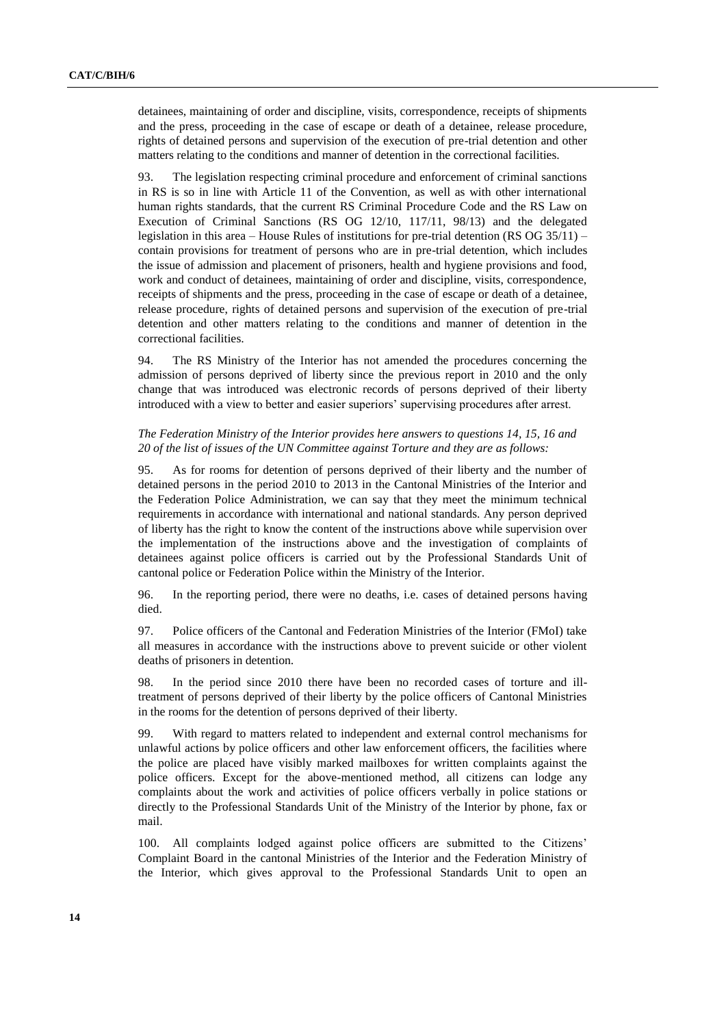detainees, maintaining of order and discipline, visits, correspondence, receipts of shipments and the press, proceeding in the case of escape or death of a detainee, release procedure, rights of detained persons and supervision of the execution of pre-trial detention and other matters relating to the conditions and manner of detention in the correctional facilities.

93. The legislation respecting criminal procedure and enforcement of criminal sanctions in RS is so in line with Article 11 of the Convention, as well as with other international human rights standards, that the current RS Criminal Procedure Code and the RS Law on Execution of Criminal Sanctions (RS OG 12/10, 117/11, 98/13) and the delegated legislation in this area – House Rules of institutions for pre-trial detention (RS OG 35/11) – contain provisions for treatment of persons who are in pre-trial detention, which includes the issue of admission and placement of prisoners, health and hygiene provisions and food, work and conduct of detainees, maintaining of order and discipline, visits, correspondence, receipts of shipments and the press, proceeding in the case of escape or death of a detainee, release procedure, rights of detained persons and supervision of the execution of pre-trial detention and other matters relating to the conditions and manner of detention in the correctional facilities.

94. The RS Ministry of the Interior has not amended the procedures concerning the admission of persons deprived of liberty since the previous report in 2010 and the only change that was introduced was electronic records of persons deprived of their liberty introduced with a view to better and easier superiors' supervising procedures after arrest.

*The Federation Ministry of the Interior provides here answers to questions 14, 15, 16 and 20 of the list of issues of the UN Committee against Torture and they are as follows:*

95. As for rooms for detention of persons deprived of their liberty and the number of detained persons in the period 2010 to 2013 in the Cantonal Ministries of the Interior and the Federation Police Administration, we can say that they meet the minimum technical requirements in accordance with international and national standards. Any person deprived of liberty has the right to know the content of the instructions above while supervision over the implementation of the instructions above and the investigation of complaints of detainees against police officers is carried out by the Professional Standards Unit of cantonal police or Federation Police within the Ministry of the Interior.

96. In the reporting period, there were no deaths, i.e. cases of detained persons having died.

97. Police officers of the Cantonal and Federation Ministries of the Interior (FMoI) take all measures in accordance with the instructions above to prevent suicide or other violent deaths of prisoners in detention.

98. In the period since 2010 there have been no recorded cases of torture and ill-treatment of persons deprived of their liberty by the police officers of Cantonal Ministries in the rooms for the detention of persons deprived of their liberty.

99. With regard to matters related to independent and external control mechanisms for unlawful actions by police officers and other law enforcement officers, the facilities where the police are placed have visibly marked mailboxes for written complaints against the police officers. Except for the above-mentioned method, all citizens can lodge any complaints about the work and activities of police officers verbally in police stations or directly to the Professional Standards Unit of the Ministry of the Interior by phone, fax or mail.

100. All complaints lodged against police officers are submitted to the Citizens' Complaint Board in the cantonal Ministries of the Interior and the Federation Ministry of the Interior, which gives approval to the Professional Standards Unit to open an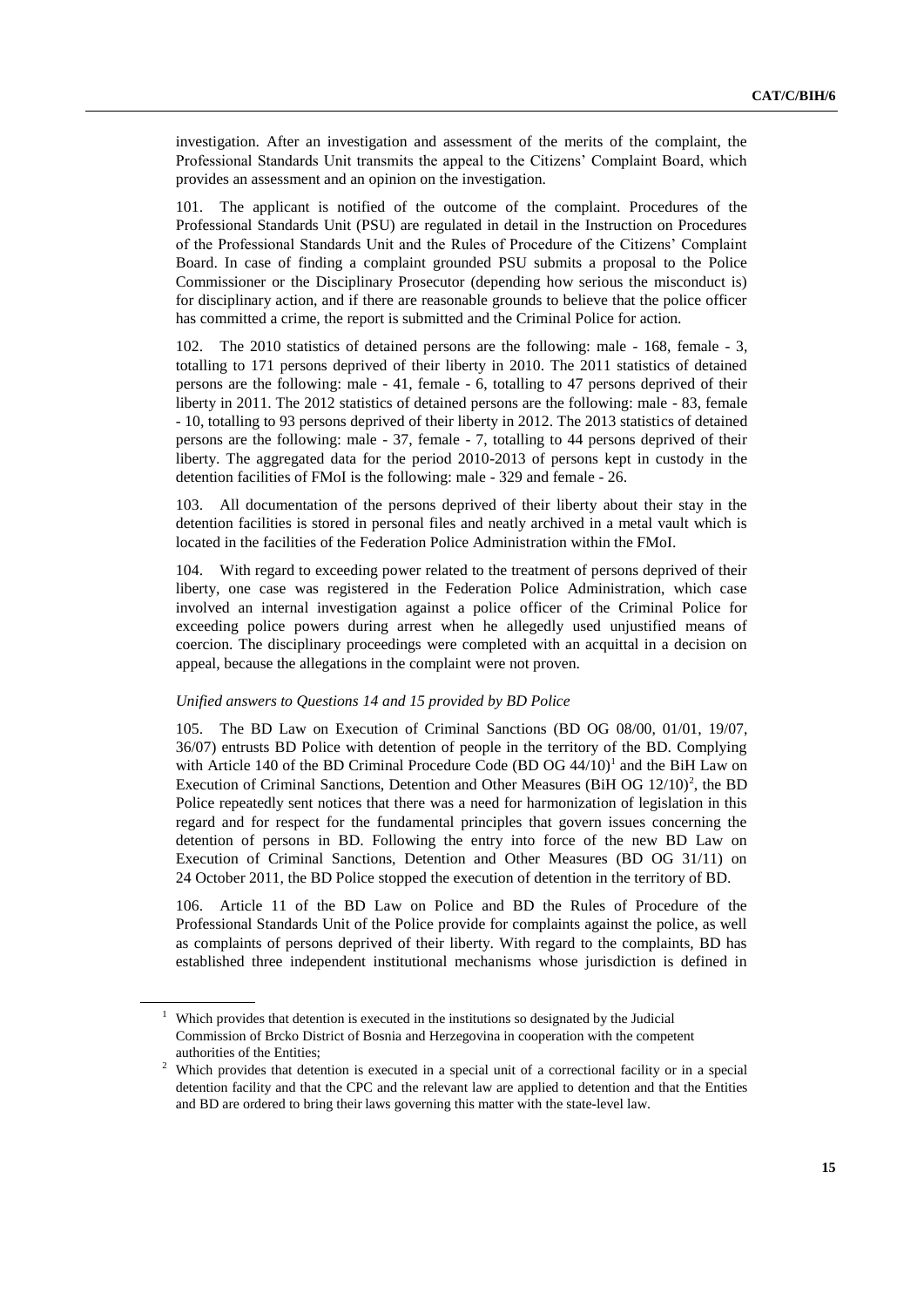investigation. After an investigation and assessment of the merits of the complaint, the Professional Standards Unit transmits the appeal to the Citizens' Complaint Board, which provides an assessment and an opinion on the investigation.

101. The applicant is notified of the outcome of the complaint. Procedures of the Professional Standards Unit (PSU) are regulated in detail in the Instruction on Procedures of the Professional Standards Unit and the Rules of Procedure of the Citizens' Complaint Board. In case of finding a complaint grounded PSU submits a proposal to the Police Commissioner or the Disciplinary Prosecutor (depending how serious the misconduct is) for disciplinary action, and if there are reasonable grounds to believe that the police officer has committed a crime, the report is submitted and the Criminal Police for action.

102. The 2010 statistics of detained persons are the following: male - 168, female - 3, totalling to 171 persons deprived of their liberty in 2010. The 2011 statistics of detained persons are the following: male - 41, female - 6, totalling to 47 persons deprived of their liberty in 2011. The 2012 statistics of detained persons are the following: male - 83, female - 10, totalling to 93 persons deprived of their liberty in 2012. The 2013 statistics of detained persons are the following: male - 37, female - 7, totalling to 44 persons deprived of their liberty. The aggregated data for the period 2010-2013 of persons kept in custody in the detention facilities of FMoI is the following: male - 329 and female - 26.

103. All documentation of the persons deprived of their liberty about their stay in the detention facilities is stored in personal files and neatly archived in a metal vault which is located in the facilities of the Federation Police Administration within the FMoI.

104. With regard to exceeding power related to the treatment of persons deprived of their liberty, one case was registered in the Federation Police Administration, which case involved an internal investigation against a police officer of the Criminal Police for exceeding police powers during arrest when he allegedly used unjustified means of coercion. The disciplinary proceedings were completed with an acquittal in a decision on appeal, because the allegations in the complaint were not proven.

*Unified answers to Questions 14 and 15 provided by BD Police*

105. The BD Law on Execution of Criminal Sanctions (BD OG 08/00, 01/01, 19/07, 36/07) entrusts BD Police with detention of people in the territory of the BD. Complying with Article 140 of the BD Criminal Procedure Code (BD OG 44/10)[1] and the BiH Law on Execution of Criminal Sanctions, Detention and Other Measures (BiH OG 12/10)[2], the BD Police repeatedly sent notices that there was a need for harmonization of legislation in this regard and for respect for the fundamental principles that govern issues concerning the detention of persons in BD. Following the entry into force of the new BD Law on Execution of Criminal Sanctions, Detention and Other Measures (BD OG 31/11) on 24 October 2011, the BD Police stopped the execution of detention in the territory of BD.

106. Article 11 of the BD Law on Police and BD the Rules of Procedure of the Professional Standards Unit of the Police provide for complaints against the police, as well as complaints of persons deprived of their liberty. With regard to the complaints, BD has established three independent institutional mechanisms whose jurisdiction is defined in

[1] Which provides that detention is executed in the institutions so designated by the Judicial Commission of Brcko District of Bosnia and Herzegovina in cooperation with the competent authorities of the Entities;

[2] Which provides that detention is executed in a special unit of a correctional facility or in a special detention facility and that the CPC and the relevant law are applied to detention and that the Entities and BD are ordered to bring their laws governing this matter with the state-level law.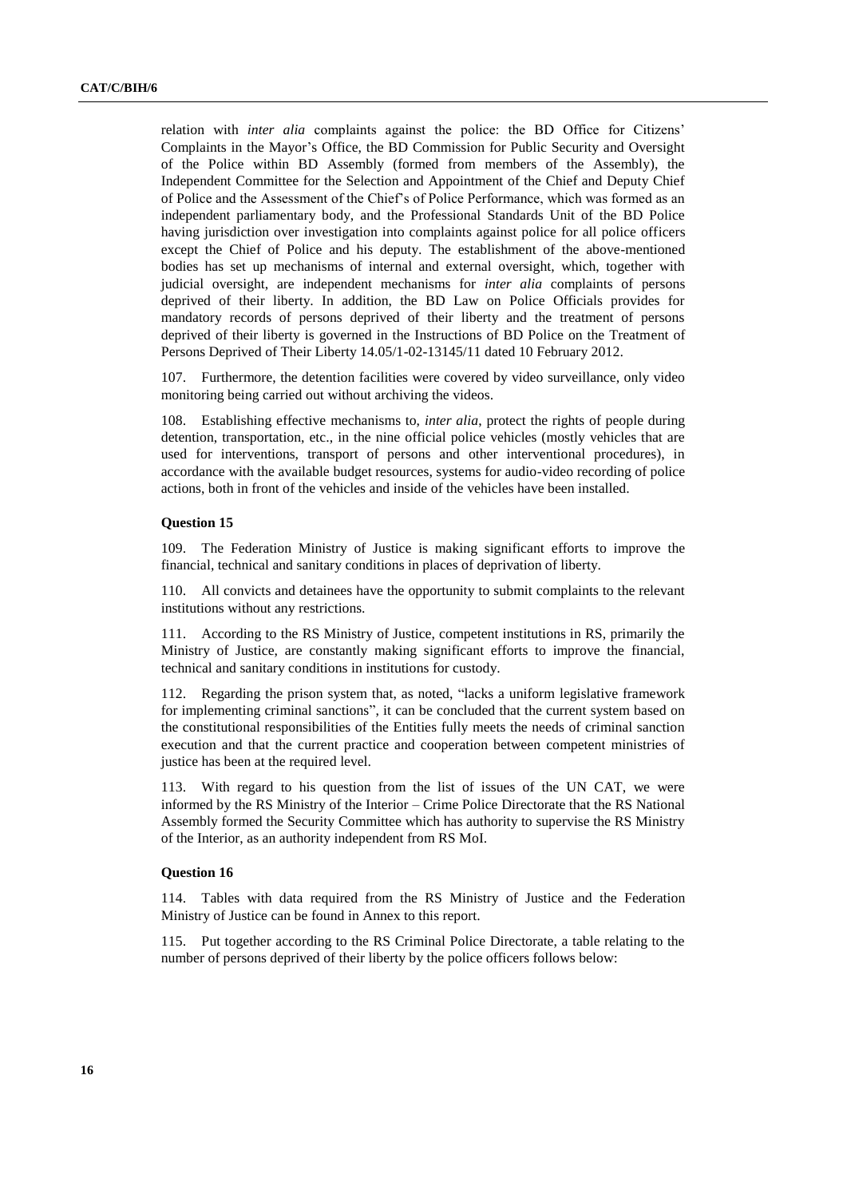relation with *inter alia* complaints against the police: the BD Office for Citizens' Complaints in the Mayor's Office, the BD Commission for Public Security and Oversight of the Police within BD Assembly (formed from members of the Assembly), the Independent Committee for the Selection and Appointment of the Chief and Deputy Chief of Police and the Assessment of the Chief's of Police Performance, which was formed as an independent parliamentary body, and the Professional Standards Unit of the BD Police having jurisdiction over investigation into complaints against police for all police officers except the Chief of Police and his deputy. The establishment of the above-mentioned bodies has set up mechanisms of internal and external oversight, which, together with judicial oversight, are independent mechanisms for *inter alia* complaints of persons deprived of their liberty. In addition, the BD Law on Police Officials provides for mandatory records of persons deprived of their liberty and the treatment of persons deprived of their liberty is governed in the Instructions of BD Police on the Treatment of Persons Deprived of Their Liberty 14.05/1-02-13145/11 dated 10 February 2012.

107. Furthermore, the detention facilities were covered by video surveillance, only video monitoring being carried out without archiving the videos.

108. Establishing effective mechanisms to, *inter alia,* protect the rights of people during detention, transportation, etc., in the nine official police vehicles (mostly vehicles that are used for interventions, transport of persons and other interventional procedures), in accordance with the available budget resources, systems for audio-video recording of police actions, both in front of the vehicles and inside of the vehicles have been installed.

**Question 15**

109. The Federation Ministry of Justice is making significant efforts to improve the financial, technical and sanitary conditions in places of deprivation of liberty.

110. All convicts and detainees have the opportunity to submit complaints to the relevant institutions without any restrictions.

111. According to the RS Ministry of Justice, competent institutions in RS, primarily the Ministry of Justice, are constantly making significant efforts to improve the financial, technical and sanitary conditions in institutions for custody.

112. Regarding the prison system that, as noted, "lacks a uniform legislative framework for implementing criminal sanctions", it can be concluded that the current system based on the constitutional responsibilities of the Entities fully meets the needs of criminal sanction execution and that the current practice and cooperation between competent ministries of justice has been at the required level.

113. With regard to his question from the list of issues of the UN CAT, we were informed by the RS Ministry of the Interior – Crime Police Directorate that the RS National Assembly formed the Security Committee which has authority to supervise the RS Ministry of the Interior, as an authority independent from RS MoI.

**Question 16**

114. Tables with data required from the RS Ministry of Justice and the Federation Ministry of Justice can be found in Annex to this report.

115. Put together according to the RS Criminal Police Directorate, a table relating to the number of persons deprived of their liberty by the police officers follows below: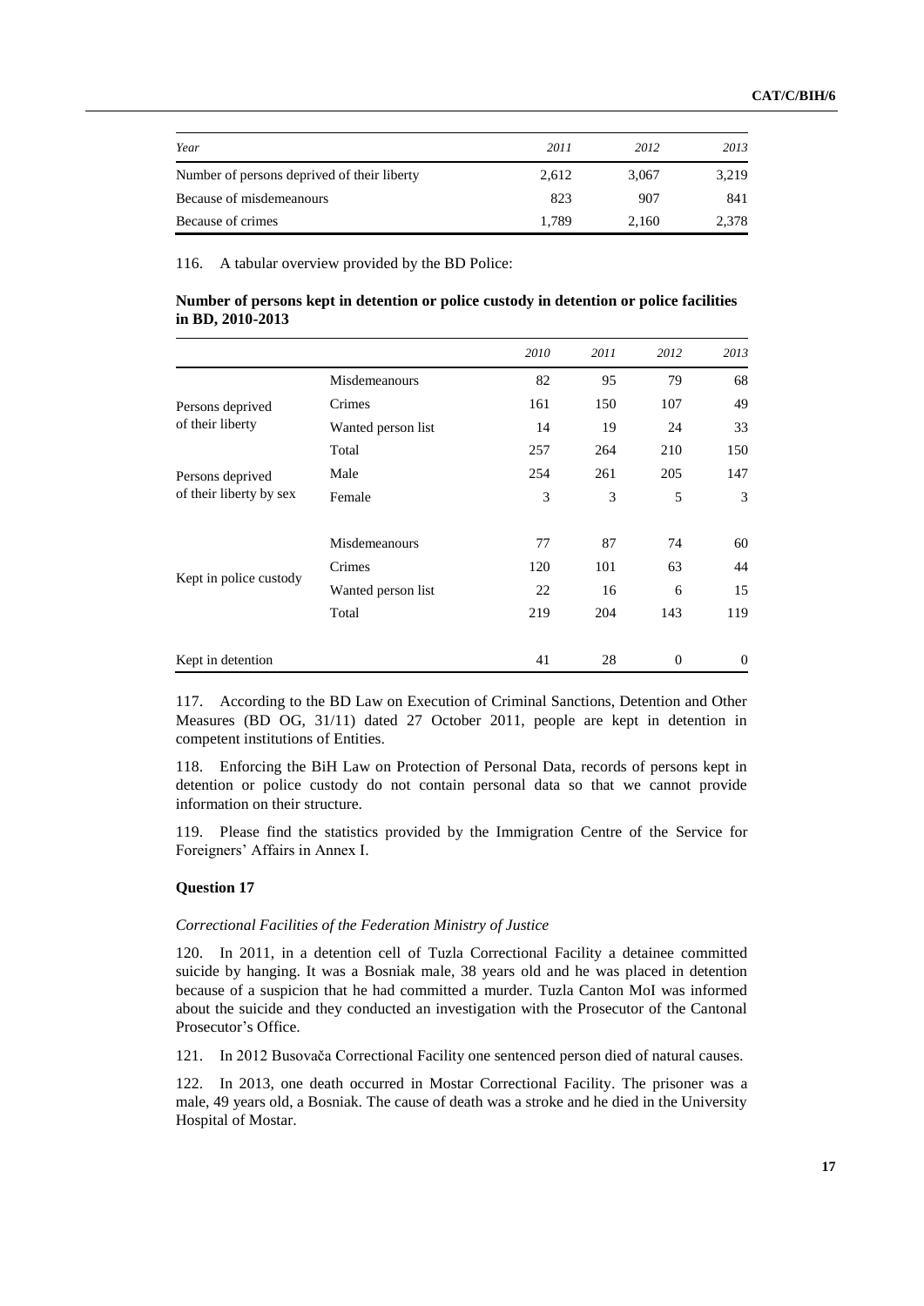| Year | 2011 | 2012 | 2013 |
| --- | --- | --- | --- |
| Number of persons deprived of their liberty | 2,612 | 3,067 | 3,219 |
| Because of misdemeanours | 823 | 907 | 841 |
| Because of crimes | 1,789 | 2,160 | 2,378 |

116. A tabular overview provided by the BD Police:

**Number of persons kept in detention or police custody in detention or police facilities in BD, 2010-2013**

| | | 2010 | 2011 | 2012 | 2013 |
| --- | --- | --- | --- | --- | --- |
| Persons deprived of their liberty | Misdemeanours | 82 | 95 | 79 | 68 |
| | Crimes | 161 | 150 | 107 | 49 |
| | Wanted person list | 14 | 19 | 24 | 33 |
| | Total | 257 | 264 | 210 | 150 |
| Persons deprived of their liberty by sex | Male | 254 | 261 | 205 | 147 |
| | Female | 3 | 3 | 5 | 3 |
| Kept in police custody | Misdemeanours | 77 | 87 | 74 | 60 |
| | Crimes | 120 | 101 | 63 | 44 |
| | Wanted person list | 22 | 16 | 6 | 15 |
| | Total | 219 | 204 | 143 | 119 |
| Kept in detention | | 41 | 28 | 0 | 0 |

117. According to the BD Law on Execution of Criminal Sanctions, Detention and Other Measures (BD OG, 31/11) dated 27 October 2011, people are kept in detention in competent institutions of Entities.

118. Enforcing the BiH Law on Protection of Personal Data, records of persons kept in detention or police custody do not contain personal data so that we cannot provide information on their structure.

119. Please find the statistics provided by the Immigration Centre of the Service for Foreigners' Affairs in Annex I.

### Question 17

*Correctional Facilities of the Federation Ministry of Justice*

120. In 2011, in a detention cell of Tuzla Correctional Facility a detainee committed suicide by hanging. It was a Bosniak male, 38 years old and he was placed in detention because of a suspicion that he had committed a murder. Tuzla Canton MoI was informed about the suicide and they conducted an investigation with the Prosecutor of the Cantonal Prosecutor's Office.

121. In 2012 Busovača Correctional Facility one sentenced person died of natural causes.

122. In 2013, one death occurred in Mostar Correctional Facility. The prisoner was a male, 49 years old, a Bosniak. The cause of death was a stroke and he died in the University Hospital of Mostar.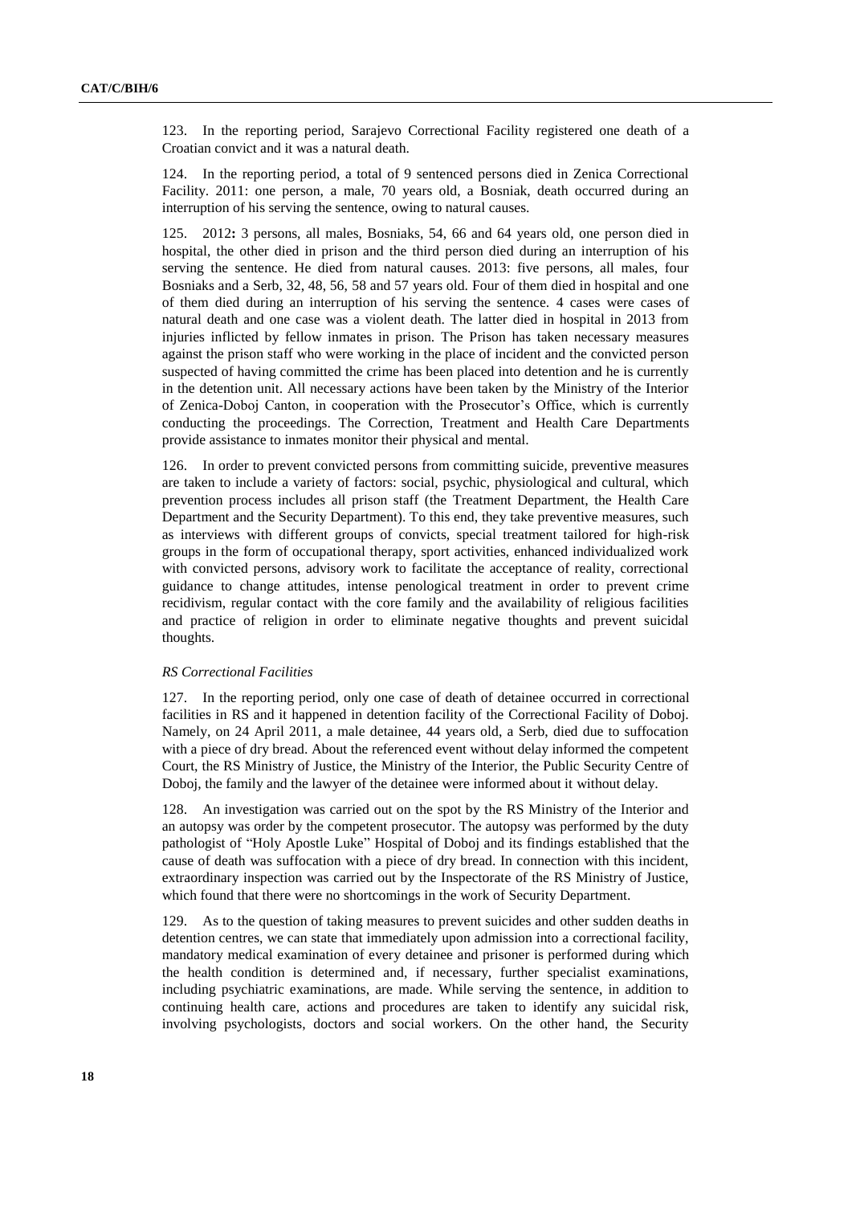123. In the reporting period, Sarajevo Correctional Facility registered one death of a Croatian convict and it was a natural death.

124. In the reporting period, a total of 9 sentenced persons died in Zenica Correctional Facility. 2011: one person, a male, 70 years old, a Bosniak, death occurred during an interruption of his serving the sentence, owing to natural causes.

125. 2012**:** 3 persons, all males, Bosniaks, 54, 66 and 64 years old, one person died in hospital, the other died in prison and the third person died during an interruption of his serving the sentence. He died from natural causes. 2013: five persons, all males, four Bosniaks and a Serb, 32, 48, 56, 58 and 57 years old. Four of them died in hospital and one of them died during an interruption of his serving the sentence. 4 cases were cases of natural death and one case was a violent death. The latter died in hospital in 2013 from injuries inflicted by fellow inmates in prison. The Prison has taken necessary measures against the prison staff who were working in the place of incident and the convicted person suspected of having committed the crime has been placed into detention and he is currently in the detention unit. All necessary actions have been taken by the Ministry of the Interior of Zenica-Doboj Canton, in cooperation with the Prosecutor's Office, which is currently conducting the proceedings. The Correction, Treatment and Health Care Departments provide assistance to inmates monitor their physical and mental.

126. In order to prevent convicted persons from committing suicide, preventive measures are taken to include a variety of factors: social, psychic, physiological and cultural, which prevention process includes all prison staff (the Treatment Department, the Health Care Department and the Security Department). To this end, they take preventive measures, such as interviews with different groups of convicts, special treatment tailored for high-risk groups in the form of occupational therapy, sport activities, enhanced individualized work with convicted persons, advisory work to facilitate the acceptance of reality, correctional guidance to change attitudes, intense penological treatment in order to prevent crime recidivism, regular contact with the core family and the availability of religious facilities and practice of religion in order to eliminate negative thoughts and prevent suicidal thoughts.

*RS Correctional Facilities*

127. In the reporting period, only one case of death of detainee occurred in correctional facilities in RS and it happened in detention facility of the Correctional Facility of Doboj. Namely, on 24 April 2011, a male detainee, 44 years old, a Serb, died due to suffocation with a piece of dry bread. About the referenced event without delay informed the competent Court, the RS Ministry of Justice, the Ministry of the Interior, the Public Security Centre of Doboj, the family and the lawyer of the detainee were informed about it without delay.

128. An investigation was carried out on the spot by the RS Ministry of the Interior and an autopsy was order by the competent prosecutor. The autopsy was performed by the duty pathologist of "Holy Apostle Luke" Hospital of Doboj and its findings established that the cause of death was suffocation with a piece of dry bread. In connection with this incident, extraordinary inspection was carried out by the Inspectorate of the RS Ministry of Justice, which found that there were no shortcomings in the work of Security Department.

129. As to the question of taking measures to prevent suicides and other sudden deaths in detention centres, we can state that immediately upon admission into a correctional facility, mandatory medical examination of every detainee and prisoner is performed during which the health condition is determined and, if necessary, further specialist examinations, including psychiatric examinations, are made. While serving the sentence, in addition to continuing health care, actions and procedures are taken to identify any suicidal risk, involving psychologists, doctors and social workers. On the other hand, the Security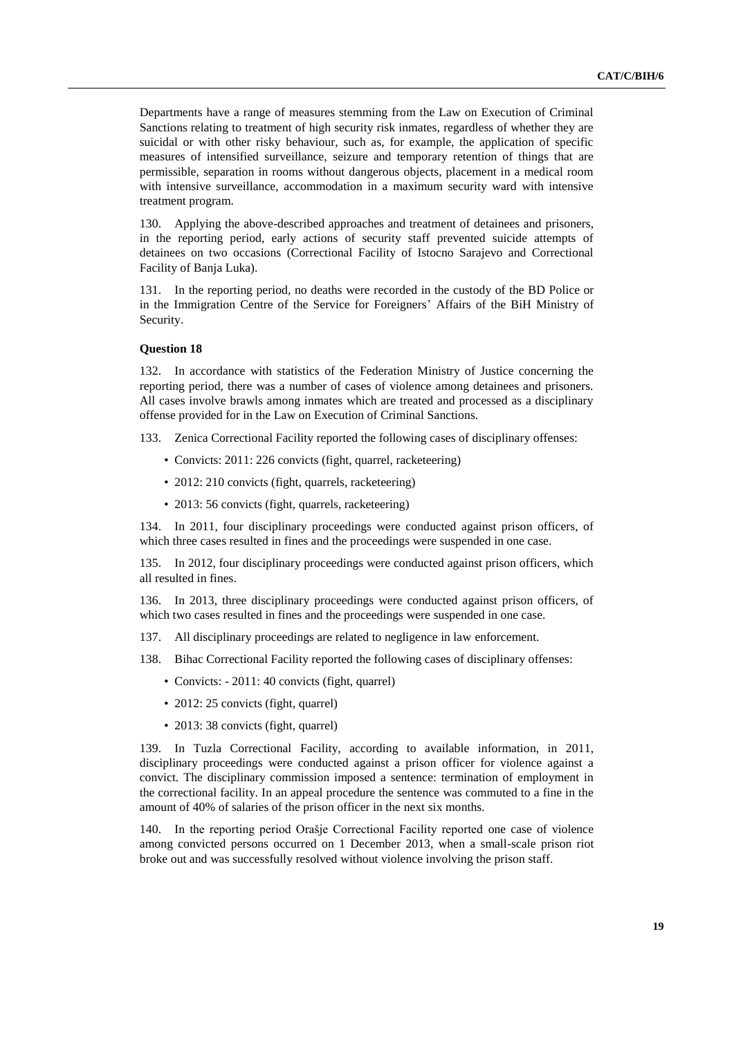Departments have a range of measures stemming from the Law on Execution of Criminal Sanctions relating to treatment of high security risk inmates, regardless of whether they are suicidal or with other risky behaviour, such as, for example, the application of specific measures of intensified surveillance, seizure and temporary retention of things that are permissible, separation in rooms without dangerous objects, placement in a medical room with intensive surveillance, accommodation in a maximum security ward with intensive treatment program.

130. Applying the above-described approaches and treatment of detainees and prisoners, in the reporting period, early actions of security staff prevented suicide attempts of detainees on two occasions (Correctional Facility of Istocno Sarajevo and Correctional Facility of Banja Luka).

131. In the reporting period, no deaths were recorded in the custody of the BD Police or in the Immigration Centre of the Service for Foreigners' Affairs of the BiH Ministry of Security.

**Question 18**

132. In accordance with statistics of the Federation Ministry of Justice concerning the reporting period, there was a number of cases of violence among detainees and prisoners. All cases involve brawls among inmates which are treated and processed as a disciplinary offense provided for in the Law on Execution of Criminal Sanctions.

133. Zenica Correctional Facility reported the following cases of disciplinary offenses:

- Convicts: 2011: 226 convicts (fight, quarrel, racketeering)
- 2012: 210 convicts (fight, quarrels, racketeering)
- 2013: 56 convicts (fight, quarrels, racketeering)

134. In 2011, four disciplinary proceedings were conducted against prison officers, of which three cases resulted in fines and the proceedings were suspended in one case.

135. In 2012, four disciplinary proceedings were conducted against prison officers, which all resulted in fines.

136. In 2013, three disciplinary proceedings were conducted against prison officers, of which two cases resulted in fines and the proceedings were suspended in one case.

137. All disciplinary proceedings are related to negligence in law enforcement.

138. Bihac Correctional Facility reported the following cases of disciplinary offenses:

- Convicts: - 2011: 40 convicts (fight, quarrel)
- 2012: 25 convicts (fight, quarrel)
- 2013: 38 convicts (fight, quarrel)

139. In Tuzla Correctional Facility, according to available information, in 2011, disciplinary proceedings were conducted against a prison officer for violence against a convict. The disciplinary commission imposed a sentence: termination of employment in the correctional facility. In an appeal procedure the sentence was commuted to a fine in the amount of 40% of salaries of the prison officer in the next six months.

140. In the reporting period Orašje Correctional Facility reported one case of violence among convicted persons occurred on 1 December 2013, when a small-scale prison riot broke out and was successfully resolved without violence involving the prison staff.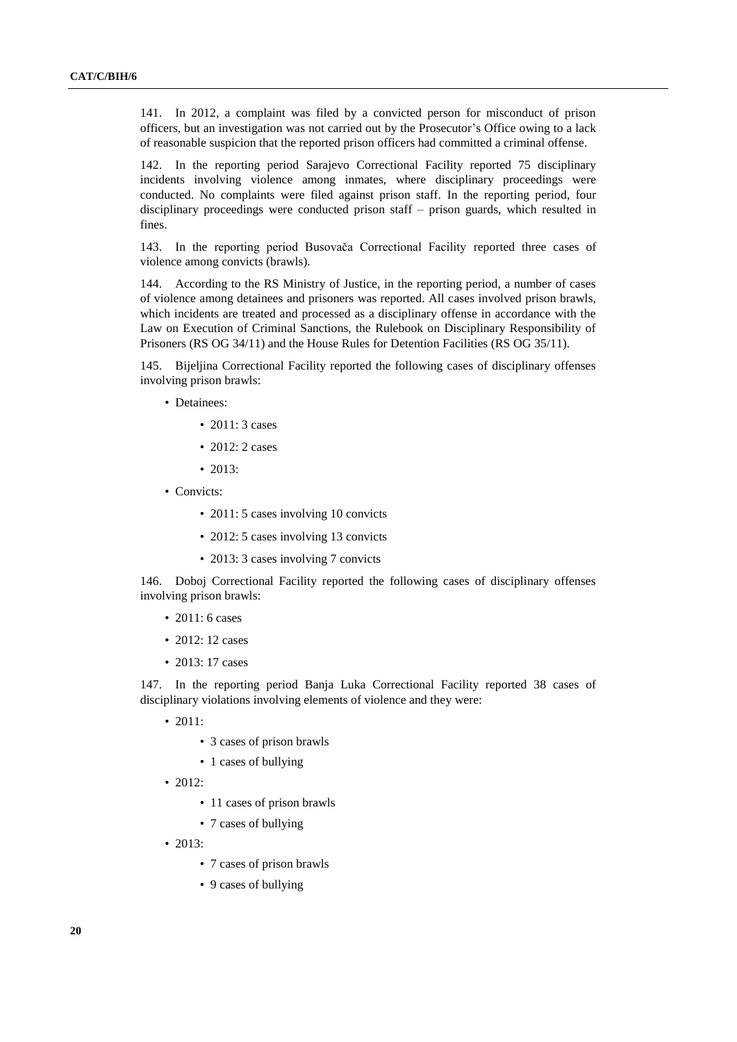141. In 2012, a complaint was filed by a convicted person for misconduct of prison officers, but an investigation was not carried out by the Prosecutor's Office owing to a lack of reasonable suspicion that the reported prison officers had committed a criminal offense.

142. In the reporting period Sarajevo Correctional Facility reported 75 disciplinary incidents involving violence among inmates, where disciplinary proceedings were conducted. No complaints were filed against prison staff. In the reporting period, four disciplinary proceedings were conducted prison staff – prison guards, which resulted in fines.

143. In the reporting period Busovača Correctional Facility reported three cases of violence among convicts (brawls).

144. According to the RS Ministry of Justice, in the reporting period, a number of cases of violence among detainees and prisoners was reported. All cases involved prison brawls, which incidents are treated and processed as a disciplinary offense in accordance with the Law on Execution of Criminal Sanctions, the Rulebook on Disciplinary Responsibility of Prisoners (RS OG 34/11) and the House Rules for Detention Facilities (RS OG 35/11).

145. Bijeljina Correctional Facility reported the following cases of disciplinary offenses involving prison brawls:

- Detainees:
  - 2011: 3 cases
  - 2012: 2 cases
  - 2013:
- Convicts:
  - 2011: 5 cases involving 10 convicts
  - 2012: 5 cases involving 13 convicts
  - 2013: 3 cases involving 7 convicts

146. Doboj Correctional Facility reported the following cases of disciplinary offenses involving prison brawls:

- 2011: 6 cases
- 2012: 12 cases
- 2013: 17 cases

147. In the reporting period Banja Luka Correctional Facility reported 38 cases of disciplinary violations involving elements of violence and they were:

- 2011:
  - 3 cases of prison brawls
  - 1 cases of bullying
- 2012:
  - 11 cases of prison brawls
  - 7 cases of bullying
- 2013:
  - 7 cases of prison brawls
  - 9 cases of bullying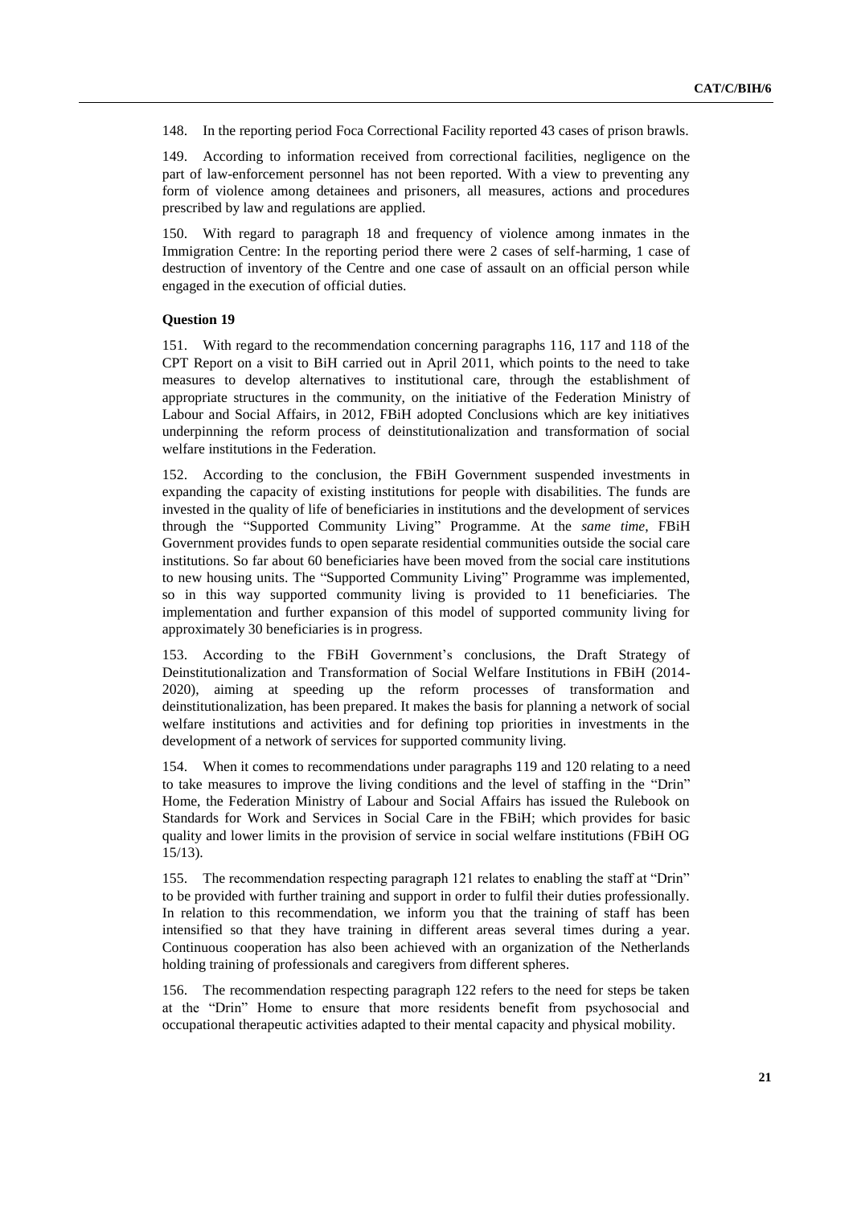148. In the reporting period Foca Correctional Facility reported 43 cases of prison brawls.

149. According to information received from correctional facilities, negligence on the part of law-enforcement personnel has not been reported. With a view to preventing any form of violence among detainees and prisoners, all measures, actions and procedures prescribed by law and regulations are applied.

150. With regard to paragraph 18 and frequency of violence among inmates in the Immigration Centre: In the reporting period there were 2 cases of self-harming, 1 case of destruction of inventory of the Centre and one case of assault on an official person while engaged in the execution of official duties.

**Question 19**

151. With regard to the recommendation concerning paragraphs 116, 117 and 118 of the CPT Report on a visit to BiH carried out in April 2011, which points to the need to take measures to develop alternatives to institutional care, through the establishment of appropriate structures in the community, on the initiative of the Federation Ministry of Labour and Social Affairs, in 2012, FBiH adopted Conclusions which are key initiatives underpinning the reform process of deinstitutionalization and transformation of social welfare institutions in the Federation.

152. According to the conclusion, the FBiH Government suspended investments in expanding the capacity of existing institutions for people with disabilities. The funds are invested in the quality of life of beneficiaries in institutions and the development of services through the "Supported Community Living" Programme. At the *same time*, FBiH Government provides funds to open separate residential communities outside the social care institutions. So far about 60 beneficiaries have been moved from the social care institutions to new housing units. The "Supported Community Living" Programme was implemented, so in this way supported community living is provided to 11 beneficiaries. The implementation and further expansion of this model of supported community living for approximately 30 beneficiaries is in progress.

153. According to the FBiH Government's conclusions, the Draft Strategy of Deinstitutionalization and Transformation of Social Welfare Institutions in FBiH (2014-2020), aiming at speeding up the reform processes of transformation and deinstitutionalization, has been prepared. It makes the basis for planning a network of social welfare institutions and activities and for defining top priorities in investments in the development of a network of services for supported community living.

154. When it comes to recommendations under paragraphs 119 and 120 relating to a need to take measures to improve the living conditions and the level of staffing in the "Drin" Home, the Federation Ministry of Labour and Social Affairs has issued the Rulebook on Standards for Work and Services in Social Care in the FBiH; which provides for basic quality and lower limits in the provision of service in social welfare institutions (FBiH OG 15/13).

155. The recommendation respecting paragraph 121 relates to enabling the staff at "Drin" to be provided with further training and support in order to fulfil their duties professionally. In relation to this recommendation, we inform you that the training of staff has been intensified so that they have training in different areas several times during a year. Continuous cooperation has also been achieved with an organization of the Netherlands holding training of professionals and caregivers from different spheres.

156. The recommendation respecting paragraph 122 refers to the need for steps be taken at the "Drin" Home to ensure that more residents benefit from psychosocial and occupational therapeutic activities adapted to their mental capacity and physical mobility.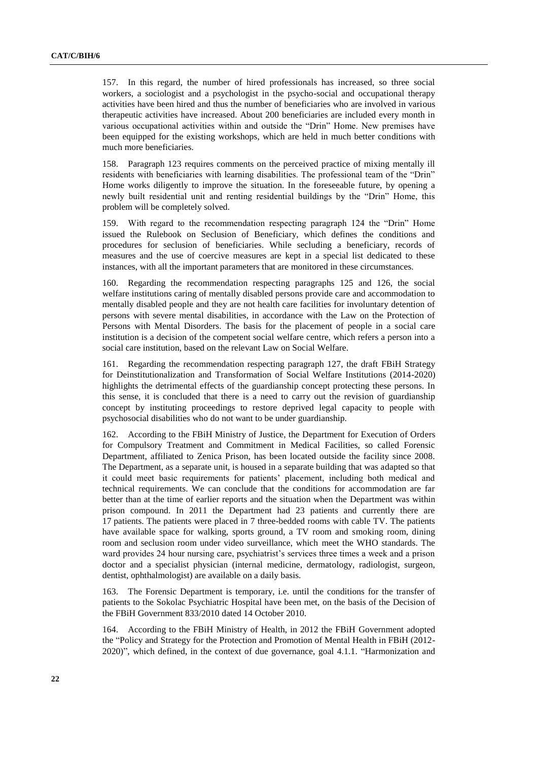157. In this regard, the number of hired professionals has increased, so three social workers, a sociologist and a psychologist in the psycho-social and occupational therapy activities have been hired and thus the number of beneficiaries who are involved in various therapeutic activities have increased. About 200 beneficiaries are included every month in various occupational activities within and outside the "Drin" Home. New premises have been equipped for the existing workshops, which are held in much better conditions with much more beneficiaries.

158. Paragraph 123 requires comments on the perceived practice of mixing mentally ill residents with beneficiaries with learning disabilities. The professional team of the "Drin" Home works diligently to improve the situation. In the foreseeable future, by opening a newly built residential unit and renting residential buildings by the "Drin" Home, this problem will be completely solved.

159. With regard to the recommendation respecting paragraph 124 the "Drin" Home issued the Rulebook on Seclusion of Beneficiary, which defines the conditions and procedures for seclusion of beneficiaries. While secluding a beneficiary, records of measures and the use of coercive measures are kept in a special list dedicated to these instances, with all the important parameters that are monitored in these circumstances.

160. Regarding the recommendation respecting paragraphs 125 and 126, the social welfare institutions caring of mentally disabled persons provide care and accommodation to mentally disabled people and they are not health care facilities for involuntary detention of persons with severe mental disabilities, in accordance with the Law on the Protection of Persons with Mental Disorders. The basis for the placement of people in a social care institution is a decision of the competent social welfare centre, which refers a person into a social care institution, based on the relevant Law on Social Welfare.

161. Regarding the recommendation respecting paragraph 127, the draft FBiH Strategy for Deinstitutionalization and Transformation of Social Welfare Institutions (2014-2020) highlights the detrimental effects of the guardianship concept protecting these persons. In this sense, it is concluded that there is a need to carry out the revision of guardianship concept by instituting proceedings to restore deprived legal capacity to people with psychosocial disabilities who do not want to be under guardianship.

162. According to the FBiH Ministry of Justice, the Department for Execution of Orders for Compulsory Treatment and Commitment in Medical Facilities, so called Forensic Department, affiliated to Zenica Prison, has been located outside the facility since 2008. The Department, as a separate unit, is housed in a separate building that was adapted so that it could meet basic requirements for patients' placement, including both medical and technical requirements. We can conclude that the conditions for accommodation are far better than at the time of earlier reports and the situation when the Department was within prison compound. In 2011 the Department had 23 patients and currently there are 17 patients. The patients were placed in 7 three-bedded rooms with cable TV. The patients have available space for walking, sports ground, a TV room and smoking room, dining room and seclusion room under video surveillance, which meet the WHO standards. The ward provides 24 hour nursing care, psychiatrist's services three times a week and a prison doctor and a specialist physician (internal medicine, dermatology, radiologist, surgeon, dentist, ophthalmologist) are available on a daily basis.

163. The Forensic Department is temporary, i.e. until the conditions for the transfer of patients to the Sokolac Psychiatric Hospital have been met, on the basis of the Decision of the FBiH Government 833/2010 dated 14 October 2010.

164. According to the FBiH Ministry of Health, in 2012 the FBiH Government adopted the "Policy and Strategy for the Protection and Promotion of Mental Health in FBiH (2012-2020)", which defined, in the context of due governance, goal 4.1.1. "Harmonization and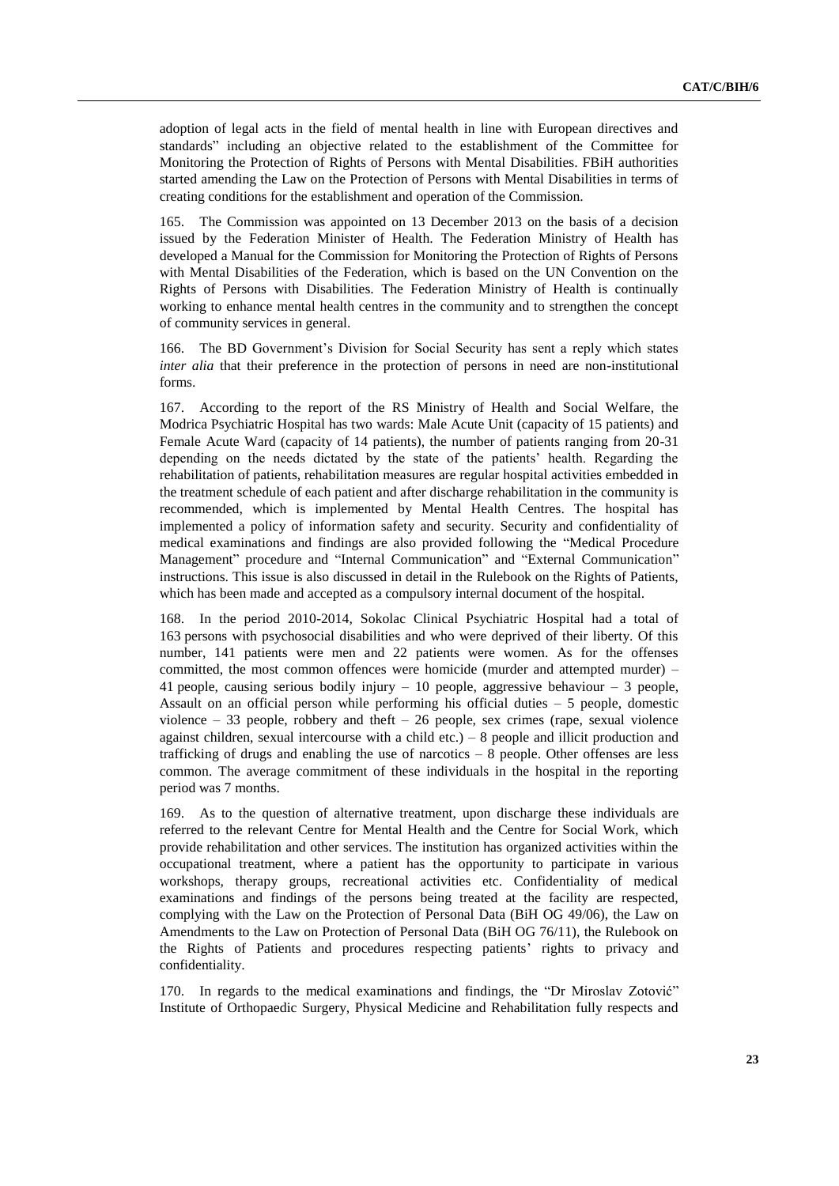adoption of legal acts in the field of mental health in line with European directives and standards" including an objective related to the establishment of the Committee for Monitoring the Protection of Rights of Persons with Mental Disabilities. FBiH authorities started amending the Law on the Protection of Persons with Mental Disabilities in terms of creating conditions for the establishment and operation of the Commission.

165. The Commission was appointed on 13 December 2013 on the basis of a decision issued by the Federation Minister of Health. The Federation Ministry of Health has developed a Manual for the Commission for Monitoring the Protection of Rights of Persons with Mental Disabilities of the Federation, which is based on the UN Convention on the Rights of Persons with Disabilities. The Federation Ministry of Health is continually working to enhance mental health centres in the community and to strengthen the concept of community services in general.

166. The BD Government's Division for Social Security has sent a reply which states *inter alia* that their preference in the protection of persons in need are non-institutional forms.

167. According to the report of the RS Ministry of Health and Social Welfare, the Modrica Psychiatric Hospital has two wards: Male Acute Unit (capacity of 15 patients) and Female Acute Ward (capacity of 14 patients), the number of patients ranging from 20-31 depending on the needs dictated by the state of the patients' health. Regarding the rehabilitation of patients, rehabilitation measures are regular hospital activities embedded in the treatment schedule of each patient and after discharge rehabilitation in the community is recommended, which is implemented by Mental Health Centres. The hospital has implemented a policy of information safety and security. Security and confidentiality of medical examinations and findings are also provided following the "Medical Procedure Management" procedure and "Internal Communication" and "External Communication" instructions. This issue is also discussed in detail in the Rulebook on the Rights of Patients, which has been made and accepted as a compulsory internal document of the hospital.

168. In the period 2010-2014, Sokolac Clinical Psychiatric Hospital had a total of 163 persons with psychosocial disabilities and who were deprived of their liberty. Of this number, 141 patients were men and 22 patients were women. As for the offenses committed, the most common offences were homicide (murder and attempted murder) – 41 people, causing serious bodily injury – 10 people, aggressive behaviour – 3 people, Assault on an official person while performing his official duties – 5 people, domestic violence – 33 people, robbery and theft – 26 people, sex crimes (rape, sexual violence against children, sexual intercourse with a child etc.) – 8 people and illicit production and trafficking of drugs and enabling the use of narcotics – 8 people. Other offenses are less common. The average commitment of these individuals in the hospital in the reporting period was 7 months.

169. As to the question of alternative treatment, upon discharge these individuals are referred to the relevant Centre for Mental Health and the Centre for Social Work, which provide rehabilitation and other services. The institution has organized activities within the occupational treatment, where a patient has the opportunity to participate in various workshops, therapy groups, recreational activities etc. Confidentiality of medical examinations and findings of the persons being treated at the facility are respected, complying with the Law on the Protection of Personal Data (BiH OG 49/06), the Law on Amendments to the Law on Protection of Personal Data (BiH OG 76/11), the Rulebook on the Rights of Patients and procedures respecting patients' rights to privacy and confidentiality.

170. In regards to the medical examinations and findings, the "Dr Miroslav Zotović" Institute of Orthopaedic Surgery, Physical Medicine and Rehabilitation fully respects and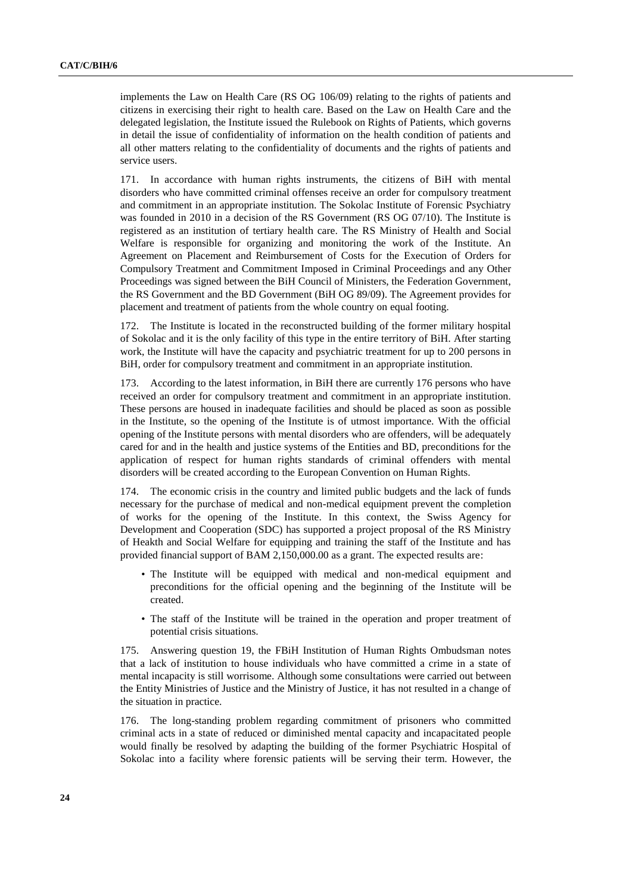implements the Law on Health Care (RS OG 106/09) relating to the rights of patients and citizens in exercising their right to health care. Based on the Law on Health Care and the delegated legislation, the Institute issued the Rulebook on Rights of Patients, which governs in detail the issue of confidentiality of information on the health condition of patients and all other matters relating to the confidentiality of documents and the rights of patients and service users.

171. In accordance with human rights instruments, the citizens of BiH with mental disorders who have committed criminal offenses receive an order for compulsory treatment and commitment in an appropriate institution. The Sokolac Institute of Forensic Psychiatry was founded in 2010 in a decision of the RS Government (RS OG 07/10). The Institute is registered as an institution of tertiary health care. The RS Ministry of Health and Social Welfare is responsible for organizing and monitoring the work of the Institute. An Agreement on Placement and Reimbursement of Costs for the Execution of Orders for Compulsory Treatment and Commitment Imposed in Criminal Proceedings and any Other Proceedings was signed between the BiH Council of Ministers, the Federation Government, the RS Government and the BD Government (BiH OG 89/09). The Agreement provides for placement and treatment of patients from the whole country on equal footing.

172. The Institute is located in the reconstructed building of the former military hospital of Sokolac and it is the only facility of this type in the entire territory of BiH. After starting work, the Institute will have the capacity and psychiatric treatment for up to 200 persons in BiH, order for compulsory treatment and commitment in an appropriate institution.

173. According to the latest information, in BiH there are currently 176 persons who have received an order for compulsory treatment and commitment in an appropriate institution. These persons are housed in inadequate facilities and should be placed as soon as possible in the Institute, so the opening of the Institute is of utmost importance. With the official opening of the Institute persons with mental disorders who are offenders, will be adequately cared for and in the health and justice systems of the Entities and BD, preconditions for the application of respect for human rights standards of criminal offenders with mental disorders will be created according to the European Convention on Human Rights.

174. The economic crisis in the country and limited public budgets and the lack of funds necessary for the purchase of medical and non-medical equipment prevent the completion of works for the opening of the Institute. In this context, the Swiss Agency for Development and Cooperation (SDC) has supported a project proposal of the RS Ministry of Heakth and Social Welfare for equipping and training the staff of the Institute and has provided financial support of BAM 2,150,000.00 as a grant. The expected results are:

- The Institute will be equipped with medical and non-medical equipment and preconditions for the official opening and the beginning of the Institute will be created.
- The staff of the Institute will be trained in the operation and proper treatment of potential crisis situations.

175. Answering question 19, the FBiH Institution of Human Rights Ombudsman notes that a lack of institution to house individuals who have committed a crime in a state of mental incapacity is still worrisome. Although some consultations were carried out between the Entity Ministries of Justice and the Ministry of Justice, it has not resulted in a change of the situation in practice.

176. The long-standing problem regarding commitment of prisoners who committed criminal acts in a state of reduced or diminished mental capacity and incapacitated people would finally be resolved by adapting the building of the former Psychiatric Hospital of Sokolac into a facility where forensic patients will be serving their term. However, the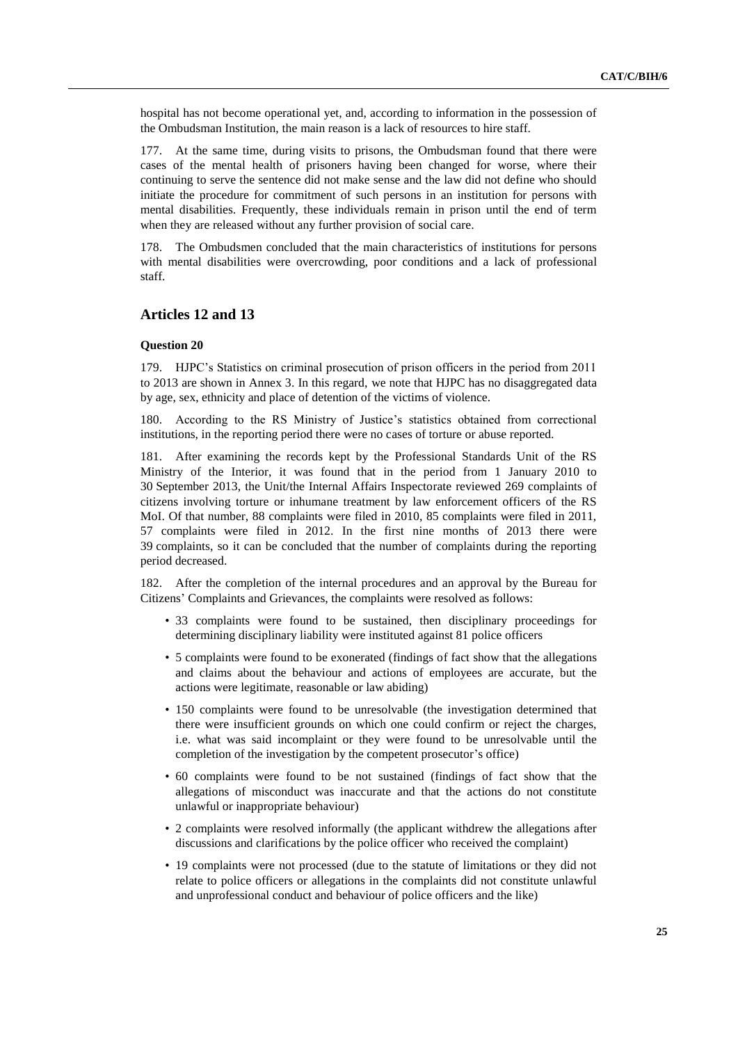hospital has not become operational yet, and, according to information in the possession of the Ombudsman Institution, the main reason is a lack of resources to hire staff.

177. At the same time, during visits to prisons, the Ombudsman found that there were cases of the mental health of prisoners having been changed for worse, where their continuing to serve the sentence did not make sense and the law did not define who should initiate the procedure for commitment of such persons in an institution for persons with mental disabilities. Frequently, these individuals remain in prison until the end of term when they are released without any further provision of social care.

178. The Ombudsmen concluded that the main characteristics of institutions for persons with mental disabilities were overcrowding, poor conditions and a lack of professional staff.

## Articles 12 and 13

#### Question 20

179. HJPC's Statistics on criminal prosecution of prison officers in the period from 2011 to 2013 are shown in Annex 3. In this regard, we note that HJPC has no disaggregated data by age, sex, ethnicity and place of detention of the victims of violence.

180. According to the RS Ministry of Justice's statistics obtained from correctional institutions, in the reporting period there were no cases of torture or abuse reported.

181. After examining the records kept by the Professional Standards Unit of the RS Ministry of the Interior, it was found that in the period from 1 January 2010 to 30 September 2013, the Unit/the Internal Affairs Inspectorate reviewed 269 complaints of citizens involving torture or inhumane treatment by law enforcement officers of the RS MoI. Of that number, 88 complaints were filed in 2010, 85 complaints were filed in 2011, 57 complaints were filed in 2012. In the first nine months of 2013 there were 39 complaints, so it can be concluded that the number of complaints during the reporting period decreased.

182. After the completion of the internal procedures and an approval by the Bureau for Citizens' Complaints and Grievances, the complaints were resolved as follows:

- 33 complaints were found to be sustained, then disciplinary proceedings for determining disciplinary liability were instituted against 81 police officers
- 5 complaints were found to be exonerated (findings of fact show that the allegations and claims about the behaviour and actions of employees are accurate, but the actions were legitimate, reasonable or law abiding)
- 150 complaints were found to be unresolvable (the investigation determined that there were insufficient grounds on which one could confirm or reject the charges, i.e. what was said incomplaint or they were found to be unresolvable until the completion of the investigation by the competent prosecutor's office)
- 60 complaints were found to be not sustained (findings of fact show that the allegations of misconduct was inaccurate and that the actions do not constitute unlawful or inappropriate behaviour)
- 2 complaints were resolved informally (the applicant withdrew the allegations after discussions and clarifications by the police officer who received the complaint)
- 19 complaints were not processed (due to the statute of limitations or they did not relate to police officers or allegations in the complaints did not constitute unlawful and unprofessional conduct and behaviour of police officers and the like)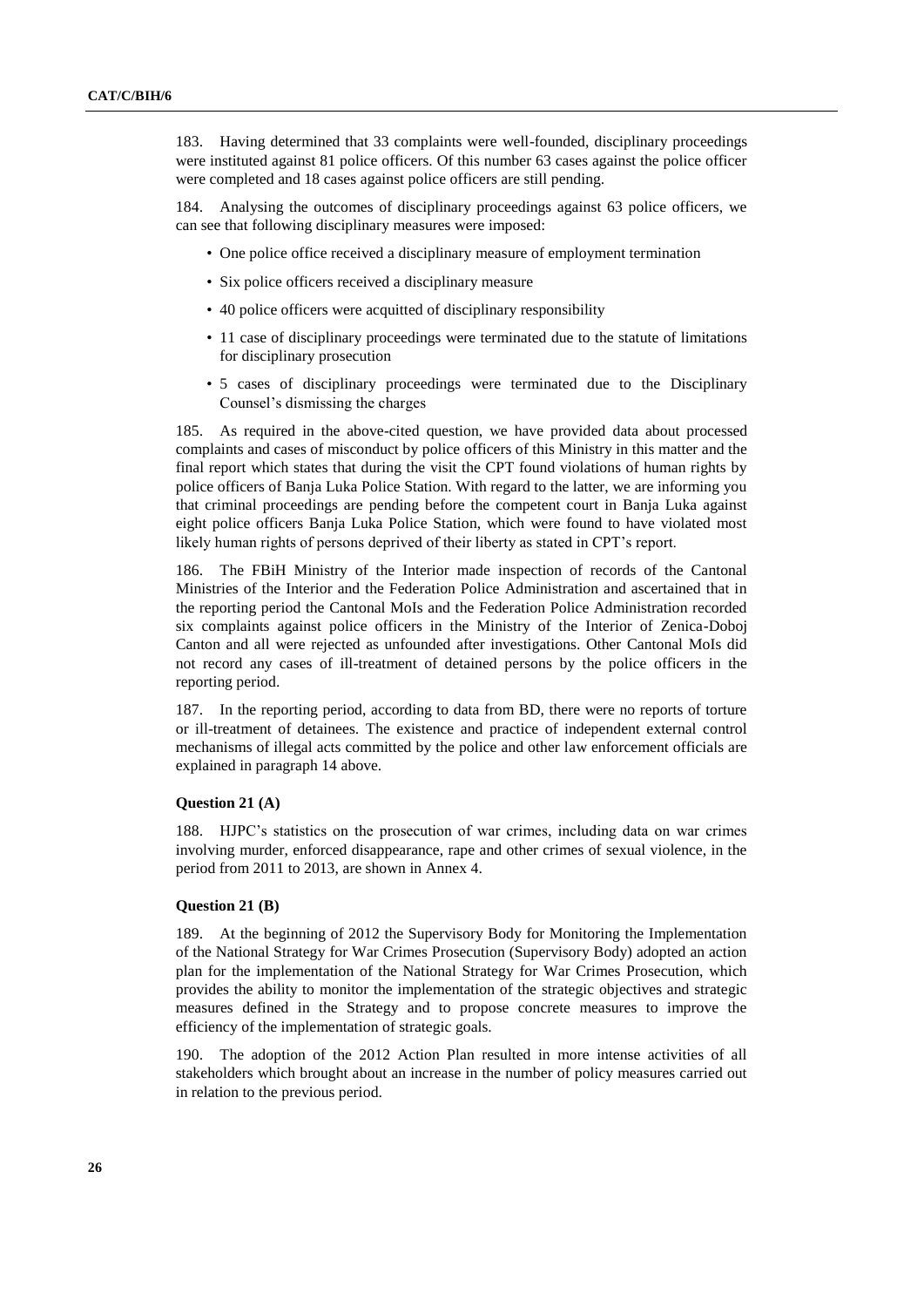183. Having determined that 33 complaints were well-founded, disciplinary proceedings were instituted against 81 police officers. Of this number 63 cases against the police officer were completed and 18 cases against police officers are still pending.

184. Analysing the outcomes of disciplinary proceedings against 63 police officers, we can see that following disciplinary measures were imposed:

- One police office received a disciplinary measure of employment termination
- Six police officers received a disciplinary measure
- 40 police officers were acquitted of disciplinary responsibility
- 11 case of disciplinary proceedings were terminated due to the statute of limitations for disciplinary prosecution
- 5 cases of disciplinary proceedings were terminated due to the Disciplinary Counsel's dismissing the charges

185. As required in the above-cited question, we have provided data about processed complaints and cases of misconduct by police officers of this Ministry in this matter and the final report which states that during the visit the CPT found violations of human rights by police officers of Banja Luka Police Station. With regard to the latter, we are informing you that criminal proceedings are pending before the competent court in Banja Luka against eight police officers Banja Luka Police Station, which were found to have violated most likely human rights of persons deprived of their liberty as stated in CPT's report.

186. The FBiH Ministry of the Interior made inspection of records of the Cantonal Ministries of the Interior and the Federation Police Administration and ascertained that in the reporting period the Cantonal MoIs and the Federation Police Administration recorded six complaints against police officers in the Ministry of the Interior of Zenica-Doboj Canton and all were rejected as unfounded after investigations. Other Cantonal MoIs did not record any cases of ill-treatment of detained persons by the police officers in the reporting period.

187. In the reporting period, according to data from BD, there were no reports of torture or ill-treatment of detainees. The existence and practice of independent external control mechanisms of illegal acts committed by the police and other law enforcement officials are explained in paragraph 14 above.

#### Question 21 (A)

188. HJPC's statistics on the prosecution of war crimes, including data on war crimes involving murder, enforced disappearance, rape and other crimes of sexual violence, in the period from 2011 to 2013, are shown in Annex 4.

#### Question 21 (B)

189. At the beginning of 2012 the Supervisory Body for Monitoring the Implementation of the National Strategy for War Crimes Prosecution (Supervisory Body) adopted an action plan for the implementation of the National Strategy for War Crimes Prosecution, which provides the ability to monitor the implementation of the strategic objectives and strategic measures defined in the Strategy and to propose concrete measures to improve the efficiency of the implementation of strategic goals.

190. The adoption of the 2012 Action Plan resulted in more intense activities of all stakeholders which brought about an increase in the number of policy measures carried out in relation to the previous period.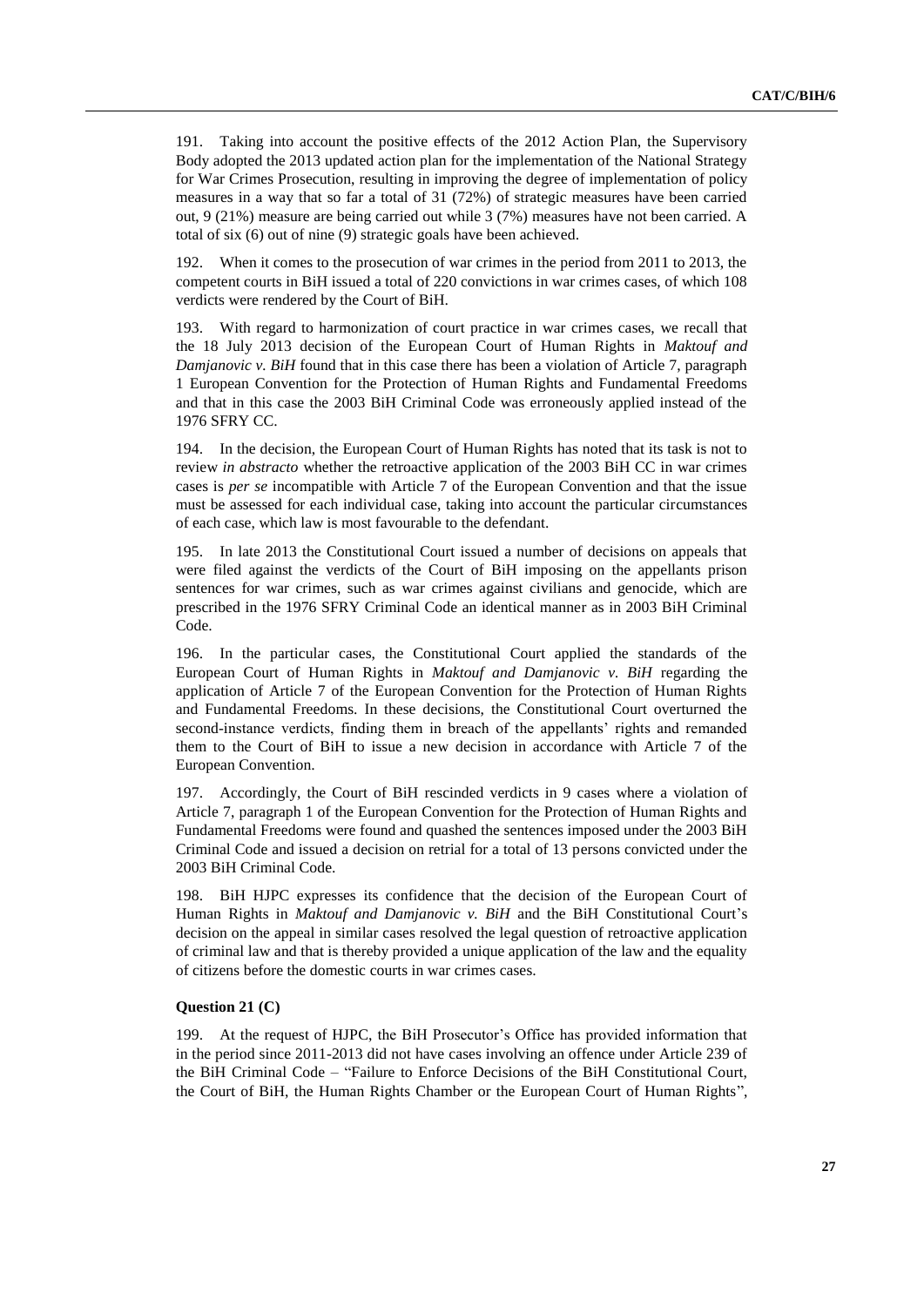191. Taking into account the positive effects of the 2012 Action Plan, the Supervisory Body adopted the 2013 updated action plan for the implementation of the National Strategy for War Crimes Prosecution, resulting in improving the degree of implementation of policy measures in a way that so far a total of 31 (72%) of strategic measures have been carried out, 9 (21%) measure are being carried out while 3 (7%) measures have not been carried. A total of six (6) out of nine (9) strategic goals have been achieved.

192. When it comes to the prosecution of war crimes in the period from 2011 to 2013, the competent courts in BiH issued a total of 220 convictions in war crimes cases, of which 108 verdicts were rendered by the Court of BiH.

193. With regard to harmonization of court practice in war crimes cases, we recall that the 18 July 2013 decision of the European Court of Human Rights in *Maktouf and Damjanovic v. BiH* found that in this case there has been a violation of Article 7, paragraph 1 European Convention for the Protection of Human Rights and Fundamental Freedoms and that in this case the 2003 BiH Criminal Code was erroneously applied instead of the 1976 SFRY CC.

194. In the decision, the European Court of Human Rights has noted that its task is not to review *in abstracto* whether the retroactive application of the 2003 BiH CC in war crimes cases is *per se* incompatible with Article 7 of the European Convention and that the issue must be assessed for each individual case, taking into account the particular circumstances of each case, which law is most favourable to the defendant.

195. In late 2013 the Constitutional Court issued a number of decisions on appeals that were filed against the verdicts of the Court of BiH imposing on the appellants prison sentences for war crimes, such as war crimes against civilians and genocide, which are prescribed in the 1976 SFRY Criminal Code an identical manner as in 2003 BiH Criminal Code.

196. In the particular cases, the Constitutional Court applied the standards of the European Court of Human Rights in *Maktouf and Damjanovic v. BiH* regarding the application of Article 7 of the European Convention for the Protection of Human Rights and Fundamental Freedoms. In these decisions, the Constitutional Court overturned the second-instance verdicts, finding them in breach of the appellants' rights and remanded them to the Court of BiH to issue a new decision in accordance with Article 7 of the European Convention.

197. Accordingly, the Court of BiH rescinded verdicts in 9 cases where a violation of Article 7, paragraph 1 of the European Convention for the Protection of Human Rights and Fundamental Freedoms were found and quashed the sentences imposed under the 2003 BiH Criminal Code and issued a decision on retrial for a total of 13 persons convicted under the 2003 BiH Criminal Code.

198. BiH HJPC expresses its confidence that the decision of the European Court of Human Rights in *Maktouf and Damjanovic v. BiH* and the BiH Constitutional Court's decision on the appeal in similar cases resolved the legal question of retroactive application of criminal law and that is thereby provided a unique application of the law and the equality of citizens before the domestic courts in war crimes cases.

**Question 21 (C)**

199. At the request of HJPC, the BiH Prosecutor's Office has provided information that in the period since 2011-2013 did not have cases involving an offence under Article 239 of the BiH Criminal Code – "Failure to Enforce Decisions of the BiH Constitutional Court, the Court of BiH, the Human Rights Chamber or the European Court of Human Rights",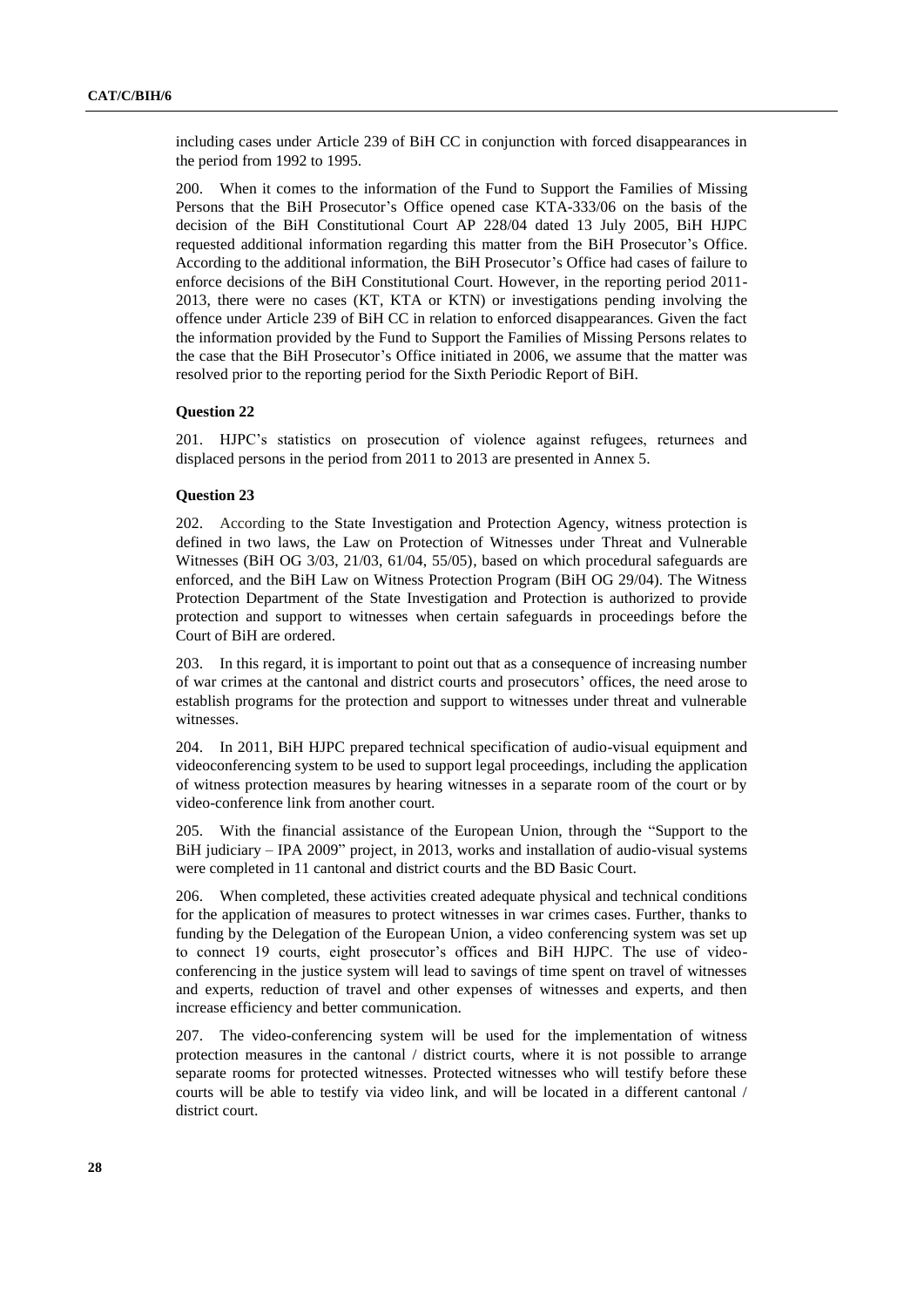including cases under Article 239 of BiH CC in conjunction with forced disappearances in the period from 1992 to 1995.

200. When it comes to the information of the Fund to Support the Families of Missing Persons that the BiH Prosecutor's Office opened case KTA-333/06 on the basis of the decision of the BiH Constitutional Court AP 228/04 dated 13 July 2005, BiH HJPC requested additional information regarding this matter from the BiH Prosecutor's Office. According to the additional information, the BiH Prosecutor's Office had cases of failure to enforce decisions of the BiH Constitutional Court. However, in the reporting period 2011-2013, there were no cases (KT, KTA or KTN) or investigations pending involving the offence under Article 239 of BiH CC in relation to enforced disappearances. Given the fact the information provided by the Fund to Support the Families of Missing Persons relates to the case that the BiH Prosecutor's Office initiated in 2006, we assume that the matter was resolved prior to the reporting period for the Sixth Periodic Report of BiH.

#### Question 22

201. HJPC's statistics on prosecution of violence against refugees, returnees and displaced persons in the period from 2011 to 2013 are presented in Annex 5.

#### Question 23

202. According to the State Investigation and Protection Agency, witness protection is defined in two laws, the Law on Protection of Witnesses under Threat and Vulnerable Witnesses (BiH OG 3/03, 21/03, 61/04, 55/05), based on which procedural safeguards are enforced, and the BiH Law on Witness Protection Program (BiH OG 29/04). The Witness Protection Department of the State Investigation and Protection is authorized to provide protection and support to witnesses when certain safeguards in proceedings before the Court of BiH are ordered.

203. In this regard, it is important to point out that as a consequence of increasing number of war crimes at the cantonal and district courts and prosecutors' offices, the need arose to establish programs for the protection and support to witnesses under threat and vulnerable witnesses.

204. In 2011, BiH HJPC prepared technical specification of audio-visual equipment and videoconferencing system to be used to support legal proceedings, including the application of witness protection measures by hearing witnesses in a separate room of the court or by video-conference link from another court.

205. With the financial assistance of the European Union, through the "Support to the BiH judiciary – IPA 2009" project, in 2013, works and installation of audio-visual systems were completed in 11 cantonal and district courts and the BD Basic Court.

206. When completed, these activities created adequate physical and technical conditions for the application of measures to protect witnesses in war crimes cases. Further, thanks to funding by the Delegation of the European Union, a video conferencing system was set up to connect 19 courts, eight prosecutor's offices and BiH HJPC. The use of video-conferencing in the justice system will lead to savings of time spent on travel of witnesses and experts, reduction of travel and other expenses of witnesses and experts, and then increase efficiency and better communication.

207. The video-conferencing system will be used for the implementation of witness protection measures in the cantonal / district courts, where it is not possible to arrange separate rooms for protected witnesses. Protected witnesses who will testify before these courts will be able to testify via video link, and will be located in a different cantonal / district court.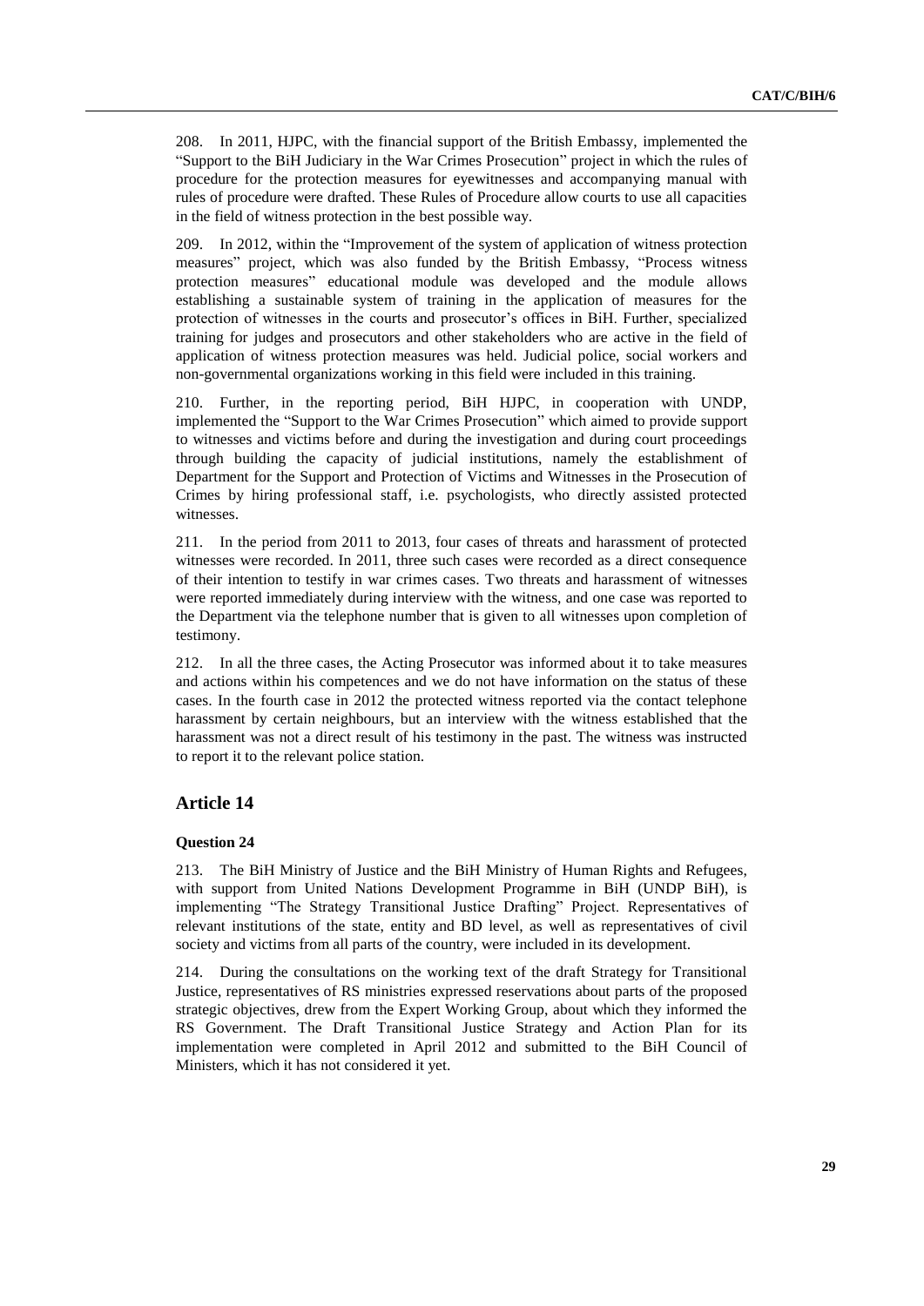208. In 2011, HJPC, with the financial support of the British Embassy, implemented the "Support to the BiH Judiciary in the War Crimes Prosecution" project in which the rules of procedure for the protection measures for eyewitnesses and accompanying manual with rules of procedure were drafted. These Rules of Procedure allow courts to use all capacities in the field of witness protection in the best possible way.

209. In 2012, within the "Improvement of the system of application of witness protection measures" project, which was also funded by the British Embassy, "Process witness protection measures" educational module was developed and the module allows establishing a sustainable system of training in the application of measures for the protection of witnesses in the courts and prosecutor's offices in BiH. Further, specialized training for judges and prosecutors and other stakeholders who are active in the field of application of witness protection measures was held. Judicial police, social workers and non-governmental organizations working in this field were included in this training.

210. Further, in the reporting period, BiH HJPC, in cooperation with UNDP, implemented the "Support to the War Crimes Prosecution" which aimed to provide support to witnesses and victims before and during the investigation and during court proceedings through building the capacity of judicial institutions, namely the establishment of Department for the Support and Protection of Victims and Witnesses in the Prosecution of Crimes by hiring professional staff, i.e. psychologists, who directly assisted protected witnesses.

211. In the period from 2011 to 2013, four cases of threats and harassment of protected witnesses were recorded. In 2011, three such cases were recorded as a direct consequence of their intention to testify in war crimes cases. Two threats and harassment of witnesses were reported immediately during interview with the witness, and one case was reported to the Department via the telephone number that is given to all witnesses upon completion of testimony.

212. In all the three cases, the Acting Prosecutor was informed about it to take measures and actions within his competences and we do not have information on the status of these cases. In the fourth case in 2012 the protected witness reported via the contact telephone harassment by certain neighbours, but an interview with the witness established that the harassment was not a direct result of his testimony in the past. The witness was instructed to report it to the relevant police station.

## Article 14

### Question 24

213. The BiH Ministry of Justice and the BiH Ministry of Human Rights and Refugees, with support from United Nations Development Programme in BiH (UNDP BiH), is implementing "The Strategy Transitional Justice Drafting" Project. Representatives of relevant institutions of the state, entity and BD level, as well as representatives of civil society and victims from all parts of the country, were included in its development.

214. During the consultations on the working text of the draft Strategy for Transitional Justice, representatives of RS ministries expressed reservations about parts of the proposed strategic objectives, drew from the Expert Working Group, about which they informed the RS Government. The Draft Transitional Justice Strategy and Action Plan for its implementation were completed in April 2012 and submitted to the BiH Council of Ministers, which it has not considered it yet.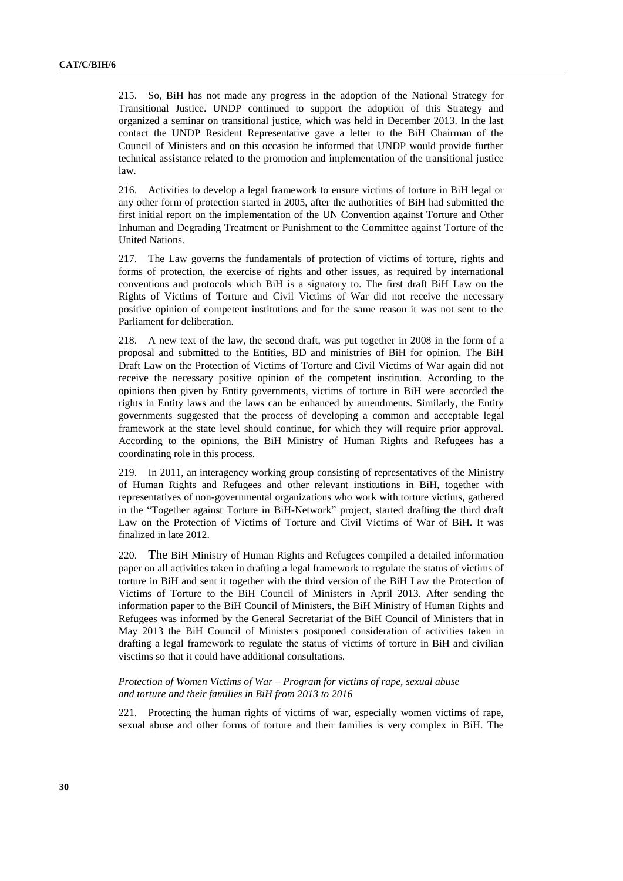215. So, BiH has not made any progress in the adoption of the National Strategy for Transitional Justice. UNDP continued to support the adoption of this Strategy and organized a seminar on transitional justice, which was held in December 2013. In the last contact the UNDP Resident Representative gave a letter to the BiH Chairman of the Council of Ministers and on this occasion he informed that UNDP would provide further technical assistance related to the promotion and implementation of the transitional justice law.

216. Activities to develop a legal framework to ensure victims of torture in BiH legal or any other form of protection started in 2005, after the authorities of BiH had submitted the first initial report on the implementation of the UN Convention against Torture and Other Inhuman and Degrading Treatment or Punishment to the Committee against Torture of the United Nations.

217. The Law governs the fundamentals of protection of victims of torture, rights and forms of protection, the exercise of rights and other issues, as required by international conventions and protocols which BiH is a signatory to. The first draft BiH Law on the Rights of Victims of Torture and Civil Victims of War did not receive the necessary positive opinion of competent institutions and for the same reason it was not sent to the Parliament for deliberation.

218. A new text of the law, the second draft, was put together in 2008 in the form of a proposal and submitted to the Entities, BD and ministries of BiH for opinion. The BiH Draft Law on the Protection of Victims of Torture and Civil Victims of War again did not receive the necessary positive opinion of the competent institution. According to the opinions then given by Entity governments, victims of torture in BiH were accorded the rights in Entity laws and the laws can be enhanced by amendments. Similarly, the Entity governments suggested that the process of developing a common and acceptable legal framework at the state level should continue, for which they will require prior approval. According to the opinions, the BiH Ministry of Human Rights and Refugees has a coordinating role in this process.

219. In 2011, an interagency working group consisting of representatives of the Ministry of Human Rights and Refugees and other relevant institutions in BiH, together with representatives of non-governmental organizations who work with torture victims, gathered in the "Together against Torture in BiH-Network" project, started drafting the third draft Law on the Protection of Victims of Torture and Civil Victims of War of BiH. It was finalized in late 2012.

220. The BiH Ministry of Human Rights and Refugees compiled a detailed information paper on all activities taken in drafting a legal framework to regulate the status of victims of torture in BiH and sent it together with the third version of the BiH Law the Protection of Victims of Torture to the BiH Council of Ministers in April 2013. After sending the information paper to the BiH Council of Ministers, the BiH Ministry of Human Rights and Refugees was informed by the General Secretariat of the BiH Council of Ministers that in May 2013 the BiH Council of Ministers postponed consideration of activities taken in drafting a legal framework to regulate the status of victims of torture in BiH and civilian visctims so that it could have additional consultations.

*Protection of Women Victims of War – Program for victims of rape, sexual abuse and torture and their families in BiH from 2013 to 2016*

221. Protecting the human rights of victims of war, especially women victims of rape, sexual abuse and other forms of torture and their families is very complex in BiH. The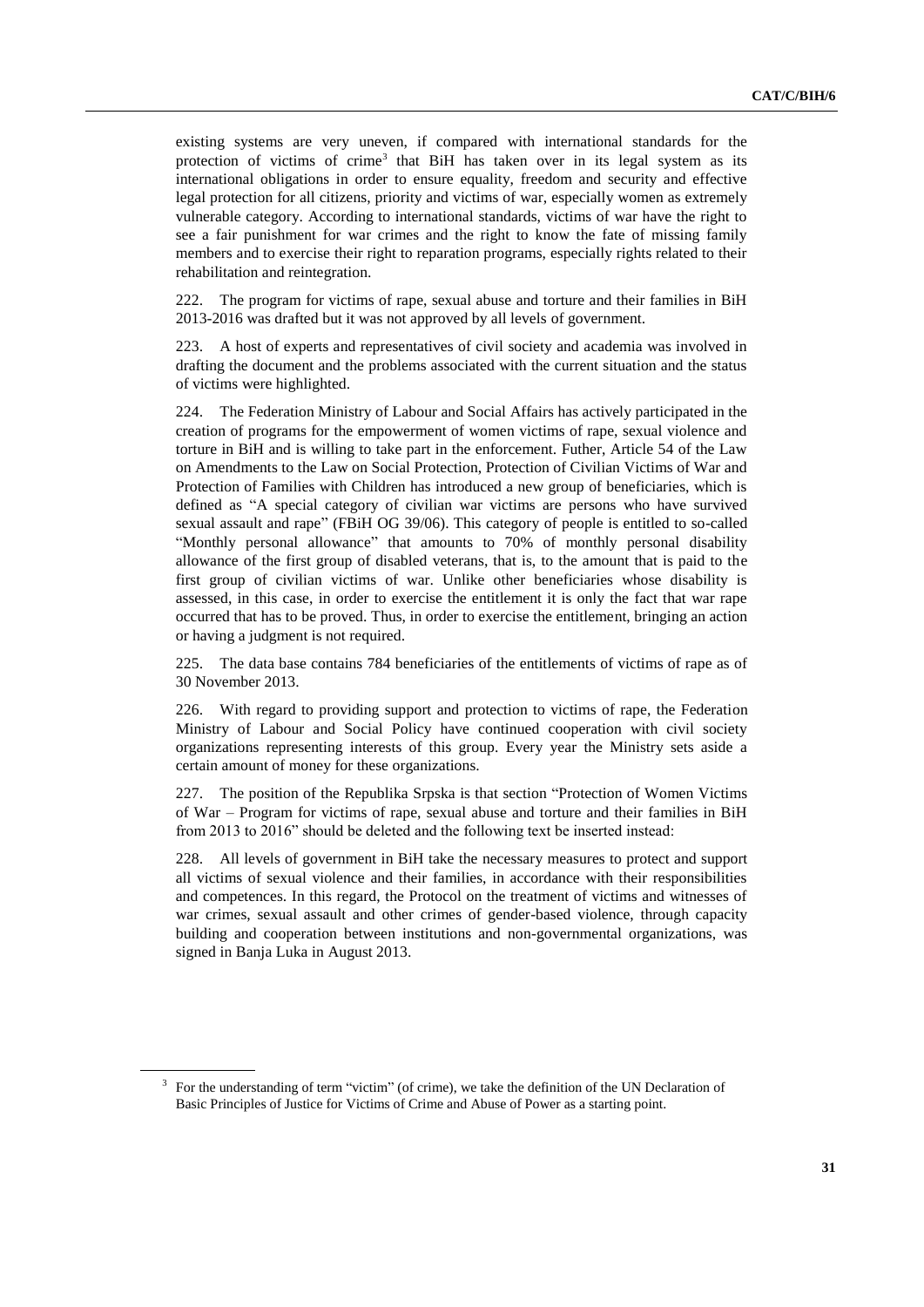existing systems are very uneven, if compared with international standards for the protection of victims of crime[3] that BiH has taken over in its legal system as its international obligations in order to ensure equality, freedom and security and effective legal protection for all citizens, priority and victims of war, especially women as extremely vulnerable category. According to international standards, victims of war have the right to see a fair punishment for war crimes and the right to know the fate of missing family members and to exercise their right to reparation programs, especially rights related to their rehabilitation and reintegration.

222. The program for victims of rape, sexual abuse and torture and their families in BiH 2013-2016 was drafted but it was not approved by all levels of government.

223. A host of experts and representatives of civil society and academia was involved in drafting the document and the problems associated with the current situation and the status of victims were highlighted.

224. The Federation Ministry of Labour and Social Affairs has actively participated in the creation of programs for the empowerment of women victims of rape, sexual violence and torture in BiH and is willing to take part in the enforcement. Futher, Article 54 of the Law on Amendments to the Law on Social Protection, Protection of Civilian Victims of War and Protection of Families with Children has introduced a new group of beneficiaries, which is defined as "A special category of civilian war victims are persons who have survived sexual assault and rape" (FBiH OG 39/06). This category of people is entitled to so-called "Monthly personal allowance" that amounts to 70% of monthly personal disability allowance of the first group of disabled veterans, that is, to the amount that is paid to the first group of civilian victims of war. Unlike other beneficiaries whose disability is assessed, in this case, in order to exercise the entitlement it is only the fact that war rape occurred that has to be proved. Thus, in order to exercise the entitlement, bringing an action or having a judgment is not required.

225. The data base contains 784 beneficiaries of the entitlements of victims of rape as of 30 November 2013.

226. With regard to providing support and protection to victims of rape, the Federation Ministry of Labour and Social Policy have continued cooperation with civil society organizations representing interests of this group. Every year the Ministry sets aside a certain amount of money for these organizations.

227. The position of the Republika Srpska is that section "Protection of Women Victims of War – Program for victims of rape, sexual abuse and torture and their families in BiH from 2013 to 2016" should be deleted and the following text be inserted instead:

228. All levels of government in BiH take the necessary measures to protect and support all victims of sexual violence and their families, in accordance with their responsibilities and competences. In this regard, the Protocol on the treatment of victims and witnesses of war crimes, sexual assault and other crimes of gender-based violence, through capacity building and cooperation between institutions and non-governmental organizations, was signed in Banja Luka in August 2013.

---

[3] For the understanding of term "victim" (of crime), we take the definition of the UN Declaration of Basic Principles of Justice for Victims of Crime and Abuse of Power as a starting point.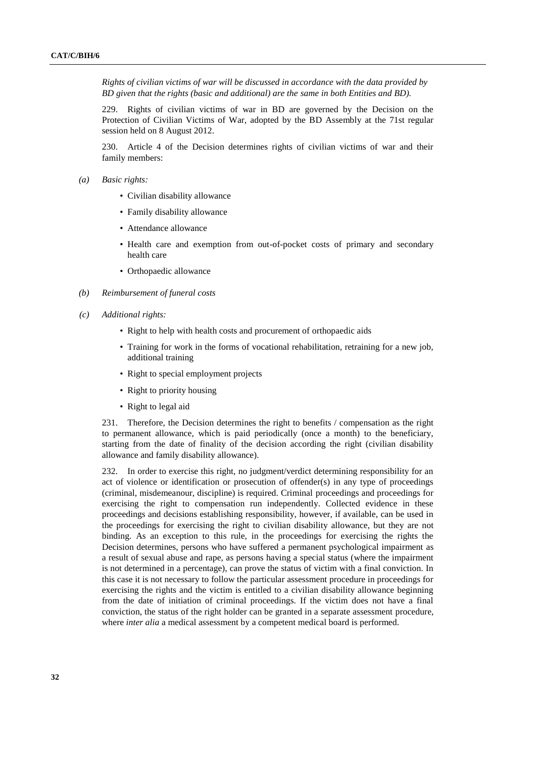*Rights of civilian victims of war will be discussed in accordance with the data provided by BD given that the rights (basic and additional) are the same in both Entities and BD).*

229. Rights of civilian victims of war in BD are governed by the Decision on the Protection of Civilian Victims of War, adopted by the BD Assembly at the 71st regular session held on 8 August 2012.

230. Article 4 of the Decision determines rights of civilian victims of war and their family members:

*(a) Basic rights:*

- Civilian disability allowance
- Family disability allowance
- Attendance allowance
- Health care and exemption from out-of-pocket costs of primary and secondary health care
- Orthopaedic allowance

*(b) Reimbursement of funeral costs*

*(c) Additional rights:*

- Right to help with health costs and procurement of orthopaedic aids
- Training for work in the forms of vocational rehabilitation, retraining for a new job, additional training
- Right to special employment projects
- Right to priority housing
- Right to legal aid

231. Therefore, the Decision determines the right to benefits / compensation as the right to permanent allowance, which is paid periodically (once a month) to the beneficiary, starting from the date of finality of the decision according the right (civilian disability allowance and family disability allowance).

232. In order to exercise this right, no judgment/verdict determining responsibility for an act of violence or identification or prosecution of offender(s) in any type of proceedings (criminal, misdemeanour, discipline) is required. Criminal proceedings and proceedings for exercising the right to compensation run independently. Collected evidence in these proceedings and decisions establishing responsibility, however, if available, can be used in the proceedings for exercising the right to civilian disability allowance, but they are not binding. As an exception to this rule, in the proceedings for exercising the rights the Decision determines, persons who have suffered a permanent psychological impairment as a result of sexual abuse and rape, as persons having a special status (where the impairment is not determined in a percentage), can prove the status of victim with a final conviction. In this case it is not necessary to follow the particular assessment procedure in proceedings for exercising the rights and the victim is entitled to a civilian disability allowance beginning from the date of initiation of criminal proceedings. If the victim does not have a final conviction, the status of the right holder can be granted in a separate assessment procedure, where *inter alia* a medical assessment by a competent medical board is performed.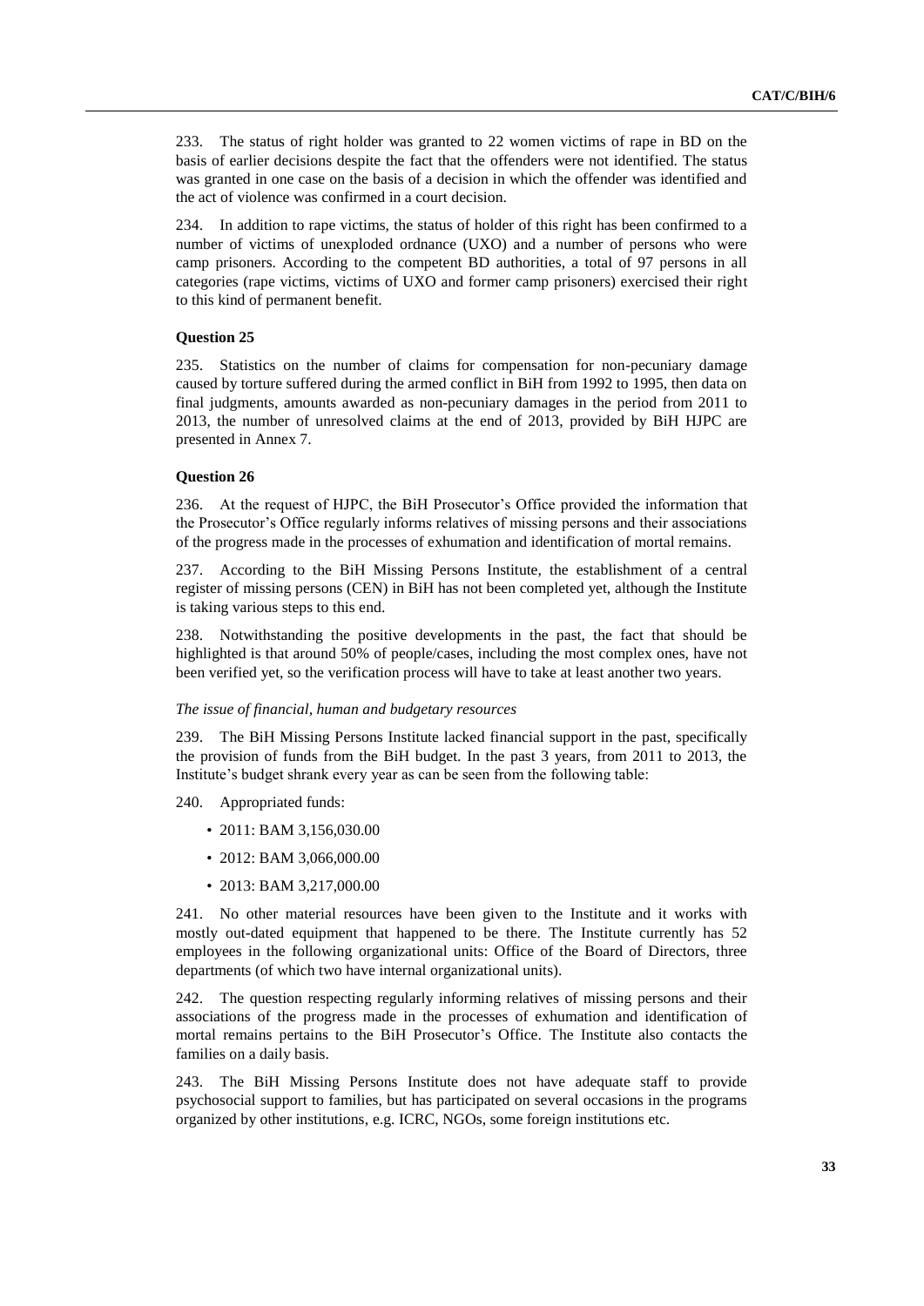233. The status of right holder was granted to 22 women victims of rape in BD on the basis of earlier decisions despite the fact that the offenders were not identified. The status was granted in one case on the basis of a decision in which the offender was identified and the act of violence was confirmed in a court decision.

234. In addition to rape victims, the status of holder of this right has been confirmed to a number of victims of unexploded ordnance (UXO) and a number of persons who were camp prisoners. According to the competent BD authorities, a total of 97 persons in all categories (rape victims, victims of UXO and former camp prisoners) exercised their right to this kind of permanent benefit.

**Question 25**

235. Statistics on the number of claims for compensation for non-pecuniary damage caused by torture suffered during the armed conflict in BiH from 1992 to 1995, then data on final judgments, amounts awarded as non-pecuniary damages in the period from 2011 to 2013, the number of unresolved claims at the end of 2013, provided by BiH HJPC are presented in Annex 7.

**Question 26**

236. At the request of HJPC, the BiH Prosecutor's Office provided the information that the Prosecutor's Office regularly informs relatives of missing persons and their associations of the progress made in the processes of exhumation and identification of mortal remains.

237. According to the BiH Missing Persons Institute, the establishment of a central register of missing persons (CEN) in BiH has not been completed yet, although the Institute is taking various steps to this end.

238. Notwithstanding the positive developments in the past, the fact that should be highlighted is that around 50% of people/cases, including the most complex ones, have not been verified yet, so the verification process will have to take at least another two years.

*The issue of financial, human and budgetary resources*

239. The BiH Missing Persons Institute lacked financial support in the past, specifically the provision of funds from the BiH budget. In the past 3 years, from 2011 to 2013, the Institute's budget shrank every year as can be seen from the following table:

240. Appropriated funds:

- 2011: BAM 3,156,030.00
- 2012: BAM 3,066,000.00
- 2013: BAM 3,217,000.00

241. No other material resources have been given to the Institute and it works with mostly out-dated equipment that happened to be there. The Institute currently has 52 employees in the following organizational units: Office of the Board of Directors, three departments (of which two have internal organizational units).

242. The question respecting regularly informing relatives of missing persons and their associations of the progress made in the processes of exhumation and identification of mortal remains pertains to the BiH Prosecutor's Office. The Institute also contacts the families on a daily basis.

243. The BiH Missing Persons Institute does not have adequate staff to provide psychosocial support to families, but has participated on several occasions in the programs organized by other institutions, e.g. ICRC, NGOs, some foreign institutions etc.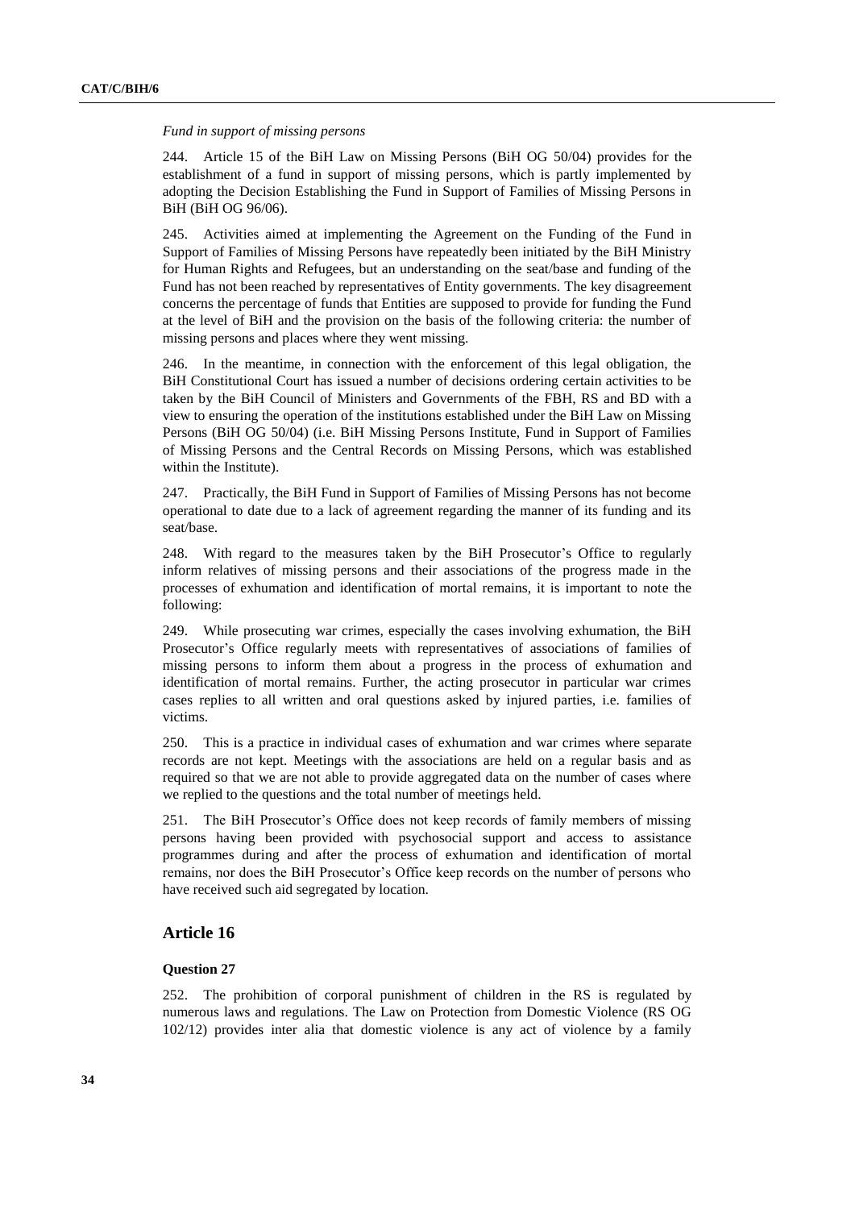*Fund in support of missing persons*

244. Article 15 of the BiH Law on Missing Persons (BiH OG 50/04) provides for the establishment of a fund in support of missing persons, which is partly implemented by adopting the Decision Establishing the Fund in Support of Families of Missing Persons in BiH (BiH OG 96/06).

245. Activities aimed at implementing the Agreement on the Funding of the Fund in Support of Families of Missing Persons have repeatedly been initiated by the BiH Ministry for Human Rights and Refugees, but an understanding on the seat/base and funding of the Fund has not been reached by representatives of Entity governments. The key disagreement concerns the percentage of funds that Entities are supposed to provide for funding the Fund at the level of BiH and the provision on the basis of the following criteria: the number of missing persons and places where they went missing.

246. In the meantime, in connection with the enforcement of this legal obligation, the BiH Constitutional Court has issued a number of decisions ordering certain activities to be taken by the BiH Council of Ministers and Governments of the FBH, RS and BD with a view to ensuring the operation of the institutions established under the BiH Law on Missing Persons (BiH OG 50/04) (i.e. BiH Missing Persons Institute, Fund in Support of Families of Missing Persons and the Central Records on Missing Persons, which was established within the Institute).

247. Practically, the BiH Fund in Support of Families of Missing Persons has not become operational to date due to a lack of agreement regarding the manner of its funding and its seat/base.

248. With regard to the measures taken by the BiH Prosecutor's Office to regularly inform relatives of missing persons and their associations of the progress made in the processes of exhumation and identification of mortal remains, it is important to note the following:

249. While prosecuting war crimes, especially the cases involving exhumation, the BiH Prosecutor's Office regularly meets with representatives of associations of families of missing persons to inform them about a progress in the process of exhumation and identification of mortal remains. Further, the acting prosecutor in particular war crimes cases replies to all written and oral questions asked by injured parties, i.e. families of victims.

250. This is a practice in individual cases of exhumation and war crimes where separate records are not kept. Meetings with the associations are held on a regular basis and as required so that we are not able to provide aggregated data on the number of cases where we replied to the questions and the total number of meetings held.

251. The BiH Prosecutor's Office does not keep records of family members of missing persons having been provided with psychosocial support and access to assistance programmes during and after the process of exhumation and identification of mortal remains, nor does the BiH Prosecutor's Office keep records on the number of persons who have received such aid segregated by location.

## Article 16

### Question 27

252. The prohibition of corporal punishment of children in the RS is regulated by numerous laws and regulations. The Law on Protection from Domestic Violence (RS OG 102/12) provides inter alia that domestic violence is any act of violence by a family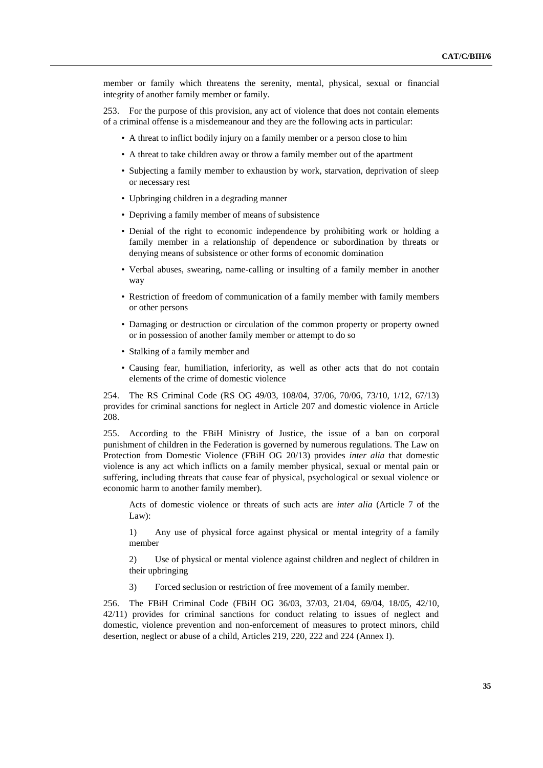member or family which threatens the serenity, mental, physical, sexual or financial integrity of another family member or family.

253. For the purpose of this provision, any act of violence that does not contain elements of a criminal offense is a misdemeanour and they are the following acts in particular:

- A threat to inflict bodily injury on a family member or a person close to him
- A threat to take children away or throw a family member out of the apartment
- Subjecting a family member to exhaustion by work, starvation, deprivation of sleep or necessary rest
- Upbringing children in a degrading manner
- Depriving a family member of means of subsistence
- Denial of the right to economic independence by prohibiting work or holding a family member in a relationship of dependence or subordination by threats or denying means of subsistence or other forms of economic domination
- Verbal abuses, swearing, name-calling or insulting of a family member in another way
- Restriction of freedom of communication of a family member with family members or other persons
- Damaging or destruction or circulation of the common property or property owned or in possession of another family member or attempt to do so
- Stalking of a family member and
- Causing fear, humiliation, inferiority, as well as other acts that do not contain elements of the crime of domestic violence

254. The RS Criminal Code (RS OG 49/03, 108/04, 37/06, 70/06, 73/10, 1/12, 67/13) provides for criminal sanctions for neglect in Article 207 and domestic violence in Article 208.

255. According to the FBiH Ministry of Justice, the issue of a ban on corporal punishment of children in the Federation is governed by numerous regulations. The Law on Protection from Domestic Violence (FBiH OG 20/13) provides *inter alia* that domestic violence is any act which inflicts on a family member physical, sexual or mental pain or suffering, including threats that cause fear of physical, psychological or sexual violence or economic harm to another family member).

> Acts of domestic violence or threats of such acts are *inter alia* (Article 7 of the Law):
>
> 1) Any use of physical force against physical or mental integrity of a family member
>
> 2) Use of physical or mental violence against children and neglect of children in their upbringing
>
> 3) Forced seclusion or restriction of free movement of a family member.

256. The FBiH Criminal Code (FBiH OG 36/03, 37/03, 21/04, 69/04, 18/05, 42/10, 42/11) provides for criminal sanctions for conduct relating to issues of neglect and domestic, violence prevention and non-enforcement of measures to protect minors, child desertion, neglect or abuse of a child, Articles 219, 220, 222 and 224 (Annex I).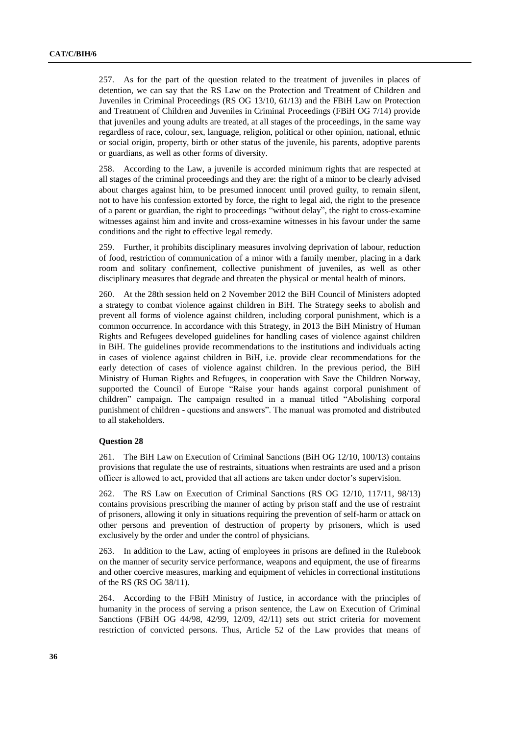257. As for the part of the question related to the treatment of juveniles in places of detention, we can say that the RS Law on the Protection and Treatment of Children and Juveniles in Criminal Proceedings (RS OG 13/10, 61/13) and the FBiH Law on Protection and Treatment of Children and Juveniles in Criminal Proceedings (FBiH OG 7/14) provide that juveniles and young adults are treated, at all stages of the proceedings, in the same way regardless of race, colour, sex, language, religion, political or other opinion, national, ethnic or social origin, property, birth or other status of the juvenile, his parents, adoptive parents or guardians, as well as other forms of diversity.

258. According to the Law, a juvenile is accorded minimum rights that are respected at all stages of the criminal proceedings and they are: the right of a minor to be clearly advised about charges against him, to be presumed innocent until proved guilty, to remain silent, not to have his confession extorted by force, the right to legal aid, the right to the presence of a parent or guardian, the right to proceedings "without delay", the right to cross-examine witnesses against him and invite and cross-examine witnesses in his favour under the same conditions and the right to effective legal remedy.

259. Further, it prohibits disciplinary measures involving deprivation of labour, reduction of food, restriction of communication of a minor with a family member, placing in a dark room and solitary confinement, collective punishment of juveniles, as well as other disciplinary measures that degrade and threaten the physical or mental health of minors.

260. At the 28th session held on 2 November 2012 the BiH Council of Ministers adopted a strategy to combat violence against children in BiH. The Strategy seeks to abolish and prevent all forms of violence against children, including corporal punishment, which is a common occurrence. In accordance with this Strategy, in 2013 the BiH Ministry of Human Rights and Refugees developed guidelines for handling cases of violence against children in BiH. The guidelines provide recommendations to the institutions and individuals acting in cases of violence against children in BiH, i.e. provide clear recommendations for the early detection of cases of violence against children. In the previous period, the BiH Ministry of Human Rights and Refugees, in cooperation with Save the Children Norway, supported the Council of Europe "Raise your hands against corporal punishment of children" campaign. The campaign resulted in a manual titled "Abolishing corporal punishment of children - questions and answers". The manual was promoted and distributed to all stakeholders.

**Question 28**

261. The BiH Law on Execution of Criminal Sanctions (BiH OG 12/10, 100/13) contains provisions that regulate the use of restraints, situations when restraints are used and a prison officer is allowed to act, provided that all actions are taken under doctor's supervision.

262. The RS Law on Execution of Criminal Sanctions (RS OG 12/10, 117/11, 98/13) contains provisions prescribing the manner of acting by prison staff and the use of restraint of prisoners, allowing it only in situations requiring the prevention of self-harm or attack on other persons and prevention of destruction of property by prisoners, which is used exclusively by the order and under the control of physicians.

263. In addition to the Law, acting of employees in prisons are defined in the Rulebook on the manner of security service performance, weapons and equipment, the use of firearms and other coercive measures, marking and equipment of vehicles in correctional institutions of the RS (RS OG 38/11).

264. According to the FBiH Ministry of Justice, in accordance with the principles of humanity in the process of serving a prison sentence, the Law on Execution of Criminal Sanctions (FBiH OG 44/98, 42/99, 12/09, 42/11) sets out strict criteria for movement restriction of convicted persons. Thus, Article 52 of the Law provides that means of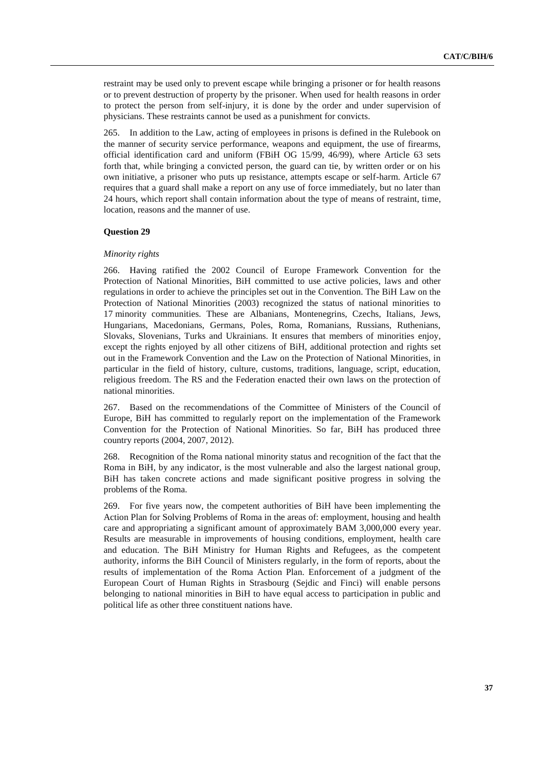restraint may be used only to prevent escape while bringing a prisoner or for health reasons or to prevent destruction of property by the prisoner. When used for health reasons in order to protect the person from self-injury, it is done by the order and under supervision of physicians. These restraints cannot be used as a punishment for convicts.

265. In addition to the Law, acting of employees in prisons is defined in the Rulebook on the manner of security service performance, weapons and equipment, the use of firearms, official identification card and uniform (FBiH OG 15/99, 46/99), where Article 63 sets forth that, while bringing a convicted person, the guard can tie, by written order or on his own initiative, a prisoner who puts up resistance, attempts escape or self-harm. Article 67 requires that a guard shall make a report on any use of force immediately, but no later than 24 hours, which report shall contain information about the type of means of restraint, time, location, reasons and the manner of use.

#### Question 29

*Minority rights*

266. Having ratified the 2002 Council of Europe Framework Convention for the Protection of National Minorities, BiH committed to use active policies, laws and other regulations in order to achieve the principles set out in the Convention. The BiH Law on the Protection of National Minorities (2003) recognized the status of national minorities to 17 minority communities. These are Albanians, Montenegrins, Czechs, Italians, Jews, Hungarians, Macedonians, Germans, Poles, Roma, Romanians, Russians, Ruthenians, Slovaks, Slovenians, Turks and Ukrainians. It ensures that members of minorities enjoy, except the rights enjoyed by all other citizens of BiH, additional protection and rights set out in the Framework Convention and the Law on the Protection of National Minorities, in particular in the field of history, culture, customs, traditions, language, script, education, religious freedom. The RS and the Federation enacted their own laws on the protection of national minorities.

267. Based on the recommendations of the Committee of Ministers of the Council of Europe, BiH has committed to regularly report on the implementation of the Framework Convention for the Protection of National Minorities. So far, BiH has produced three country reports (2004, 2007, 2012).

268. Recognition of the Roma national minority status and recognition of the fact that the Roma in BiH, by any indicator, is the most vulnerable and also the largest national group, BiH has taken concrete actions and made significant positive progress in solving the problems of the Roma.

269. For five years now, the competent authorities of BiH have been implementing the Action Plan for Solving Problems of Roma in the areas of: employment, housing and health care and appropriating a significant amount of approximately BAM 3,000,000 every year. Results are measurable in improvements of housing conditions, employment, health care and education. The BiH Ministry for Human Rights and Refugees, as the competent authority, informs the BiH Council of Ministers regularly, in the form of reports, about the results of implementation of the Roma Action Plan. Enforcement of a judgment of the European Court of Human Rights in Strasbourg (Sejdic and Finci) will enable persons belonging to national minorities in BiH to have equal access to participation in public and political life as other three constituent nations have.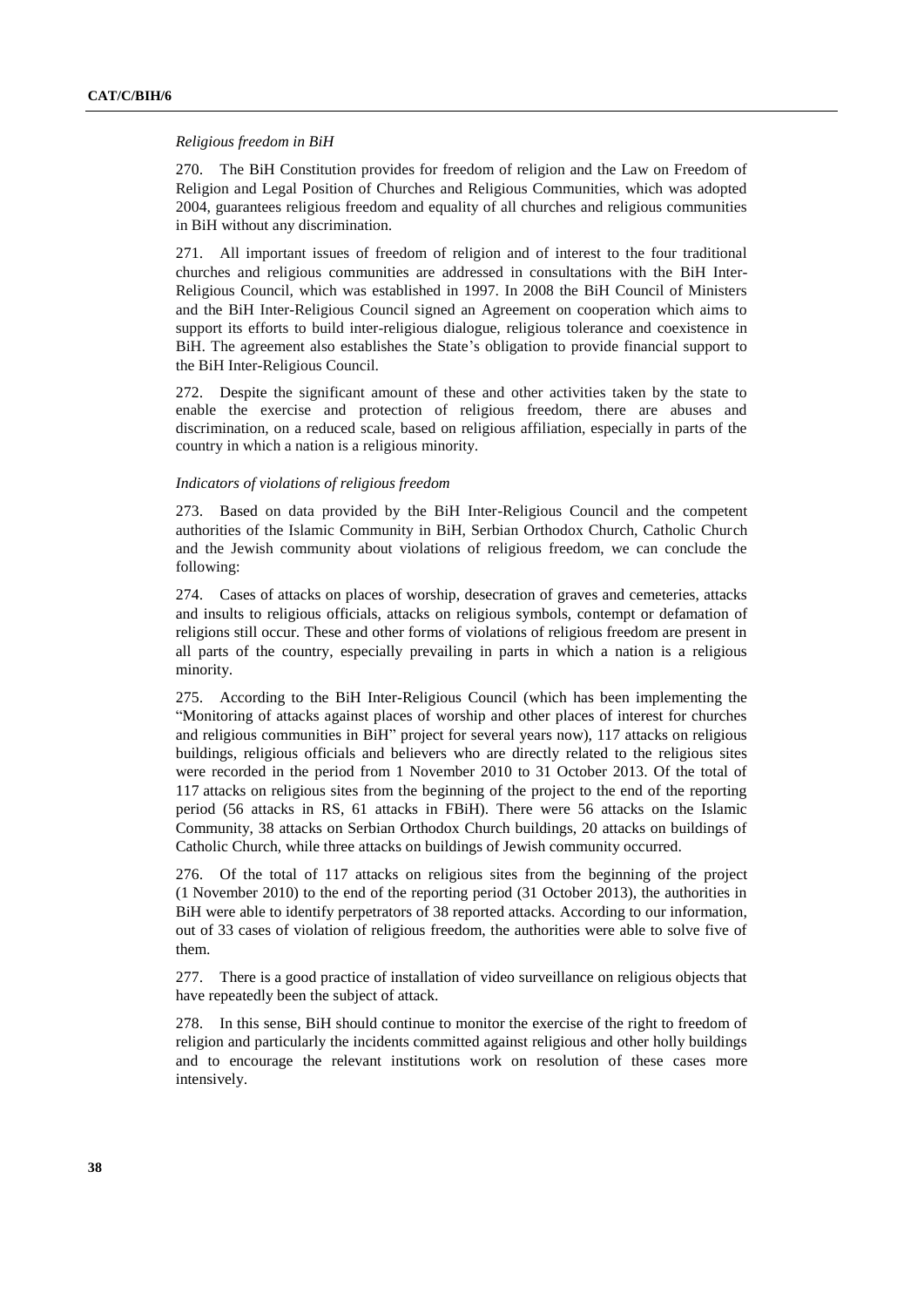*Religious freedom in BiH*

270. The BiH Constitution provides for freedom of religion and the Law on Freedom of Religion and Legal Position of Churches and Religious Communities, which was adopted 2004, guarantees religious freedom and equality of all churches and religious communities in BiH without any discrimination.

271. All important issues of freedom of religion and of interest to the four traditional churches and religious communities are addressed in consultations with the BiH Inter-Religious Council, which was established in 1997. In 2008 the BiH Council of Ministers and the BiH Inter-Religious Council signed an Agreement on cooperation which aims to support its efforts to build inter-religious dialogue, religious tolerance and coexistence in BiH. The agreement also establishes the State's obligation to provide financial support to the BiH Inter-Religious Council.

272. Despite the significant amount of these and other activities taken by the state to enable the exercise and protection of religious freedom, there are abuses and discrimination, on a reduced scale, based on religious affiliation, especially in parts of the country in which a nation is a religious minority.

*Indicators of violations of religious freedom*

273. Based on data provided by the BiH Inter-Religious Council and the competent authorities of the Islamic Community in BiH, Serbian Orthodox Church, Catholic Church and the Jewish community about violations of religious freedom, we can conclude the following:

274. Cases of attacks on places of worship, desecration of graves and cemeteries, attacks and insults to religious officials, attacks on religious symbols, contempt or defamation of religions still occur. These and other forms of violations of religious freedom are present in all parts of the country, especially prevailing in parts in which a nation is a religious minority.

275. According to the BiH Inter-Religious Council (which has been implementing the "Monitoring of attacks against places of worship and other places of interest for churches and religious communities in BiH" project for several years now), 117 attacks on religious buildings, religious officials and believers who are directly related to the religious sites were recorded in the period from 1 November 2010 to 31 October 2013. Of the total of 117 attacks on religious sites from the beginning of the project to the end of the reporting period (56 attacks in RS, 61 attacks in FBiH). There were 56 attacks on the Islamic Community, 38 attacks on Serbian Orthodox Church buildings, 20 attacks on buildings of Catholic Church, while three attacks on buildings of Jewish community occurred.

276. Of the total of 117 attacks on religious sites from the beginning of the project (1 November 2010) to the end of the reporting period (31 October 2013), the authorities in BiH were able to identify perpetrators of 38 reported attacks. According to our information, out of 33 cases of violation of religious freedom, the authorities were able to solve five of them.

277. There is a good practice of installation of video surveillance on religious objects that have repeatedly been the subject of attack.

278. In this sense, BiH should continue to monitor the exercise of the right to freedom of religion and particularly the incidents committed against religious and other holly buildings and to encourage the relevant institutions work on resolution of these cases more intensively.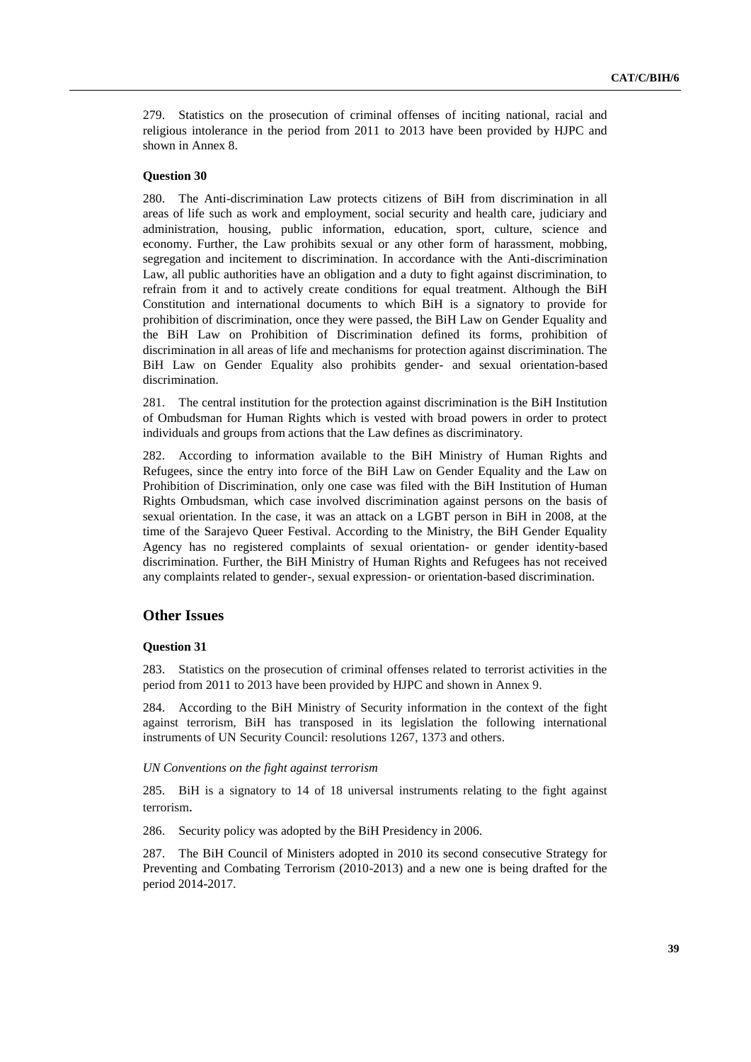279. Statistics on the prosecution of criminal offenses of inciting national, racial and religious intolerance in the period from 2011 to 2013 have been provided by HJPC and shown in Annex 8.

#### Question 30

280. The Anti-discrimination Law protects citizens of BiH from discrimination in all areas of life such as work and employment, social security and health care, judiciary and administration, housing, public information, education, sport, culture, science and economy. Further, the Law prohibits sexual or any other form of harassment, mobbing, segregation and incitement to discrimination. In accordance with the Anti-discrimination Law, all public authorities have an obligation and a duty to fight against discrimination, to refrain from it and to actively create conditions for equal treatment. Although the BiH Constitution and international documents to which BiH is a signatory to provide for prohibition of discrimination, once they were passed, the BiH Law on Gender Equality and the BiH Law on Prohibition of Discrimination defined its forms, prohibition of discrimination in all areas of life and mechanisms for protection against discrimination. The BiH Law on Gender Equality also prohibits gender- and sexual orientation-based discrimination.

281. The central institution for the protection against discrimination is the BiH Institution of Ombudsman for Human Rights which is vested with broad powers in order to protect individuals and groups from actions that the Law defines as discriminatory.

282. According to information available to the BiH Ministry of Human Rights and Refugees, since the entry into force of the BiH Law on Gender Equality and the Law on Prohibition of Discrimination, only one case was filed with the BiH Institution of Human Rights Ombudsman, which case involved discrimination against persons on the basis of sexual orientation. In the case, it was an attack on a LGBT person in BiH in 2008, at the time of the Sarajevo Queer Festival. According to the Ministry, the BiH Gender Equality Agency has no registered complaints of sexual orientation- or gender identity-based discrimination. Further, the BiH Ministry of Human Rights and Refugees has not received any complaints related to gender-, sexual expression- or orientation-based discrimination.

### Other Issues

#### Question 31

283. Statistics on the prosecution of criminal offenses related to terrorist activities in the period from 2011 to 2013 have been provided by HJPC and shown in Annex 9.

284. According to the BiH Ministry of Security information in the context of the fight against terrorism, BiH has transposed in its legislation the following international instruments of UN Security Council: resolutions 1267, 1373 and others.

*UN Conventions on the fight against terrorism*

285. BiH is a signatory to 14 of 18 universal instruments relating to the fight against terrorism.

286. Security policy was adopted by the BiH Presidency in 2006.

287. The BiH Council of Ministers adopted in 2010 its second consecutive Strategy for Preventing and Combating Terrorism (2010-2013) and a new one is being drafted for the period 2014-2017.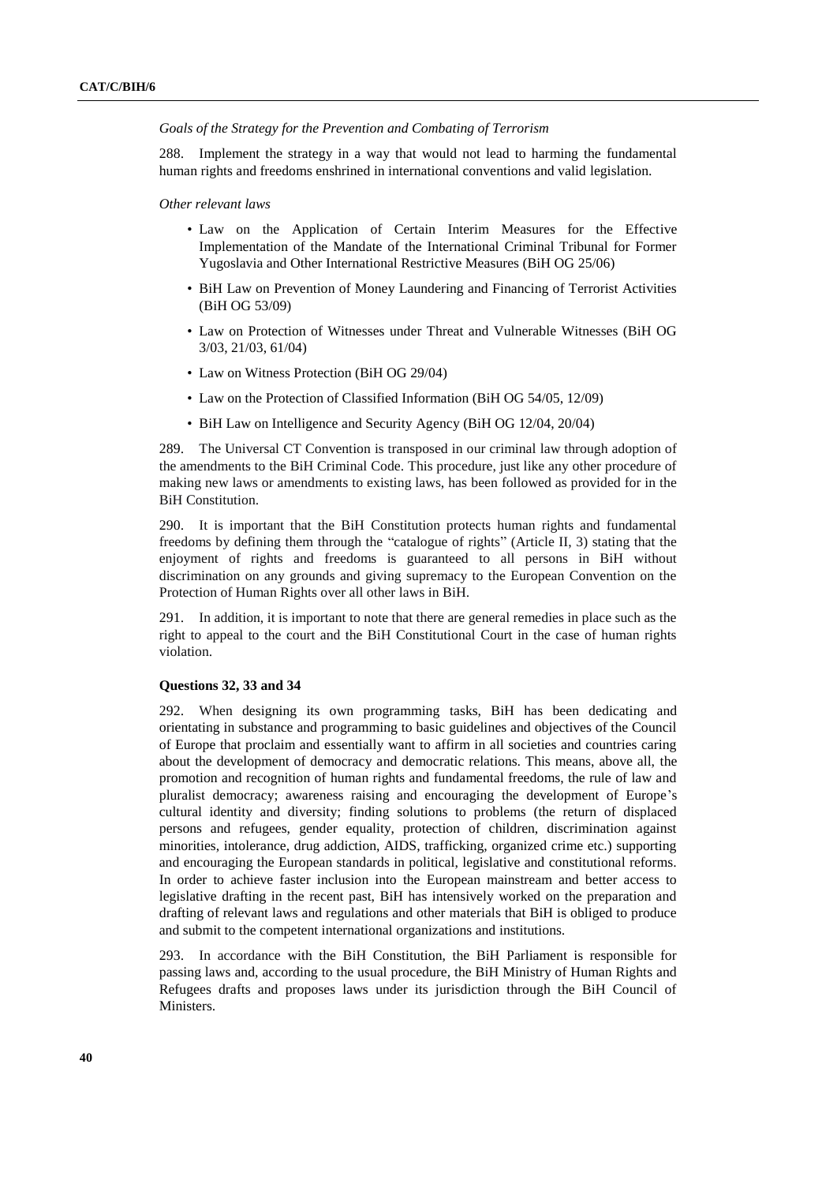*Goals of the Strategy for the Prevention and Combating of Terrorism*

288. Implement the strategy in a way that would not lead to harming the fundamental human rights and freedoms enshrined in international conventions and valid legislation.

*Other relevant laws*

- Law on the Application of Certain Interim Measures for the Effective Implementation of the Mandate of the International Criminal Tribunal for Former Yugoslavia and Other International Restrictive Measures (BiH OG 25/06)
- BiH Law on Prevention of Money Laundering and Financing of Terrorist Activities (BiH OG 53/09)
- Law on Protection of Witnesses under Threat and Vulnerable Witnesses (BiH OG 3/03, 21/03, 61/04)
- Law on Witness Protection (BiH OG 29/04)
- Law on the Protection of Classified Information (BiH OG 54/05, 12/09)
- BiH Law on Intelligence and Security Agency (BiH OG 12/04, 20/04)

289. The Universal CT Convention is transposed in our criminal law through adoption of the amendments to the BiH Criminal Code. This procedure, just like any other procedure of making new laws or amendments to existing laws, has been followed as provided for in the BiH Constitution.

290. It is important that the BiH Constitution protects human rights and fundamental freedoms by defining them through the "catalogue of rights" (Article II, 3) stating that the enjoyment of rights and freedoms is guaranteed to all persons in BiH without discrimination on any grounds and giving supremacy to the European Convention on the Protection of Human Rights over all other laws in BiH.

291. In addition, it is important to note that there are general remedies in place such as the right to appeal to the court and the BiH Constitutional Court in the case of human rights violation.

**Questions 32, 33 and 34**

292. When designing its own programming tasks, BiH has been dedicating and orientating in substance and programming to basic guidelines and objectives of the Council of Europe that proclaim and essentially want to affirm in all societies and countries caring about the development of democracy and democratic relations. This means, above all, the promotion and recognition of human rights and fundamental freedoms, the rule of law and pluralist democracy; awareness raising and encouraging the development of Europe's cultural identity and diversity; finding solutions to problems (the return of displaced persons and refugees, gender equality, protection of children, discrimination against minorities, intolerance, drug addiction, AIDS, trafficking, organized crime etc.) supporting and encouraging the European standards in political, legislative and constitutional reforms. In order to achieve faster inclusion into the European mainstream and better access to legislative drafting in the recent past, BiH has intensively worked on the preparation and drafting of relevant laws and regulations and other materials that BiH is obliged to produce and submit to the competent international organizations and institutions.

293. In accordance with the BiH Constitution, the BiH Parliament is responsible for passing laws and, according to the usual procedure, the BiH Ministry of Human Rights and Refugees drafts and proposes laws under its jurisdiction through the BiH Council of Ministers.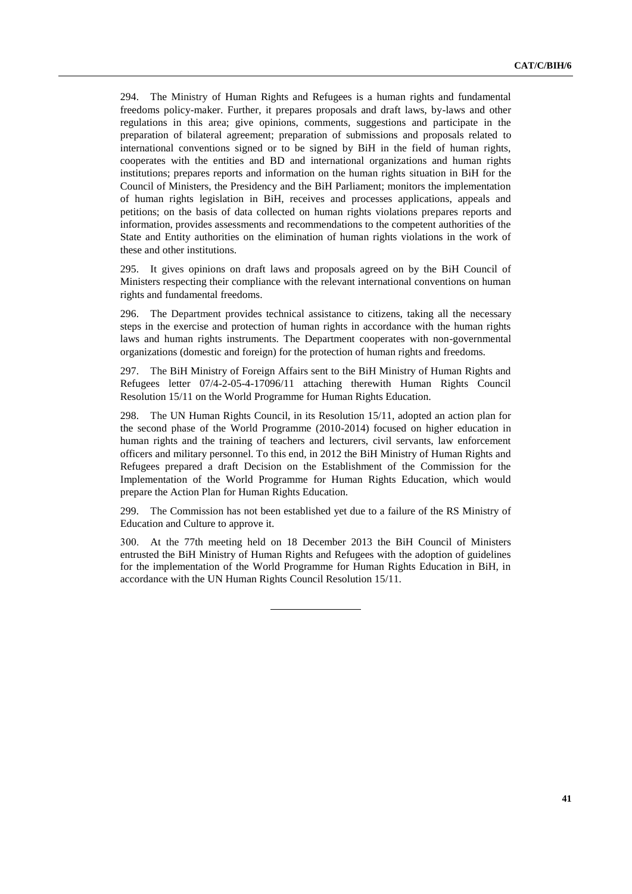294. The Ministry of Human Rights and Refugees is a human rights and fundamental freedoms policy-maker. Further, it prepares proposals and draft laws, by-laws and other regulations in this area; give opinions, comments, suggestions and participate in the preparation of bilateral agreement; preparation of submissions and proposals related to international conventions signed or to be signed by BiH in the field of human rights, cooperates with the entities and BD and international organizations and human rights institutions; prepares reports and information on the human rights situation in BiH for the Council of Ministers, the Presidency and the BiH Parliament; monitors the implementation of human rights legislation in BiH, receives and processes applications, appeals and petitions; on the basis of data collected on human rights violations prepares reports and information, provides assessments and recommendations to the competent authorities of the State and Entity authorities on the elimination of human rights violations in the work of these and other institutions.

295. It gives opinions on draft laws and proposals agreed on by the BiH Council of Ministers respecting their compliance with the relevant international conventions on human rights and fundamental freedoms.

296. The Department provides technical assistance to citizens, taking all the necessary steps in the exercise and protection of human rights in accordance with the human rights laws and human rights instruments. The Department cooperates with non-governmental organizations (domestic and foreign) for the protection of human rights and freedoms.

297. The BiH Ministry of Foreign Affairs sent to the BiH Ministry of Human Rights and Refugees letter 07/4-2-05-4-17096/11 attaching therewith Human Rights Council Resolution 15/11 on the World Programme for Human Rights Education.

298. The UN Human Rights Council, in its Resolution 15/11, adopted an action plan for the second phase of the World Programme (2010-2014) focused on higher education in human rights and the training of teachers and lecturers, civil servants, law enforcement officers and military personnel. To this end, in 2012 the BiH Ministry of Human Rights and Refugees prepared a draft Decision on the Establishment of the Commission for the Implementation of the World Programme for Human Rights Education, which would prepare the Action Plan for Human Rights Education.

299. The Commission has not been established yet due to a failure of the RS Ministry of Education and Culture to approve it.

300. At the 77th meeting held on 18 December 2013 the BiH Council of Ministers entrusted the BiH Ministry of Human Rights and Refugees with the adoption of guidelines for the implementation of the World Programme for Human Rights Education in BiH, in accordance with the UN Human Rights Council Resolution 15/11.